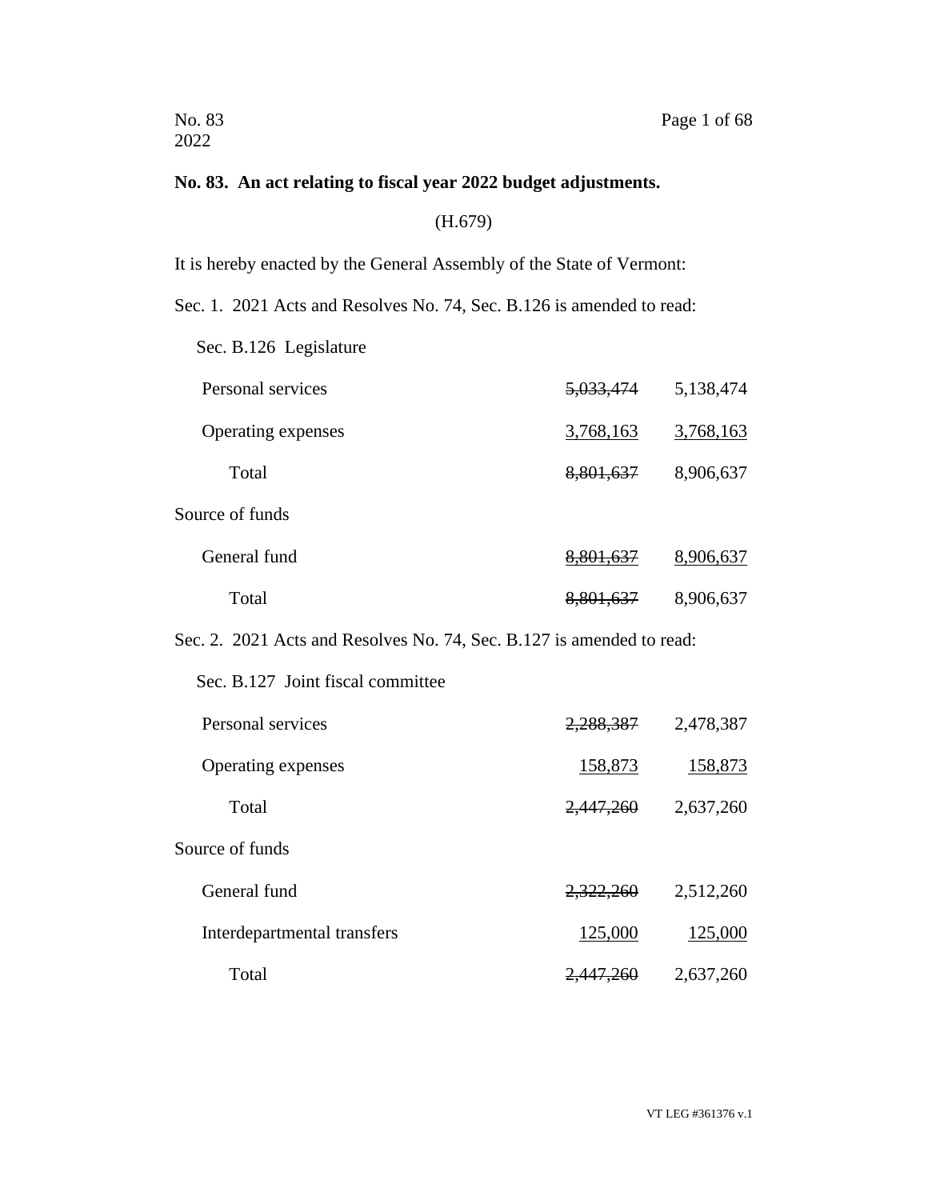No. 83
2022

**No. 83. An act relating to fiscal year 2022 budget adjustments.**

(H.679)

It is hereby enacted by the General Assembly of the State of Vermont:

Sec. 1. 2021 Acts and Resolves No. 74, Sec. B.126 is amended to read:

Sec. B.126 Legislature

| | | |
|---|---|---|
| Personal services | ~~5,033,474~~ | 5,138,474 |
| Operating expenses | 3,768,163 | 3,768,163 |
| Total | ~~8,801,637~~ | 8,906,637 |
| Source of funds | | |
| General fund | ~~8,801,637~~ | 8,906,637 |
| Total | ~~8,801,637~~ | 8,906,637 |

Sec. 2. 2021 Acts and Resolves No. 74, Sec. B.127 is amended to read:

Sec. B.127 Joint fiscal committee

| | | |
|---|---|---|
| Personal services | ~~2,288,387~~ | 2,478,387 |
| Operating expenses | 158,873 | 158,873 |
| Total | ~~2,447,260~~ | 2,637,260 |
| Source of funds | | |
| General fund | ~~2,322,260~~ | 2,512,260 |
| Interdepartmental transfers | 125,000 | 125,000 |
| Total | ~~2,447,260~~ | 2,637,260 |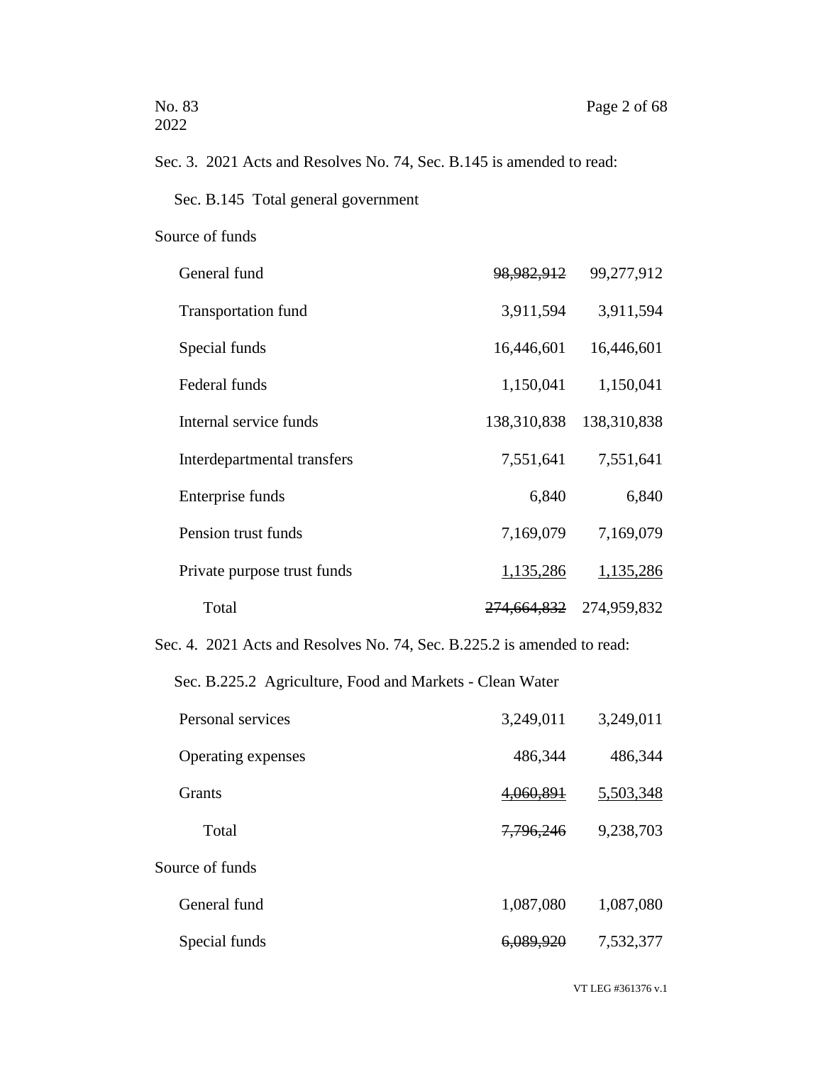Sec. 3. 2021 Acts and Resolves No. 74, Sec. B.145 is amended to read:

Sec. B.145 Total general government

Source of funds

| | | |
|---|---|---|
| General fund | ~~98,982,912~~ | 99,277,912 |
| Transportation fund | 3,911,594 | 3,911,594 |
| Special funds | 16,446,601 | 16,446,601 |
| Federal funds | 1,150,041 | 1,150,041 |
| Internal service funds | 138,310,838 | 138,310,838 |
| Interdepartmental transfers | 7,551,641 | 7,551,641 |
| Enterprise funds | 6,840 | 6,840 |
| Pension trust funds | 7,169,079 | 7,169,079 |
| Private purpose trust funds | 1,135,286 | 1,135,286 |
| Total | ~~274,664,832~~ | 274,959,832 |

Sec. 4. 2021 Acts and Resolves No. 74, Sec. B.225.2 is amended to read:

Sec. B.225.2 Agriculture, Food and Markets - Clean Water

| | | |
|---|---|---|
| Personal services | 3,249,011 | 3,249,011 |
| Operating expenses | 486,344 | 486,344 |
| Grants | ~~4,060,891~~ | 5,503,348 |
| Total | ~~7,796,246~~ | 9,238,703 |

Source of funds

| | | |
|---|---|---|
| General fund | 1,087,080 | 1,087,080 |
| Special funds | ~~6,089,920~~ | 7,532,377 |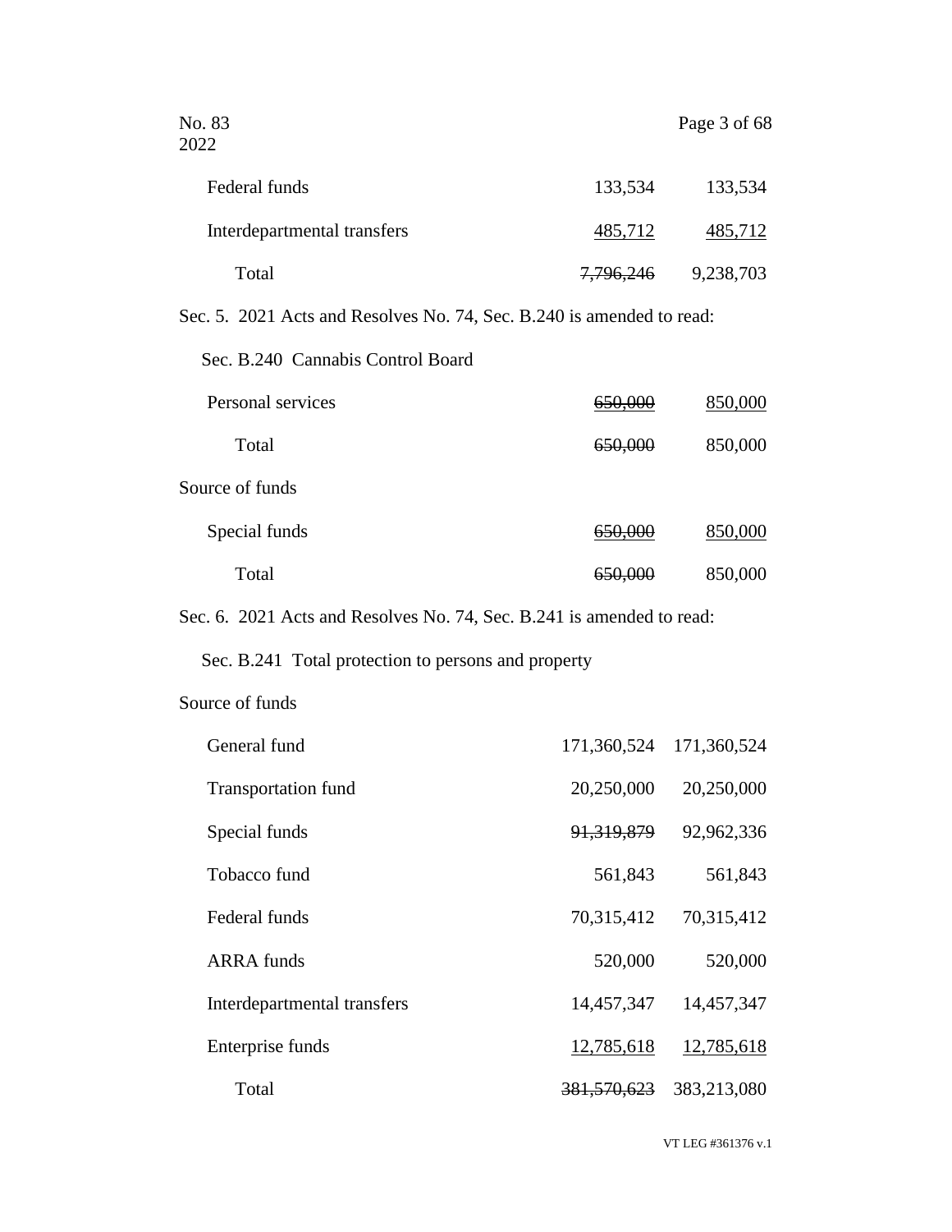| | | |
|---|---|---|
| Federal funds | 133,534 | 133,534 |
| Interdepartmental transfers | 485,712 | 485,712 |
| Total | ~~7,796,246~~ | 9,238,703 |

Sec. 5. 2021 Acts and Resolves No. 74, Sec. B.240 is amended to read:

Sec. B.240 Cannabis Control Board

| | | |
|---|---|---|
| Personal services | ~~650,000~~ | 850,000 |
| Total | ~~650,000~~ | 850,000 |
| Source of funds | | |
| Special funds | ~~650,000~~ | 850,000 |
| Total | ~~650,000~~ | 850,000 |

Sec. 6. 2021 Acts and Resolves No. 74, Sec. B.241 is amended to read:

Sec. B.241 Total protection to persons and property

| | | |
|---|---|---|
| Source of funds | | |
| General fund | 171,360,524 | 171,360,524 |
| Transportation fund | 20,250,000 | 20,250,000 |
| Special funds | ~~91,319,879~~ | 92,962,336 |
| Tobacco fund | 561,843 | 561,843 |
| Federal funds | 70,315,412 | 70,315,412 |
| ARRA funds | 520,000 | 520,000 |
| Interdepartmental transfers | 14,457,347 | 14,457,347 |
| Enterprise funds | 12,785,618 | 12,785,618 |
| Total | ~~381,570,623~~ | 383,213,080 |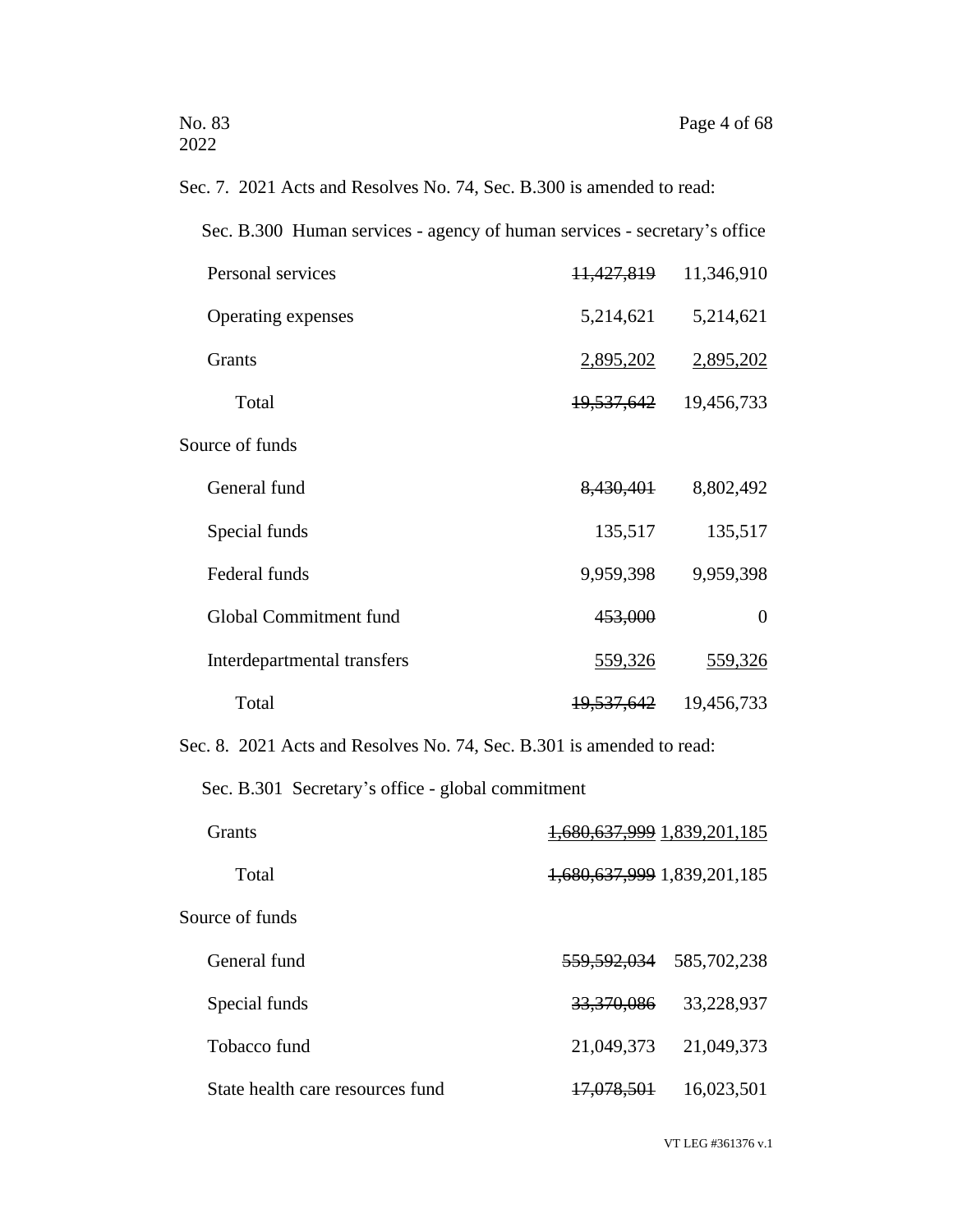Sec. 7. 2021 Acts and Resolves No. 74, Sec. B.300 is amended to read:

Sec. B.300 Human services - agency of human services - secretary's office

| | | |
|---|---|---|
| Personal services | ~~11,427,819~~ | 11,346,910 |
| Operating expenses | 5,214,621 | 5,214,621 |
| Grants | 2,895,202 | 2,895,202 |
| Total | ~~19,537,642~~ | 19,456,733 |
| Source of funds | | |
| General fund | ~~8,430,401~~ | 8,802,492 |
| Special funds | 135,517 | 135,517 |
| Federal funds | 9,959,398 | 9,959,398 |
| Global Commitment fund | ~~453,000~~ | 0 |
| Interdepartmental transfers | 559,326 | 559,326 |
| Total | ~~19,537,642~~ | 19,456,733 |

Sec. 8. 2021 Acts and Resolves No. 74, Sec. B.301 is amended to read:

Sec. B.301 Secretary's office - global commitment

| | | |
|---|---|---|
| Grants | ~~1,680,637,999~~ | 1,839,201,185 |
| Total | ~~1,680,637,999~~ | 1,839,201,185 |
| Source of funds | | |
| General fund | ~~559,592,034~~ | 585,702,238 |
| Special funds | ~~33,370,086~~ | 33,228,937 |
| Tobacco fund | 21,049,373 | 21,049,373 |
| State health care resources fund | ~~17,078,501~~ | 16,023,501 |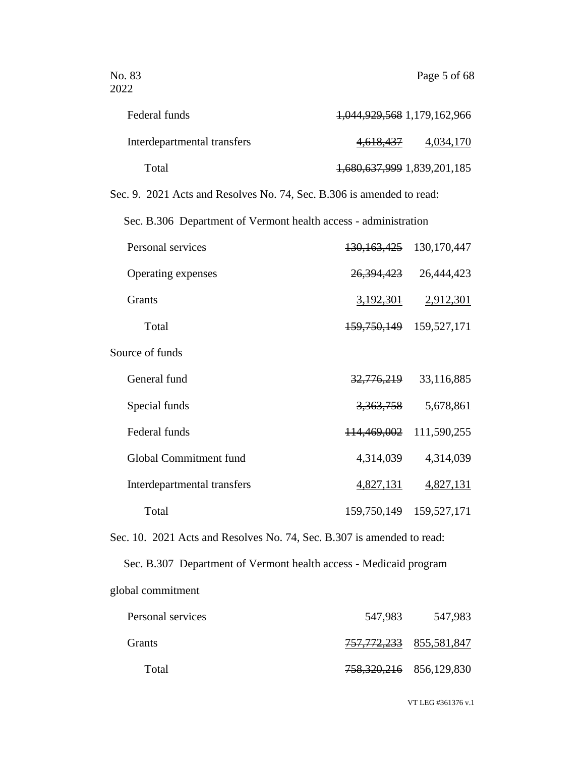| | | |
|---|---|---|
| Federal funds | ~~1,044,929,568~~ | 1,179,162,966 |
| Interdepartmental transfers | ~~4,618,437~~ | 4,034,170 |
| Total | ~~1,680,637,999~~ | 1,839,201,185 |

Sec. 9. 2021 Acts and Resolves No. 74, Sec. B.306 is amended to read:

Sec. B.306 Department of Vermont health access - administration

| | | |
|---|---|---|
| Personal services | ~~130,163,425~~ | 130,170,447 |
| Operating expenses | ~~26,394,423~~ | 26,444,423 |
| Grants | ~~3,192,301~~ | 2,912,301 |
| Total | ~~159,750,149~~ | 159,527,171 |

Source of funds

| | | |
|---|---|---|
| General fund | ~~32,776,219~~ | 33,116,885 |
| Special funds | ~~3,363,758~~ | 5,678,861 |
| Federal funds | ~~114,469,002~~ | 111,590,255 |
| Global Commitment fund | 4,314,039 | 4,314,039 |
| Interdepartmental transfers | 4,827,131 | 4,827,131 |
| Total | ~~159,750,149~~ | 159,527,171 |

Sec. 10. 2021 Acts and Resolves No. 74, Sec. B.307 is amended to read:

Sec. B.307 Department of Vermont health access - Medicaid program global commitment

| | | |
|---|---|---|
| Personal services | 547,983 | 547,983 |
| Grants | ~~757,772,233~~ | 855,581,847 |
| Total | ~~758,320,216~~ | 856,129,830 |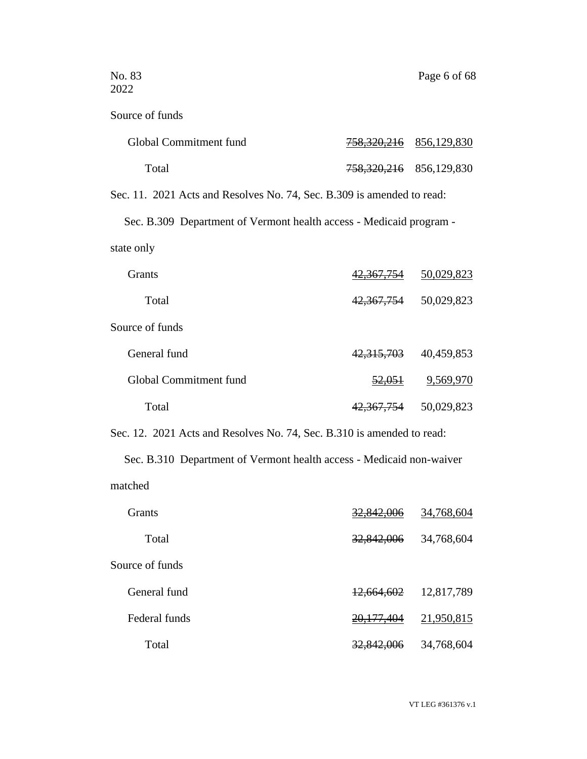Source of funds

| | | |
|---|---|---|
| Global Commitment fund | ~~758,320,216~~ | <u>856,129,830</u> |
| Total | ~~758,320,216~~ | 856,129,830 |

Sec. 11. 2021 Acts and Resolves No. 74, Sec. B.309 is amended to read:

Sec. B.309 Department of Vermont health access - Medicaid program - state only

| | | |
|---|---|---|
| Grants | ~~42,367,754~~ | <u>50,029,823</u> |
| Total | ~~42,367,754~~ | 50,029,823 |

Source of funds

| | | |
|---|---|---|
| General fund | ~~42,315,703~~ | 40,459,853 |
| Global Commitment fund | ~~52,051~~ | <u>9,569,970</u> |
| Total | ~~42,367,754~~ | 50,029,823 |

Sec. 12. 2021 Acts and Resolves No. 74, Sec. B.310 is amended to read:

Sec. B.310 Department of Vermont health access - Medicaid non-waiver matched

| | | |
|---|---|---|
| Grants | ~~32,842,006~~ | <u>34,768,604</u> |
| Total | ~~32,842,006~~ | 34,768,604 |

Source of funds

| | | |
|---|---|---|
| General fund | ~~12,664,602~~ | 12,817,789 |
| Federal funds | ~~20,177,404~~ | <u>21,950,815</u> |
| Total | ~~32,842,006~~ | 34,768,604 |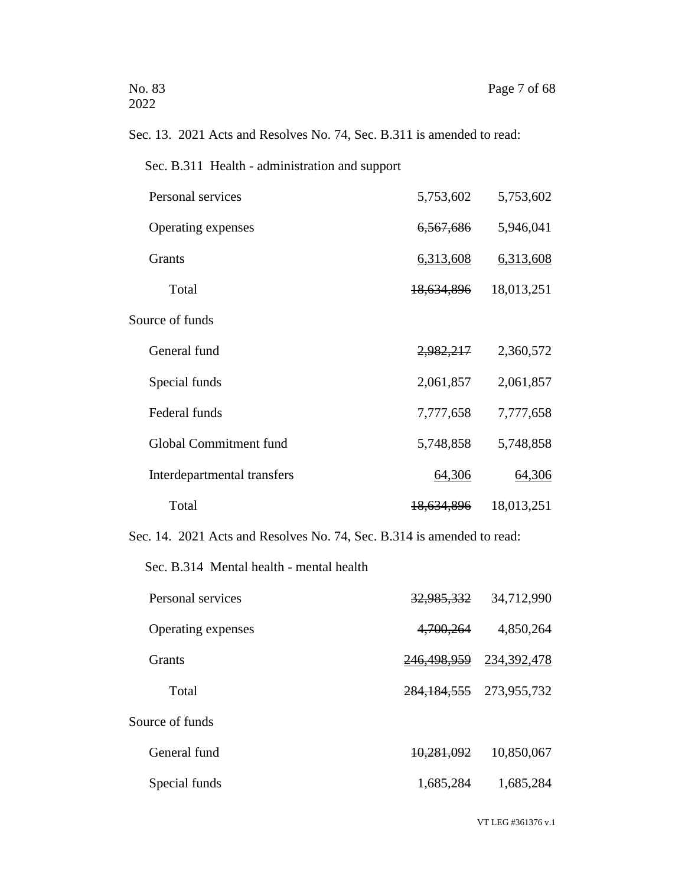Sec. 13. 2021 Acts and Resolves No. 74, Sec. B.311 is amended to read:

Sec. B.311 Health - administration and support

| | | |
|---|---|---|
| Personal services | 5,753,602 | 5,753,602 |
| Operating expenses | ~~6,567,686~~ | 5,946,041 |
| Grants | 6,313,608 | 6,313,608 |
| Total | ~~18,634,896~~ | 18,013,251 |
| Source of funds | | |
| General fund | ~~2,982,217~~ | 2,360,572 |
| Special funds | 2,061,857 | 2,061,857 |
| Federal funds | 7,777,658 | 7,777,658 |
| Global Commitment fund | 5,748,858 | 5,748,858 |
| Interdepartmental transfers | 64,306 | 64,306 |
| Total | ~~18,634,896~~ | 18,013,251 |

Sec. 14. 2021 Acts and Resolves No. 74, Sec. B.314 is amended to read:

Sec. B.314 Mental health - mental health

| | | |
|---|---|---|
| Personal services | ~~32,985,332~~ | 34,712,990 |
| Operating expenses | ~~4,700,264~~ | 4,850,264 |
| Grants | ~~246,498,959~~ | 234,392,478 |
| Total | ~~284,184,555~~ | 273,955,732 |
| Source of funds | | |
| General fund | ~~10,281,092~~ | 10,850,067 |
| Special funds | 1,685,284 | 1,685,284 |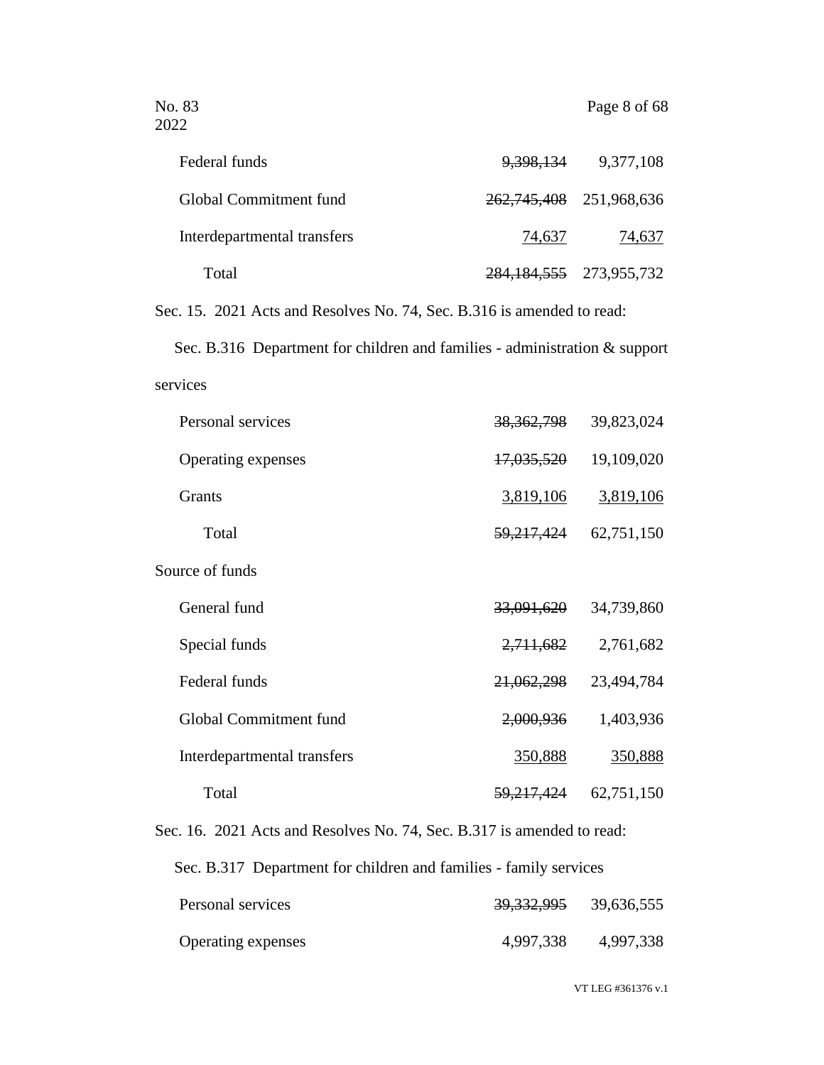| | | |
|---|---|---|
| Federal funds | ~~9,398,134~~ | 9,377,108 |
| Global Commitment fund | ~~262,745,408~~ | 251,968,636 |
| Interdepartmental transfers | 74,637 | 74,637 |
| Total | ~~284,184,555~~ | 273,955,732 |

Sec. 15. 2021 Acts and Resolves No. 74, Sec. B.316 is amended to read:

Sec. B.316 Department for children and families - administration & support services

| | | |
|---|---|---|
| Personal services | ~~38,362,798~~ | 39,823,024 |
| Operating expenses | ~~17,035,520~~ | 19,109,020 |
| Grants | 3,819,106 | 3,819,106 |
| Total | ~~59,217,424~~ | 62,751,150 |

Source of funds

| | | |
|---|---|---|
| General fund | ~~33,091,620~~ | 34,739,860 |
| Special funds | ~~2,711,682~~ | 2,761,682 |
| Federal funds | ~~21,062,298~~ | 23,494,784 |
| Global Commitment fund | ~~2,000,936~~ | 1,403,936 |
| Interdepartmental transfers | 350,888 | 350,888 |
| Total | ~~59,217,424~~ | 62,751,150 |

Sec. 16. 2021 Acts and Resolves No. 74, Sec. B.317 is amended to read:

Sec. B.317 Department for children and families - family services

| | | |
|---|---|---|
| Personal services | ~~39,332,995~~ | 39,636,555 |
| Operating expenses | 4,997,338 | 4,997,338 |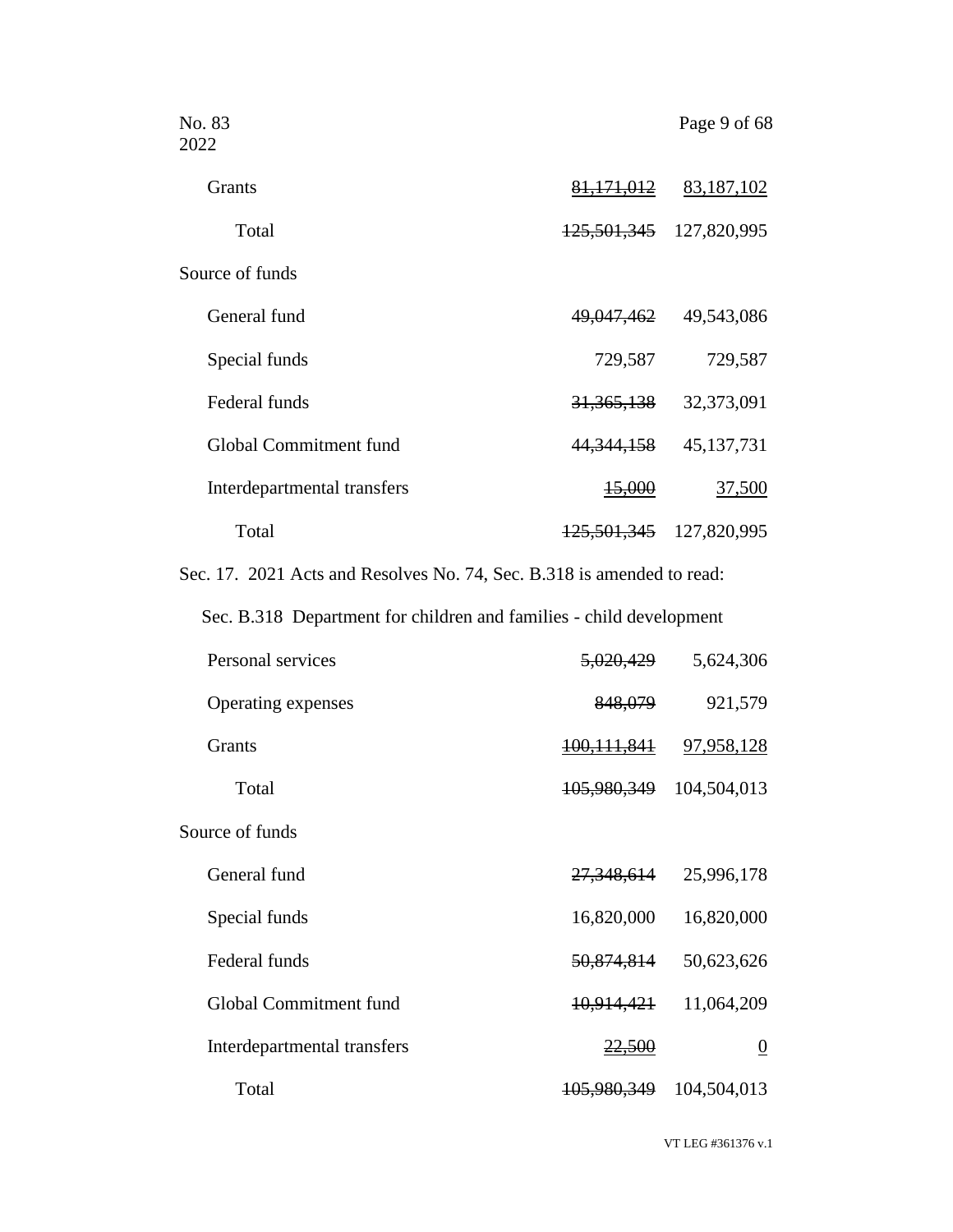| | | |
|---|---|---|
| Grants | ~~81,171,012~~ | 83,187,102 |
| Total | ~~125,501,345~~ | 127,820,995 |
| Source of funds | | |
| General fund | ~~49,047,462~~ | 49,543,086 |
| Special funds | 729,587 | 729,587 |
| Federal funds | ~~31,365,138~~ | 32,373,091 |
| Global Commitment fund | ~~44,344,158~~ | 45,137,731 |
| Interdepartmental transfers | ~~15,000~~ | 37,500 |
| Total | ~~125,501,345~~ | 127,820,995 |

Sec. 17. 2021 Acts and Resolves No. 74, Sec. B.318 is amended to read:

Sec. B.318 Department for children and families - child development

| | | |
|---|---|---|
| Personal services | ~~5,020,429~~ | 5,624,306 |
| Operating expenses | ~~848,079~~ | 921,579 |
| Grants | ~~100,111,841~~ | 97,958,128 |
| Total | ~~105,980,349~~ | 104,504,013 |
| Source of funds | | |
| General fund | ~~27,348,614~~ | 25,996,178 |
| Special funds | 16,820,000 | 16,820,000 |
| Federal funds | ~~50,874,814~~ | 50,623,626 |
| Global Commitment fund | ~~10,914,421~~ | 11,064,209 |
| Interdepartmental transfers | ~~22,500~~ | 0 |
| Total | ~~105,980,349~~ | 104,504,013 |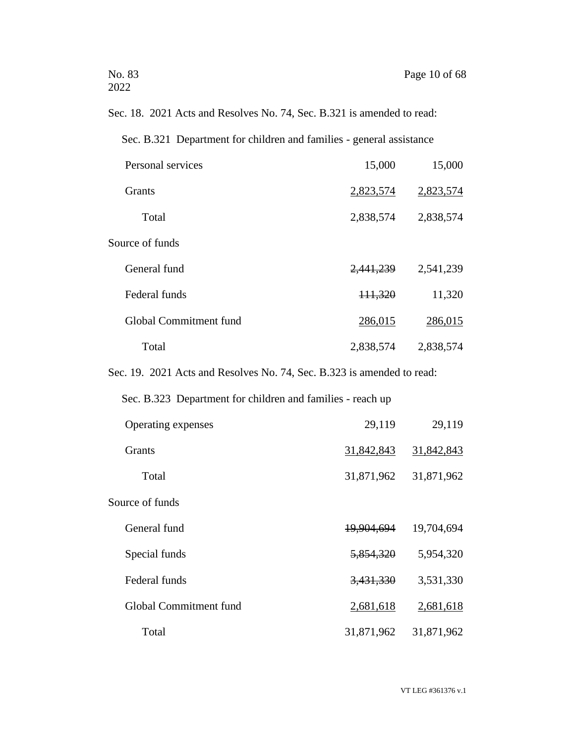Sec. 18. 2021 Acts and Resolves No. 74, Sec. B.321 is amended to read:

Sec. B.321 Department for children and families - general assistance

| | | |
|---|---|---|
| Personal services | 15,000 | 15,000 |
| Grants | 2,823,574 | 2,823,574 |
| Total | 2,838,574 | 2,838,574 |
| Source of funds | | |
| General fund | ~~2,441,239~~ | 2,541,239 |
| Federal funds | ~~111,320~~ | 11,320 |
| Global Commitment fund | 286,015 | 286,015 |
| Total | 2,838,574 | 2,838,574 |

Sec. 19. 2021 Acts and Resolves No. 74, Sec. B.323 is amended to read:

Sec. B.323 Department for children and families - reach up

| | | |
|---|---|---|
| Operating expenses | 29,119 | 29,119 |
| Grants | 31,842,843 | 31,842,843 |
| Total | 31,871,962 | 31,871,962 |
| Source of funds | | |
| General fund | ~~19,904,694~~ | 19,704,694 |
| Special funds | ~~5,854,320~~ | 5,954,320 |
| Federal funds | ~~3,431,330~~ | 3,531,330 |
| Global Commitment fund | 2,681,618 | 2,681,618 |
| Total | 31,871,962 | 31,871,962 |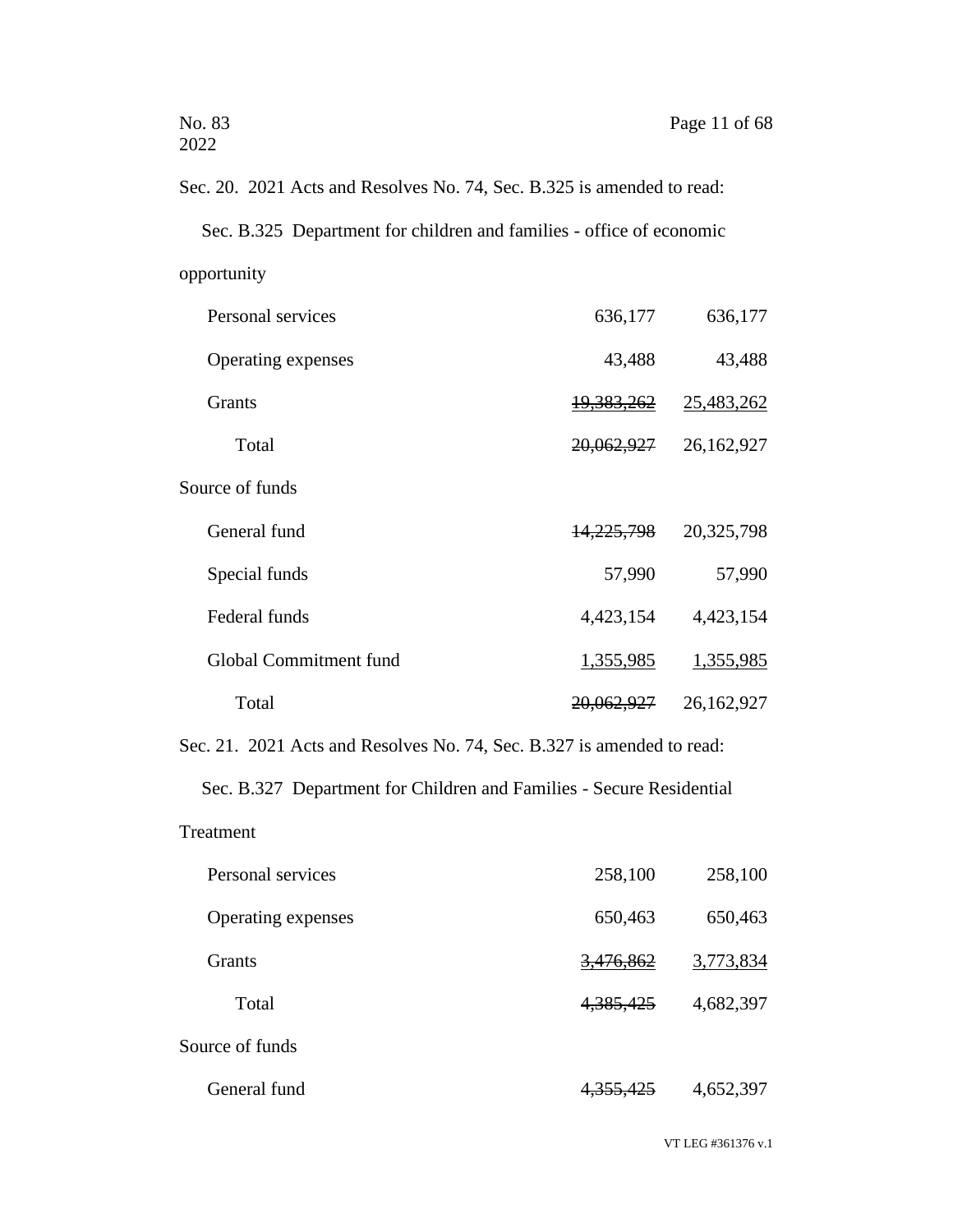Sec. 20. 2021 Acts and Resolves No. 74, Sec. B.325 is amended to read:

Sec. B.325 Department for children and families - office of economic opportunity

| | | |
|---|---|---|
| Personal services | 636,177 | 636,177 |
| Operating expenses | 43,488 | 43,488 |
| Grants | ~~19,383,262~~ | <u>25,483,262</u> |
| Total | ~~20,062,927~~ | 26,162,927 |
| Source of funds | | |
| General fund | ~~14,225,798~~ | 20,325,798 |
| Special funds | 57,990 | 57,990 |
| Federal funds | 4,423,154 | 4,423,154 |
| Global Commitment fund | 1,355,985 | 1,355,985 |
| Total | ~~20,062,927~~ | 26,162,927 |

Sec. 21. 2021 Acts and Resolves No. 74, Sec. B.327 is amended to read:

Sec. B.327 Department for Children and Families - Secure Residential Treatment

| | | |
|---|---|---|
| Personal services | 258,100 | 258,100 |
| Operating expenses | 650,463 | 650,463 |
| Grants | ~~3,476,862~~ | <u>3,773,834</u> |
| Total | ~~4,385,425~~ | 4,682,397 |
| Source of funds | | |
| General fund | ~~4,355,425~~ | 4,652,397 |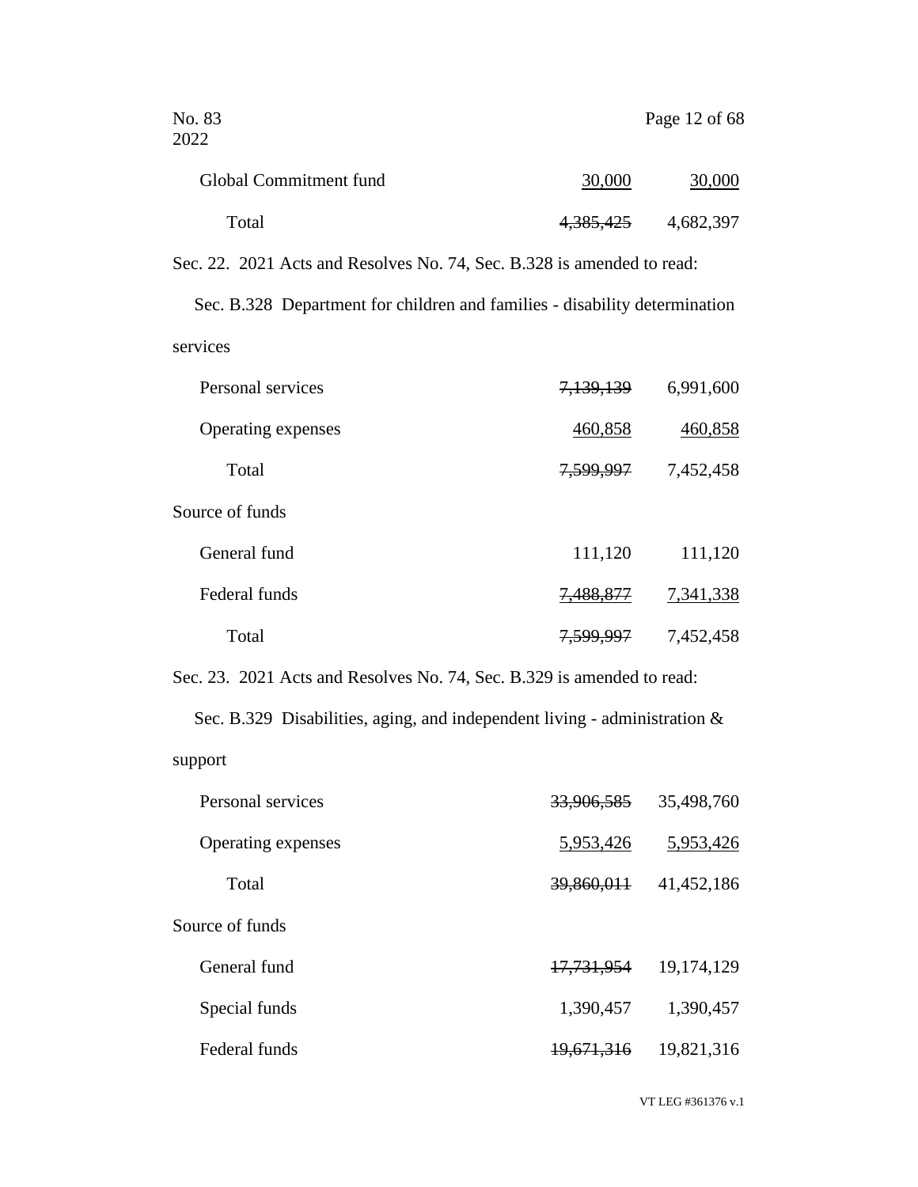| | | |
|---|---|---|
| Global Commitment fund | 30,000 | 30,000 |
| Total | ~~4,385,425~~ | 4,682,397 |

Sec. 22. 2021 Acts and Resolves No. 74, Sec. B.328 is amended to read:

Sec. B.328 Department for children and families - disability determination services

| | | |
|---|---|---|
| Personal services | ~~7,139,139~~ | 6,991,600 |
| Operating expenses | 460,858 | 460,858 |
| Total | ~~7,599,997~~ | 7,452,458 |
| Source of funds | | |
| General fund | 111,120 | 111,120 |
| Federal funds | ~~7,488,877~~ | 7,341,338 |
| Total | ~~7,599,997~~ | 7,452,458 |

Sec. 23. 2021 Acts and Resolves No. 74, Sec. B.329 is amended to read:

Sec. B.329 Disabilities, aging, and independent living - administration & support

| | | |
|---|---|---|
| Personal services | ~~33,906,585~~ | 35,498,760 |
| Operating expenses | 5,953,426 | 5,953,426 |
| Total | ~~39,860,011~~ | 41,452,186 |
| Source of funds | | |
| General fund | ~~17,731,954~~ | 19,174,129 |
| Special funds | 1,390,457 | 1,390,457 |
| Federal funds | ~~19,671,316~~ | 19,821,316 |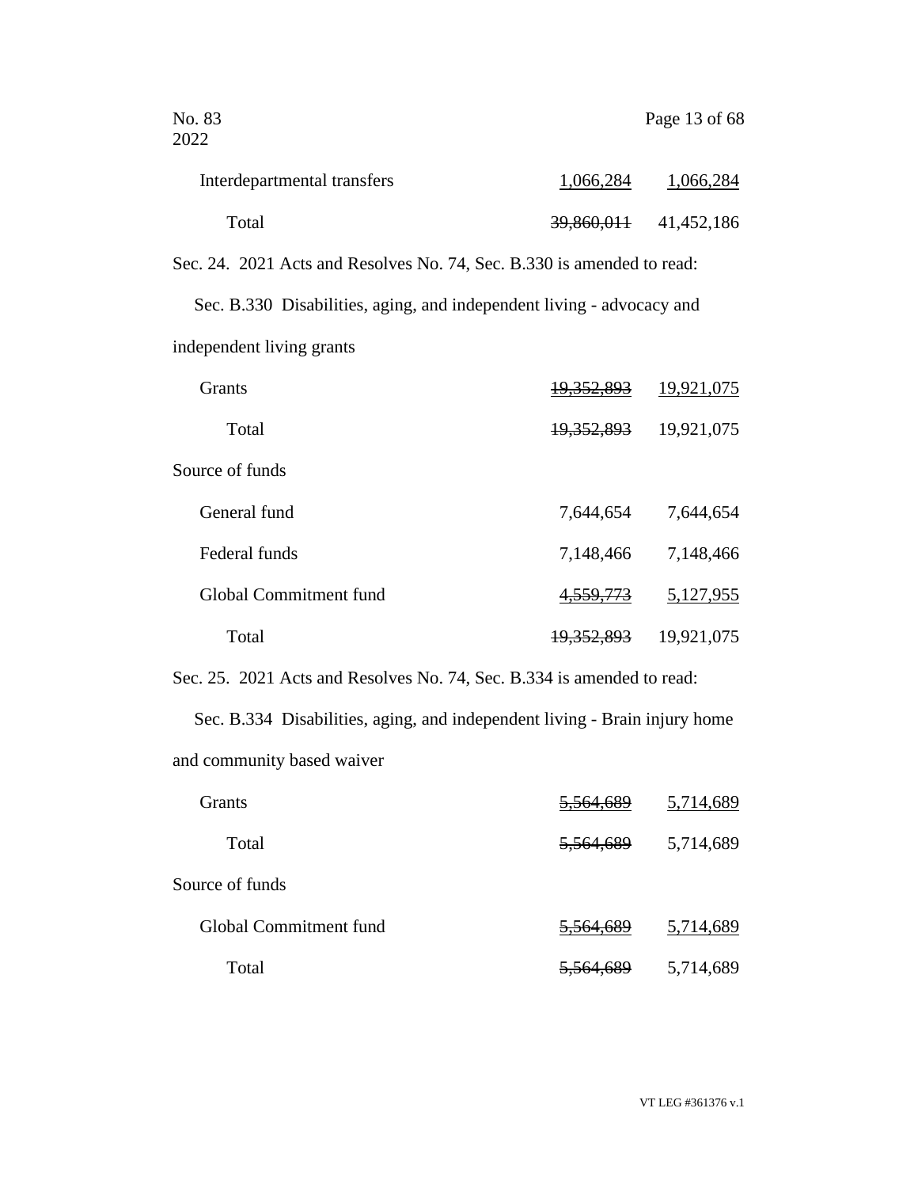| | | |
|---|---|---|
| Interdepartmental transfers | 1,066,284 | 1,066,284 |
| Total | ~~39,860,011~~ | 41,452,186 |

Sec. 24. 2021 Acts and Resolves No. 74, Sec. B.330 is amended to read:

Sec. B.330 Disabilities, aging, and independent living - advocacy and independent living grants

| | | |
|---|---|---|
| Grants | ~~19,352,893~~ | 19,921,075 |
| Total | ~~19,352,893~~ | 19,921,075 |
| Source of funds | | |
| General fund | 7,644,654 | 7,644,654 |
| Federal funds | 7,148,466 | 7,148,466 |
| Global Commitment fund | ~~4,559,773~~ | 5,127,955 |
| Total | ~~19,352,893~~ | 19,921,075 |

Sec. 25. 2021 Acts and Resolves No. 74, Sec. B.334 is amended to read:

Sec. B.334 Disabilities, aging, and independent living - Brain injury home and community based waiver

| | | |
|---|---|---|
| Grants | ~~5,564,689~~ | 5,714,689 |
| Total | ~~5,564,689~~ | 5,714,689 |
| Source of funds | | |
| Global Commitment fund | ~~5,564,689~~ | 5,714,689 |
| Total | ~~5,564,689~~ | 5,714,689 |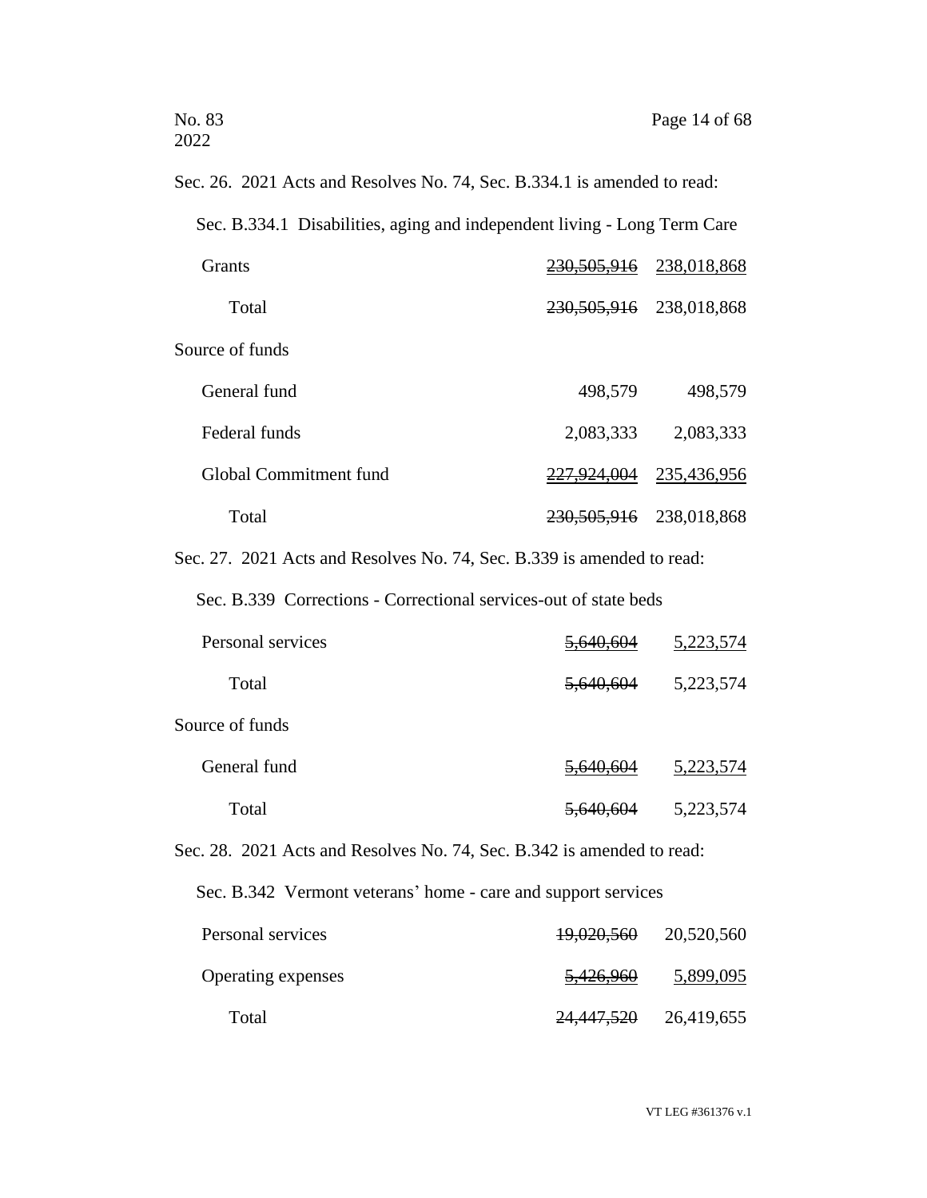Sec. 26. 2021 Acts and Resolves No. 74, Sec. B.334.1 is amended to read:

Sec. B.334.1 Disabilities, aging and independent living - Long Term Care

| | | |
|---|---|---|
| Grants | ~~230,505,916~~ | 238,018,868 |
| Total | ~~230,505,916~~ | 238,018,868 |
| Source of funds | | |
| General fund | 498,579 | 498,579 |
| Federal funds | 2,083,333 | 2,083,333 |
| Global Commitment fund | ~~227,924,004~~ | 235,436,956 |
| Total | ~~230,505,916~~ | 238,018,868 |

Sec. 27. 2021 Acts and Resolves No. 74, Sec. B.339 is amended to read:

Sec. B.339 Corrections - Correctional services-out of state beds

| | | |
|---|---|---|
| Personal services | ~~5,640,604~~ | 5,223,574 |
| Total | ~~5,640,604~~ | 5,223,574 |
| Source of funds | | |
| General fund | ~~5,640,604~~ | 5,223,574 |
| Total | ~~5,640,604~~ | 5,223,574 |

Sec. 28. 2021 Acts and Resolves No. 74, Sec. B.342 is amended to read:

Sec. B.342 Vermont veterans' home - care and support services

| | | |
|---|---|---|
| Personal services | ~~19,020,560~~ | 20,520,560 |
| Operating expenses | ~~5,426,960~~ | 5,899,095 |
| Total | ~~24,447,520~~ | 26,419,655 |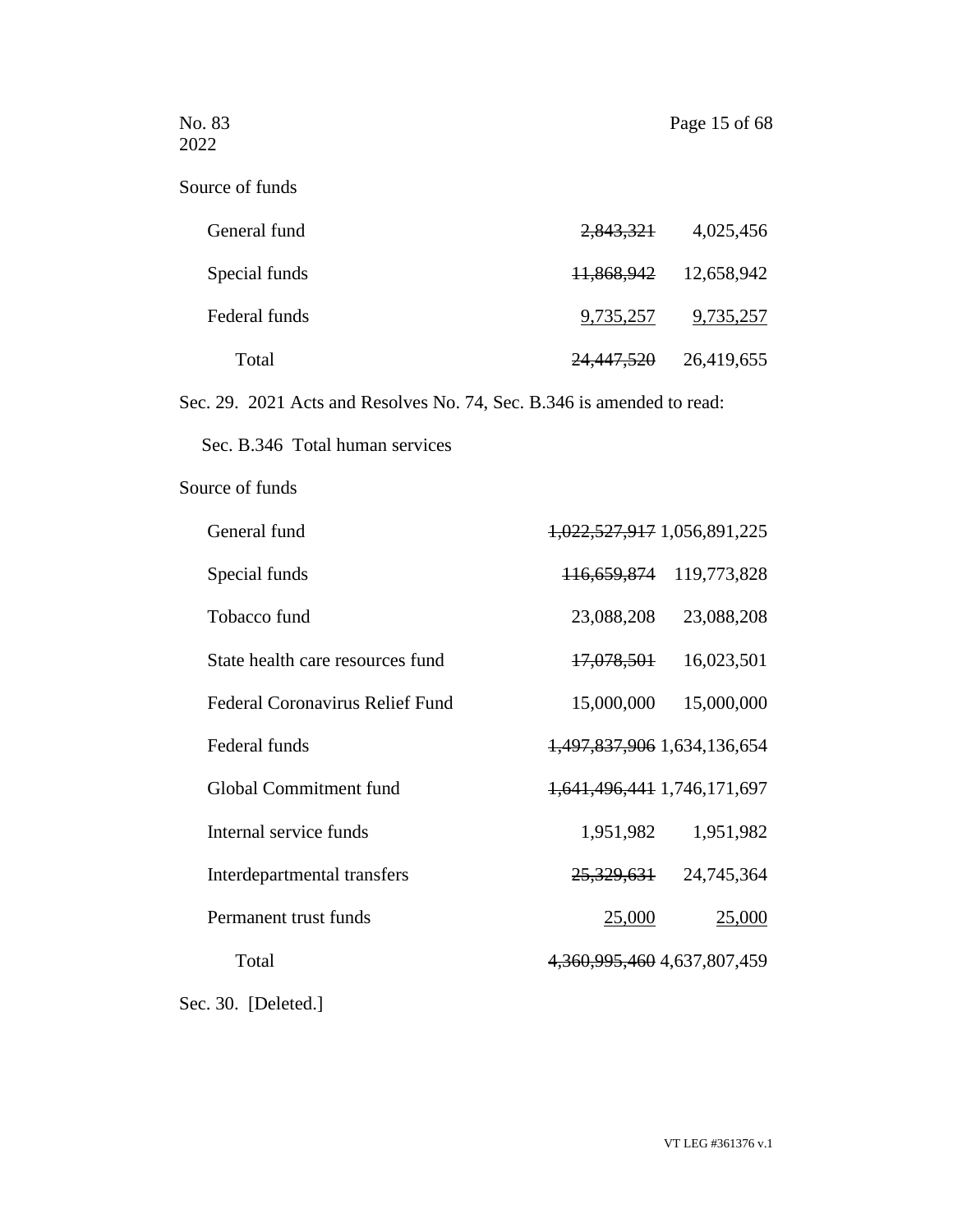Source of funds

| | | |
|---|---|---|
| General fund | ~~2,843,321~~ | 4,025,456 |
| Special funds | ~~11,868,942~~ | 12,658,942 |
| Federal funds | 9,735,257 | 9,735,257 |
| Total | ~~24,447,520~~ | 26,419,655 |

Sec. 29. 2021 Acts and Resolves No. 74, Sec. B.346 is amended to read:

Sec. B.346 Total human services

Source of funds

| | | |
|---|---|---|
| General fund | ~~1,022,527,917~~ | 1,056,891,225 |
| Special funds | ~~116,659,874~~ | 119,773,828 |
| Tobacco fund | 23,088,208 | 23,088,208 |
| State health care resources fund | ~~17,078,501~~ | 16,023,501 |
| Federal Coronavirus Relief Fund | 15,000,000 | 15,000,000 |
| Federal funds | ~~1,497,837,906~~ | 1,634,136,654 |
| Global Commitment fund | ~~1,641,496,441~~ | 1,746,171,697 |
| Internal service funds | 1,951,982 | 1,951,982 |
| Interdepartmental transfers | ~~25,329,631~~ | 24,745,364 |
| Permanent trust funds | 25,000 | 25,000 |
| Total | ~~4,360,995,460~~ | 4,637,807,459 |

Sec. 30. [Deleted.]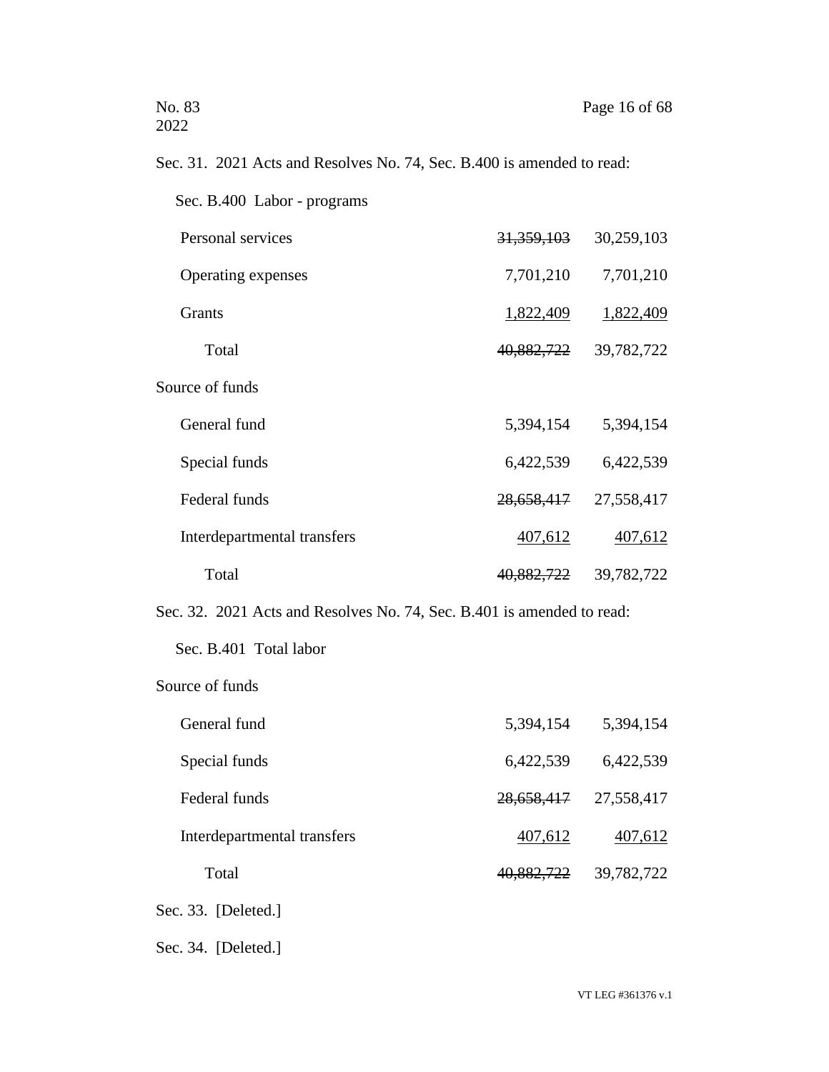Sec. 31. 2021 Acts and Resolves No. 74, Sec. B.400 is amended to read:

Sec. B.400 Labor - programs

| | | |
|---|---|---|
| Personal services | ~~31,359,103~~ | 30,259,103 |
| Operating expenses | 7,701,210 | 7,701,210 |
| Grants | 1,822,409 | 1,822,409 |
| Total | ~~40,882,722~~ | 39,782,722 |
| **Source of funds** | | |
| General fund | 5,394,154 | 5,394,154 |
| Special funds | 6,422,539 | 6,422,539 |
| Federal funds | ~~28,658,417~~ | 27,558,417 |
| Interdepartmental transfers | 407,612 | 407,612 |
| Total | ~~40,882,722~~ | 39,782,722 |

Sec. 32. 2021 Acts and Resolves No. 74, Sec. B.401 is amended to read:

Sec. B.401 Total labor

| | | |
|---|---|---|
| **Source of funds** | | |
| General fund | 5,394,154 | 5,394,154 |
| Special funds | 6,422,539 | 6,422,539 |
| Federal funds | ~~28,658,417~~ | 27,558,417 |
| Interdepartmental transfers | 407,612 | 407,612 |
| Total | ~~40,882,722~~ | 39,782,722 |

Sec. 33. [Deleted.]

Sec. 34. [Deleted.]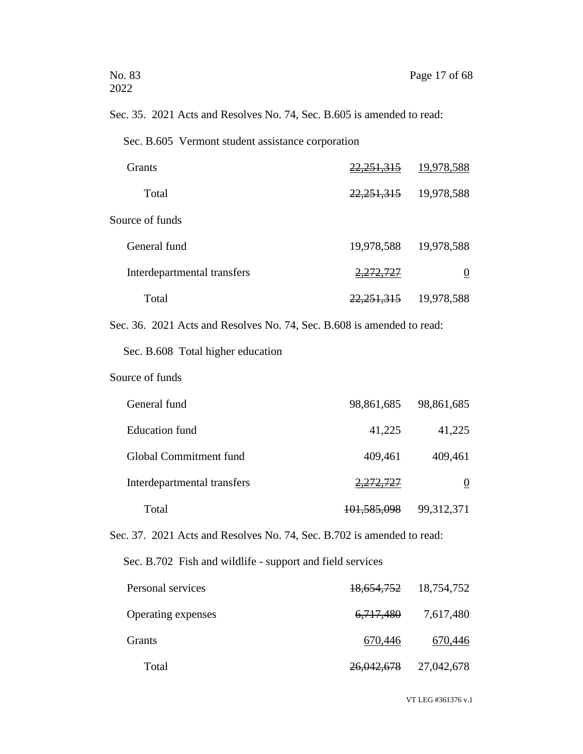Sec. 35. 2021 Acts and Resolves No. 74, Sec. B.605 is amended to read:

Sec. B.605 Vermont student assistance corporation

| | | |
|---|---|---|
| Grants | ~~22,251,315~~ | 19,978,588 |
| Total | ~~22,251,315~~ | 19,978,588 |
| Source of funds | | |
| General fund | 19,978,588 | 19,978,588 |
| Interdepartmental transfers | ~~2,272,727~~ | 0 |
| Total | ~~22,251,315~~ | 19,978,588 |

Sec. 36. 2021 Acts and Resolves No. 74, Sec. B.608 is amended to read:

Sec. B.608 Total higher education

| | | |
|---|---|---|
| Source of funds | | |
| General fund | 98,861,685 | 98,861,685 |
| Education fund | 41,225 | 41,225 |
| Global Commitment fund | 409,461 | 409,461 |
| Interdepartmental transfers | ~~2,272,727~~ | 0 |
| Total | ~~101,585,098~~ | 99,312,371 |

Sec. 37. 2021 Acts and Resolves No. 74, Sec. B.702 is amended to read:

Sec. B.702 Fish and wildlife - support and field services

| | | |
|---|---|---|
| Personal services | ~~18,654,752~~ | 18,754,752 |
| Operating expenses | ~~6,717,480~~ | 7,617,480 |
| Grants | 670,446 | 670,446 |
| Total | ~~26,042,678~~ | 27,042,678 |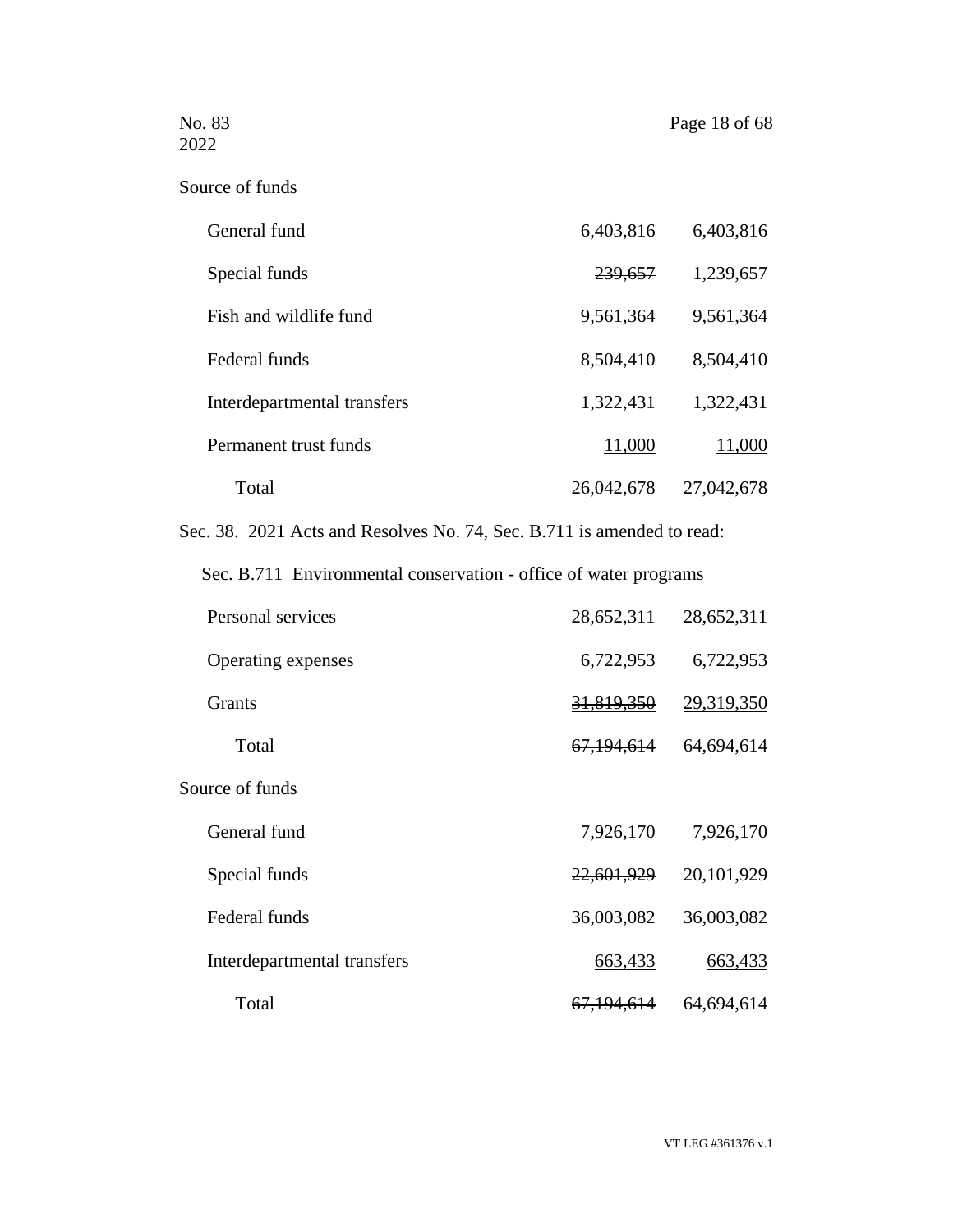Source of funds

| | | |
|---|---|---|
| General fund | 6,403,816 | 6,403,816 |
| Special funds | ~~239,657~~ | 1,239,657 |
| Fish and wildlife fund | 9,561,364 | 9,561,364 |
| Federal funds | 8,504,410 | 8,504,410 |
| Interdepartmental transfers | 1,322,431 | 1,322,431 |
| Permanent trust funds | 11,000 | 11,000 |
| Total | ~~26,042,678~~ | 27,042,678 |

Sec. 38. 2021 Acts and Resolves No. 74, Sec. B.711 is amended to read:

Sec. B.711 Environmental conservation - office of water programs

| | | |
|---|---|---|
| Personal services | 28,652,311 | 28,652,311 |
| Operating expenses | 6,722,953 | 6,722,953 |
| Grants | ~~31,819,350~~ | 29,319,350 |
| Total | ~~67,194,614~~ | 64,694,614 |

Source of funds

| | | |
|---|---|---|
| General fund | 7,926,170 | 7,926,170 |
| Special funds | ~~22,601,929~~ | 20,101,929 |
| Federal funds | 36,003,082 | 36,003,082 |
| Interdepartmental transfers | 663,433 | 663,433 |
| Total | ~~67,194,614~~ | 64,694,614 |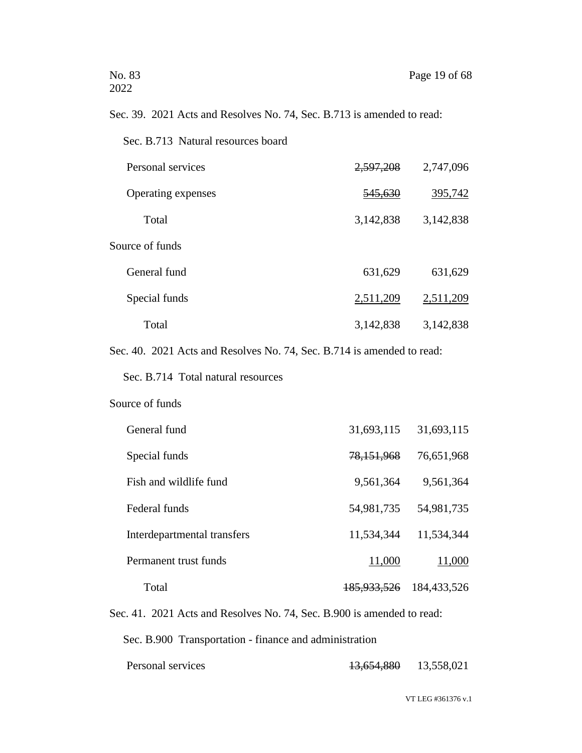Sec. 39. 2021 Acts and Resolves No. 74, Sec. B.713 is amended to read:

Sec. B.713 Natural resources board

| | | |
|---|---|---|
| Personal services | ~~2,597,208~~ | 2,747,096 |
| Operating expenses | ~~545,630~~ | 395,742 |
| Total | 3,142,838 | 3,142,838 |
| Source of funds | | |
| General fund | 631,629 | 631,629 |
| Special funds | 2,511,209 | 2,511,209 |
| Total | 3,142,838 | 3,142,838 |

Sec. 40. 2021 Acts and Resolves No. 74, Sec. B.714 is amended to read:

Sec. B.714 Total natural resources

| | | |
|---|---|---|
| Source of funds | | |
| General fund | 31,693,115 | 31,693,115 |
| Special funds | ~~78,151,968~~ | 76,651,968 |
| Fish and wildlife fund | 9,561,364 | 9,561,364 |
| Federal funds | 54,981,735 | 54,981,735 |
| Interdepartmental transfers | 11,534,344 | 11,534,344 |
| Permanent trust funds | 11,000 | 11,000 |
| Total | ~~185,933,526~~ | 184,433,526 |

Sec. 41. 2021 Acts and Resolves No. 74, Sec. B.900 is amended to read:

Sec. B.900 Transportation - finance and administration

| | | |
|---|---|---|
| Personal services | ~~13,654,880~~ | 13,558,021 |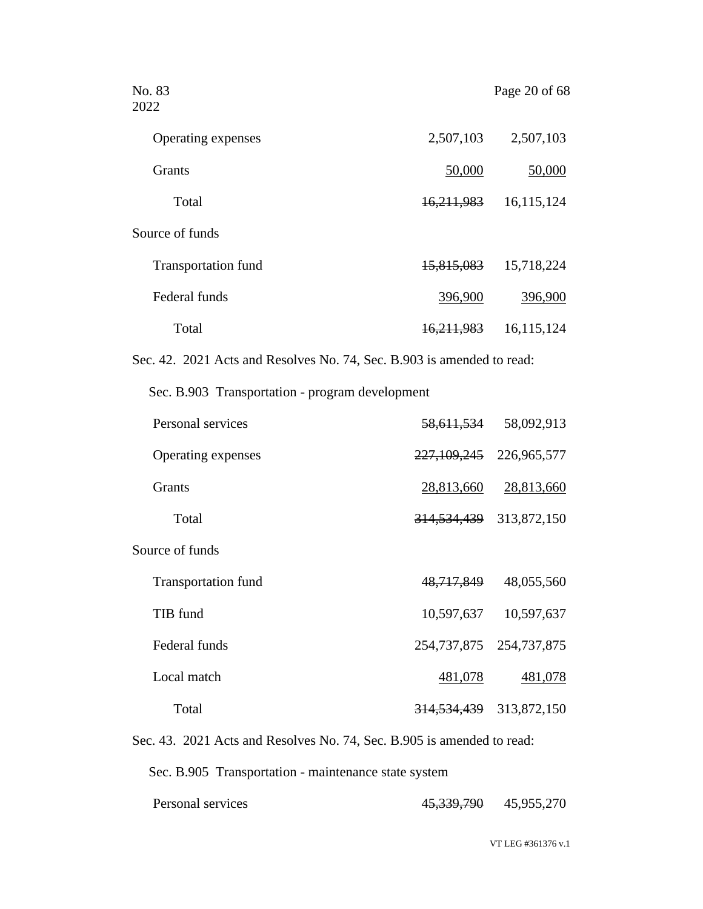| | | |
|---|---|---|
| Operating expenses | 2,507,103 | 2,507,103 |
| Grants | 50,000 | 50,000 |
| Total | ~~16,211,983~~ | 16,115,124 |
| Source of funds | | |
| Transportation fund | ~~15,815,083~~ | 15,718,224 |
| Federal funds | 396,900 | 396,900 |
| Total | ~~16,211,983~~ | 16,115,124 |

Sec. 42. 2021 Acts and Resolves No. 74, Sec. B.903 is amended to read:

Sec. B.903 Transportation - program development

| | | |
|---|---|---|
| Personal services | ~~58,611,534~~ | 58,092,913 |
| Operating expenses | ~~227,109,245~~ | 226,965,577 |
| Grants | 28,813,660 | 28,813,660 |
| Total | ~~314,534,439~~ | 313,872,150 |
| Source of funds | | |
| Transportation fund | ~~48,717,849~~ | 48,055,560 |
| TIB fund | 10,597,637 | 10,597,637 |
| Federal funds | 254,737,875 | 254,737,875 |
| Local match | 481,078 | 481,078 |
| Total | ~~314,534,439~~ | 313,872,150 |

Sec. 43. 2021 Acts and Resolves No. 74, Sec. B.905 is amended to read:

Sec. B.905 Transportation - maintenance state system

| | | |
|---|---|---|
| Personal services | ~~45,339,790~~ | 45,955,270 |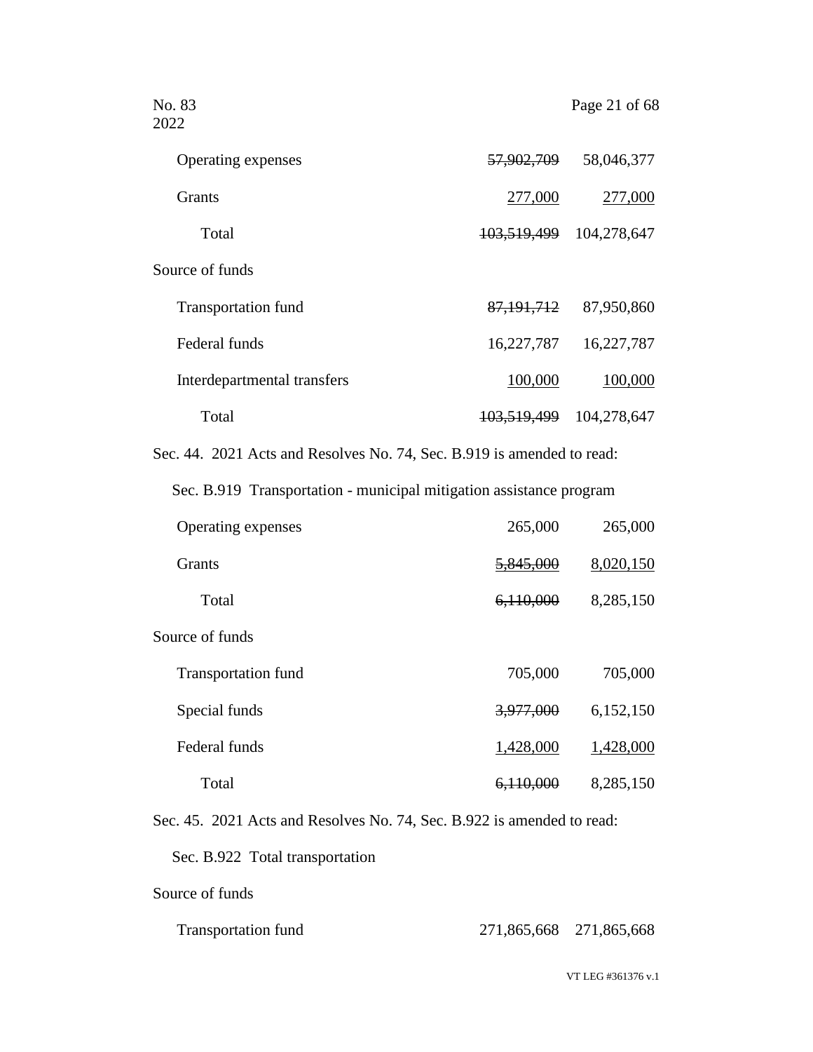| | | |
|---|---|---|
| Operating expenses | ~~57,902,709~~ | 58,046,377 |
| Grants | 277,000 | 277,000 |
| Total | ~~103,519,499~~ | 104,278,647 |
| Source of funds | | |
| Transportation fund | ~~87,191,712~~ | 87,950,860 |
| Federal funds | 16,227,787 | 16,227,787 |
| Interdepartmental transfers | 100,000 | 100,000 |
| Total | ~~103,519,499~~ | 104,278,647 |

Sec. 44. 2021 Acts and Resolves No. 74, Sec. B.919 is amended to read:

Sec. B.919 Transportation - municipal mitigation assistance program

| | | |
|---|---|---|
| Operating expenses | 265,000 | 265,000 |
| Grants | ~~5,845,000~~ | 8,020,150 |
| Total | ~~6,110,000~~ | 8,285,150 |
| Source of funds | | |
| Transportation fund | 705,000 | 705,000 |
| Special funds | ~~3,977,000~~ | 6,152,150 |
| Federal funds | 1,428,000 | 1,428,000 |
| Total | ~~6,110,000~~ | 8,285,150 |

Sec. 45. 2021 Acts and Resolves No. 74, Sec. B.922 is amended to read:

Sec. B.922 Total transportation

| | | |
|---|---|---|
| Source of funds | | |
| Transportation fund | 271,865,668 | 271,865,668 |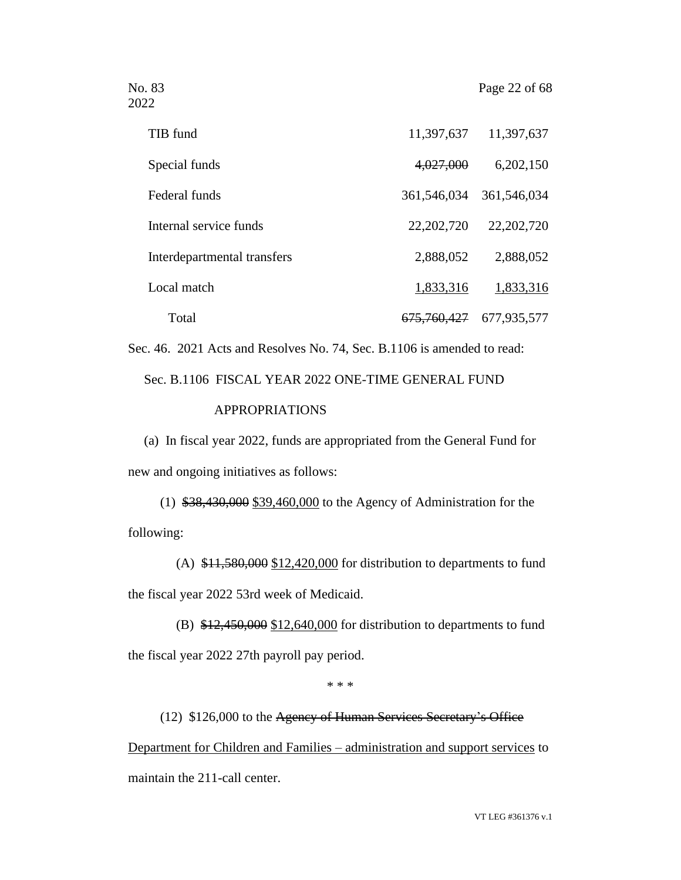| | | |
|---|---|---|
| TIB fund | 11,397,637 | 11,397,637 |
| Special funds | ~~4,027,000~~ | 6,202,150 |
| Federal funds | 361,546,034 | 361,546,034 |
| Internal service funds | 22,202,720 | 22,202,720 |
| Interdepartmental transfers | 2,888,052 | 2,888,052 |
| Local match | 1,833,316 | 1,833,316 |
| Total | ~~675,760,427~~ | 677,935,577 |

Sec. 46. 2021 Acts and Resolves No. 74, Sec. B.1106 is amended to read:

Sec. B.1106 FISCAL YEAR 2022 ONE-TIME GENERAL FUND APPROPRIATIONS

(a) In fiscal year 2022, funds are appropriated from the General Fund for new and ongoing initiatives as follows:

(1) ~~$38,430,000~~ <u>$39,460,000</u> to the Agency of Administration for the following:

(A) ~~$11,580,000~~ <u>$12,420,000</u> for distribution to departments to fund the fiscal year 2022 53rd week of Medicaid.

(B) ~~$12,450,000~~ <u>$12,640,000</u> for distribution to departments to fund the fiscal year 2022 27th payroll pay period.

\* \* \*

(12) $126,000 to the ~~Agency of Human Services Secretary's Office~~ <u>Department for Children and Families – administration and support services</u> to maintain the 211-call center.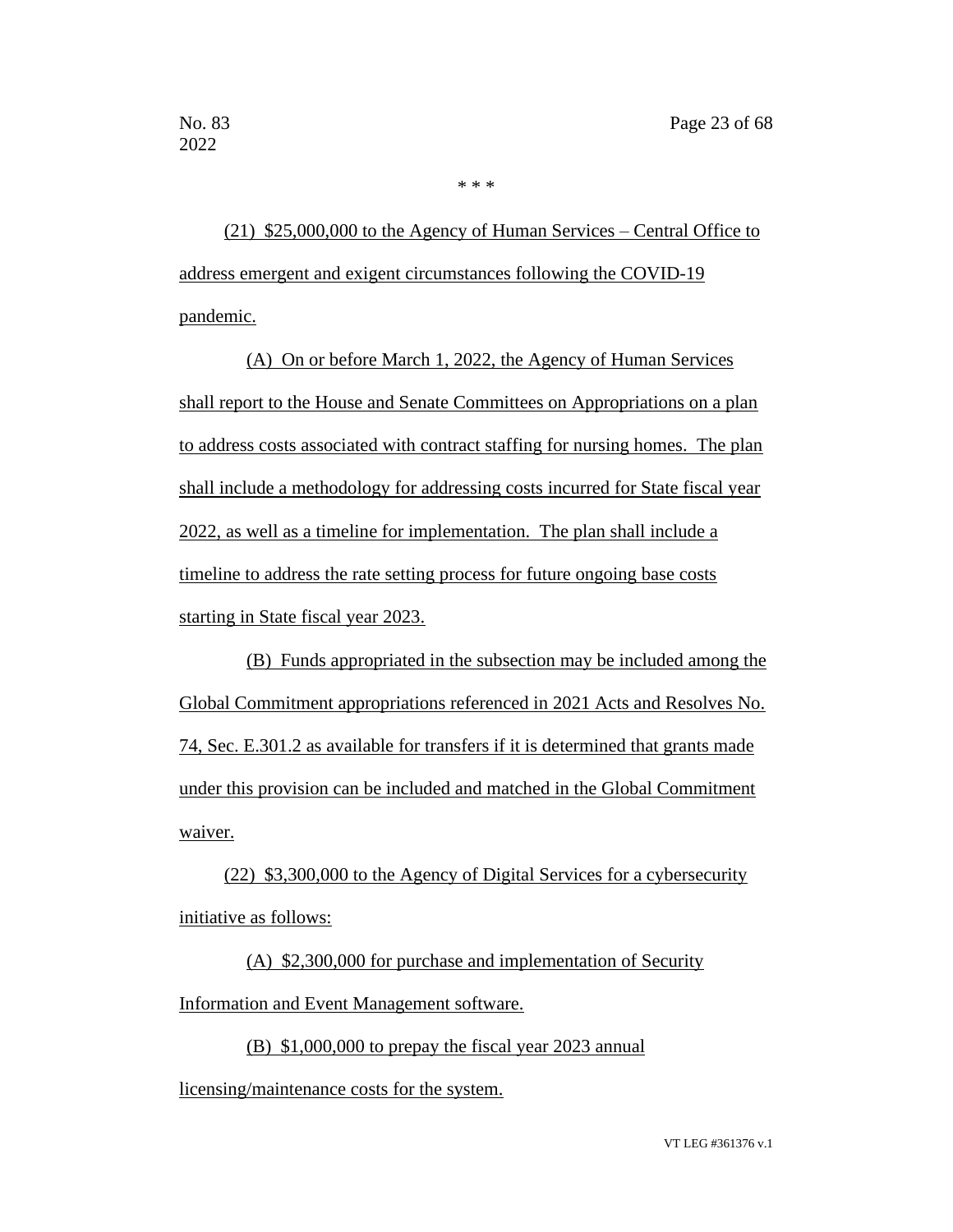\* \* \*

(21) $25,000,000 to the Agency of Human Services – Central Office to address emergent and exigent circumstances following the COVID-19 pandemic.

(A) On or before March 1, 2022, the Agency of Human Services shall report to the House and Senate Committees on Appropriations on a plan to address costs associated with contract staffing for nursing homes. The plan shall include a methodology for addressing costs incurred for State fiscal year 2022, as well as a timeline for implementation. The plan shall include a timeline to address the rate setting process for future ongoing base costs starting in State fiscal year 2023.

(B) Funds appropriated in the subsection may be included among the Global Commitment appropriations referenced in 2021 Acts and Resolves No. 74, Sec. E.301.2 as available for transfers if it is determined that grants made under this provision can be included and matched in the Global Commitment waiver.

(22) $3,300,000 to the Agency of Digital Services for a cybersecurity initiative as follows:

(A) $2,300,000 for purchase and implementation of Security Information and Event Management software.

(B) $1,000,000 to prepay the fiscal year 2023 annual licensing/maintenance costs for the system.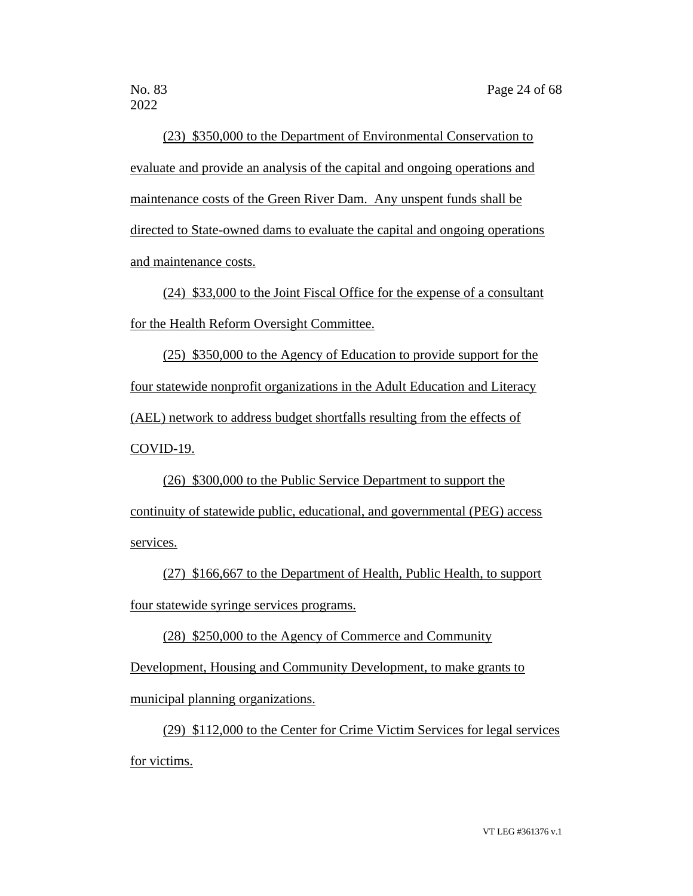(23) $350,000 to the Department of Environmental Conservation to evaluate and provide an analysis of the capital and ongoing operations and maintenance costs of the Green River Dam. Any unspent funds shall be directed to State-owned dams to evaluate the capital and ongoing operations and maintenance costs.

(24) $33,000 to the Joint Fiscal Office for the expense of a consultant for the Health Reform Oversight Committee.

(25) $350,000 to the Agency of Education to provide support for the four statewide nonprofit organizations in the Adult Education and Literacy (AEL) network to address budget shortfalls resulting from the effects of COVID-19.

(26) $300,000 to the Public Service Department to support the continuity of statewide public, educational, and governmental (PEG) access services.

(27) $166,667 to the Department of Health, Public Health, to support four statewide syringe services programs.

(28) $250,000 to the Agency of Commerce and Community Development, Housing and Community Development, to make grants to municipal planning organizations.

(29) $112,000 to the Center for Crime Victim Services for legal services for victims.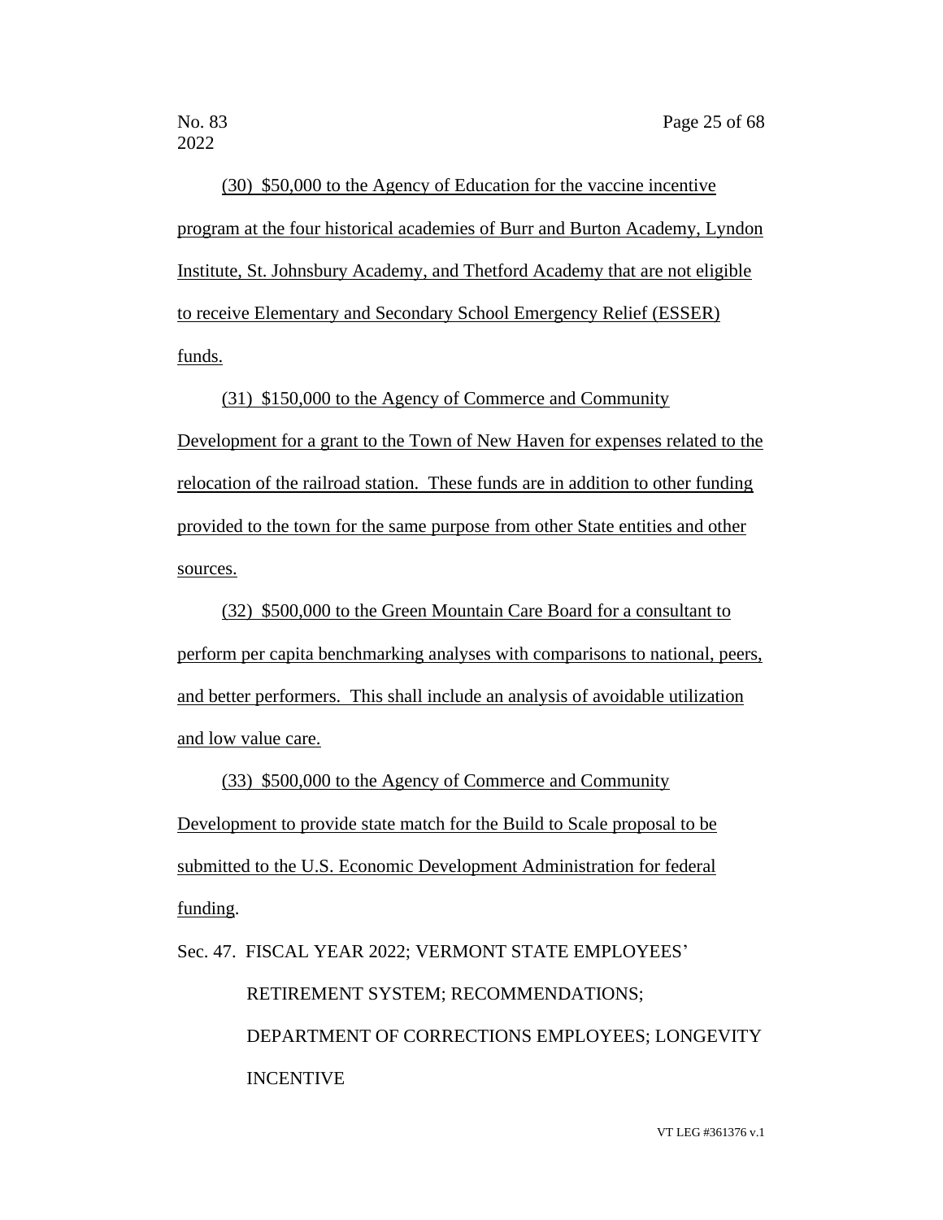(30) $50,000 to the Agency of Education for the vaccine incentive program at the four historical academies of Burr and Burton Academy, Lyndon Institute, St. Johnsbury Academy, and Thetford Academy that are not eligible to receive Elementary and Secondary School Emergency Relief (ESSER) funds.

(31) $150,000 to the Agency of Commerce and Community Development for a grant to the Town of New Haven for expenses related to the relocation of the railroad station. These funds are in addition to other funding provided to the town for the same purpose from other State entities and other sources.

(32) $500,000 to the Green Mountain Care Board for a consultant to perform per capita benchmarking analyses with comparisons to national, peers, and better performers. This shall include an analysis of avoidable utilization and low value care.

(33) $500,000 to the Agency of Commerce and Community Development to provide state match for the Build to Scale proposal to be submitted to the U.S. Economic Development Administration for federal funding.

Sec. 47. FISCAL YEAR 2022; VERMONT STATE EMPLOYEES' RETIREMENT SYSTEM; RECOMMENDATIONS; DEPARTMENT OF CORRECTIONS EMPLOYEES; LONGEVITY INCENTIVE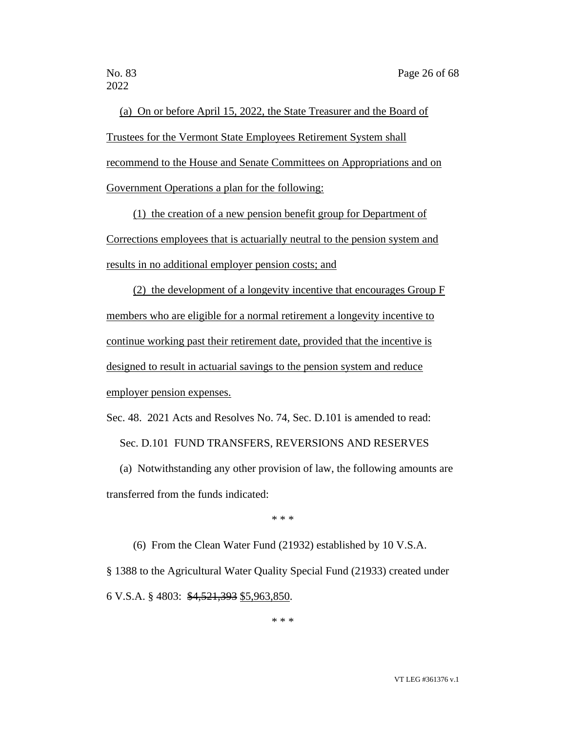(a) On or before April 15, 2022, the State Treasurer and the Board of Trustees for the Vermont State Employees Retirement System shall recommend to the House and Senate Committees on Appropriations and on Government Operations a plan for the following:

(1) the creation of a new pension benefit group for Department of Corrections employees that is actuarially neutral to the pension system and results in no additional employer pension costs; and

(2) the development of a longevity incentive that encourages Group F members who are eligible for a normal retirement a longevity incentive to continue working past their retirement date, provided that the incentive is designed to result in actuarial savings to the pension system and reduce employer pension expenses.

Sec. 48. 2021 Acts and Resolves No. 74, Sec. D.101 is amended to read:

Sec. D.101 FUND TRANSFERS, REVERSIONS AND RESERVES

(a) Notwithstanding any other provision of law, the following amounts are transferred from the funds indicated:

\* \* \*

(6) From the Clean Water Fund (21932) established by 10 V.S.A. § 1388 to the Agricultural Water Quality Special Fund (21933) created under 6 V.S.A. § 4803: ~~$4,521,393~~ $5,963,850.

\* \* \*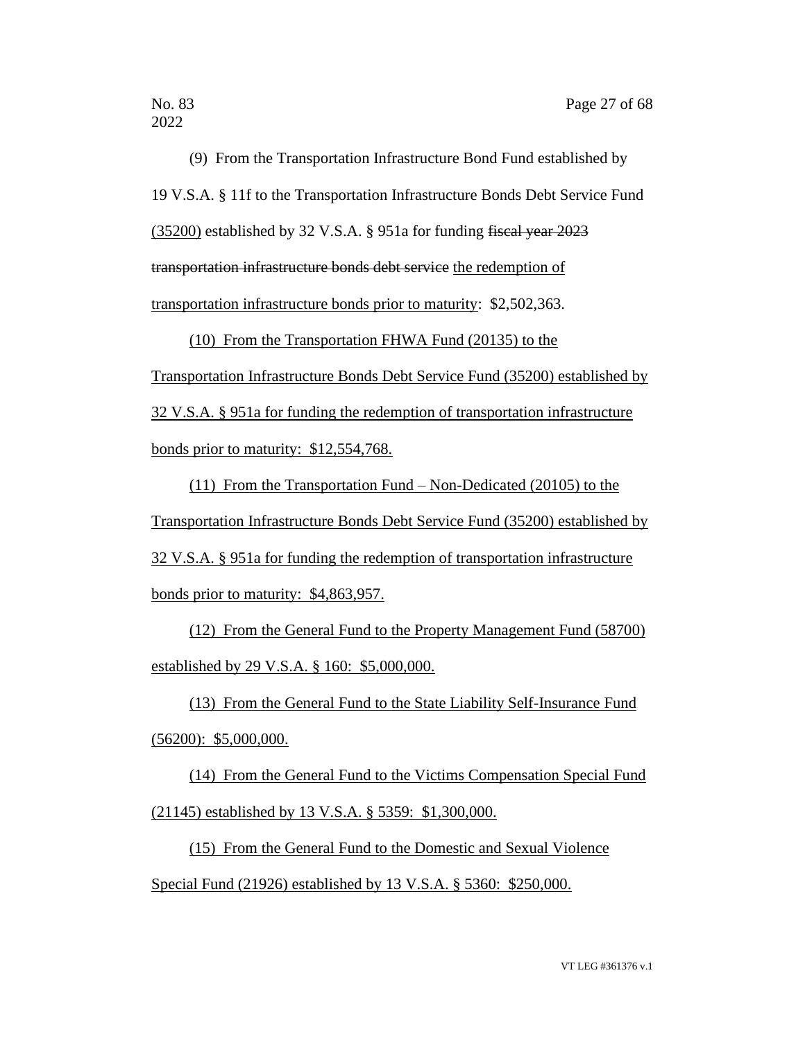(9) From the Transportation Infrastructure Bond Fund established by 19 V.S.A. § 11f to the Transportation Infrastructure Bonds Debt Service Fund <u>(35200)</u> established by 32 V.S.A. § 951a for funding ~~fiscal year 2023 transportation infrastructure bonds debt service~~ <u>the redemption of transportation infrastructure bonds prior to maturity</u>: $2,502,363.

<u>(10) From the Transportation FHWA Fund (20135) to the Transportation Infrastructure Bonds Debt Service Fund (35200) established by 32 V.S.A. § 951a for funding the redemption of transportation infrastructure bonds prior to maturity: $12,554,768.</u>

<u>(11) From the Transportation Fund – Non-Dedicated (20105) to the Transportation Infrastructure Bonds Debt Service Fund (35200) established by 32 V.S.A. § 951a for funding the redemption of transportation infrastructure bonds prior to maturity: $4,863,957.</u>

<u>(12) From the General Fund to the Property Management Fund (58700) established by 29 V.S.A. § 160: $5,000,000.</u>

<u>(13) From the General Fund to the State Liability Self-Insurance Fund (56200): $5,000,000.</u>

<u>(14) From the General Fund to the Victims Compensation Special Fund (21145) established by 13 V.S.A. § 5359: $1,300,000.</u>

<u>(15) From the General Fund to the Domestic and Sexual Violence Special Fund (21926) established by 13 V.S.A. § 5360: $250,000.</u>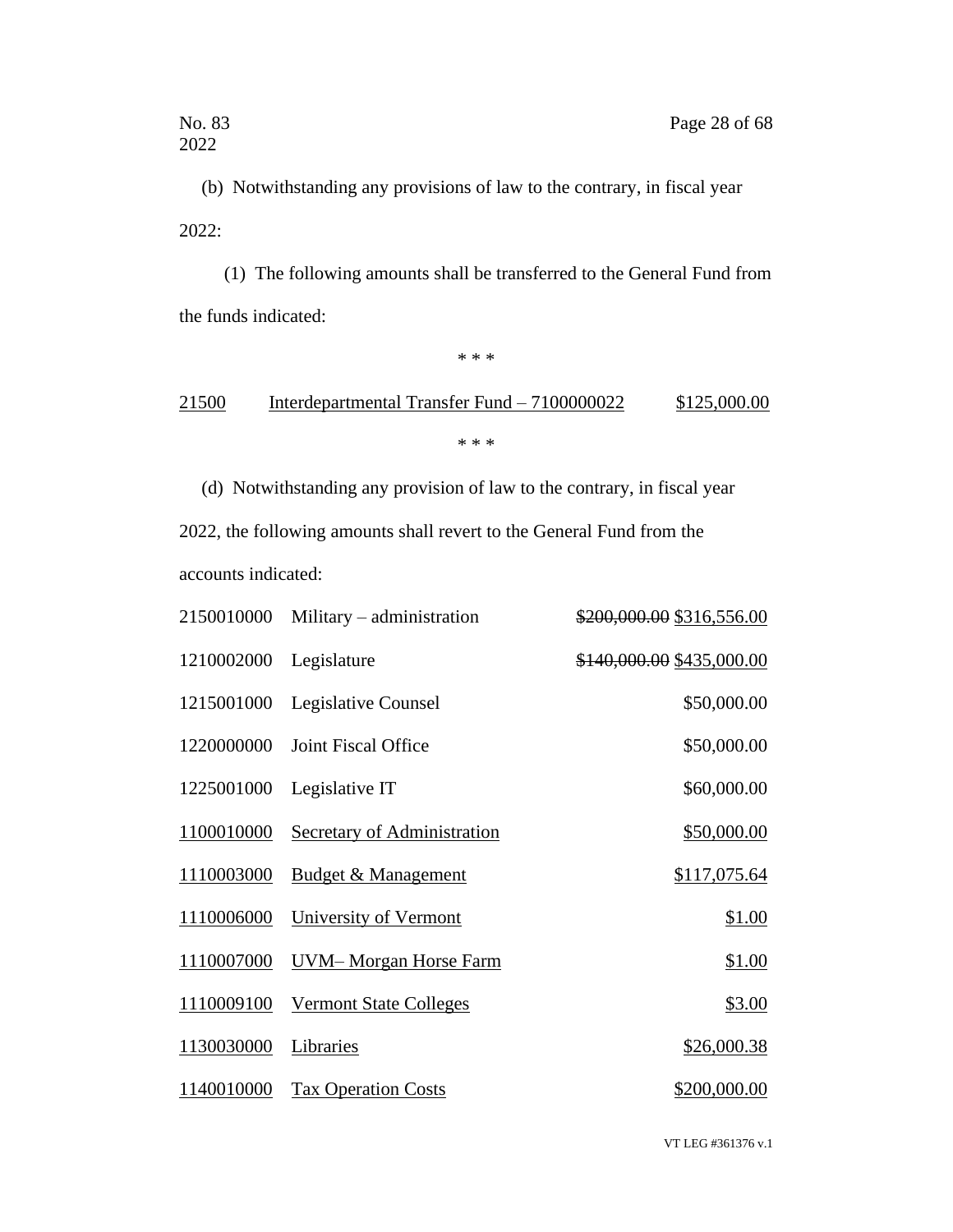(b) Notwithstanding any provisions of law to the contrary, in fiscal year 2022:

(1) The following amounts shall be transferred to the General Fund from the funds indicated:

\* \* \*

<u>21500</u> <u>Interdepartmental Transfer Fund – 7100000022</u> <u>$125,000.00</u>

\* \* \*

(d) Notwithstanding any provision of law to the contrary, in fiscal year 2022, the following amounts shall revert to the General Fund from the accounts indicated:

| | | |
|---|---|---|
| 2150010000 | Military – administration | ~~$200,000.00~~ $316,556.00 |
| 1210002000 | Legislature | ~~$140,000.00~~ $435,000.00 |
| 1215001000 | Legislative Counsel | $50,000.00 |
| 1220000000 | Joint Fiscal Office | $50,000.00 |
| 1225001000 | Legislative IT | $60,000.00 |
| <u>1100010000</u> | <u>Secretary of Administration</u> | <u>$50,000.00</u> |
| <u>1110003000</u> | <u>Budget & Management</u> | <u>$117,075.64</u> |
| <u>1110006000</u> | <u>University of Vermont</u> | <u>$1.00</u> |
| <u>1110007000</u> | <u>UVM– Morgan Horse Farm</u> | <u>$1.00</u> |
| <u>1110009100</u> | <u>Vermont State Colleges</u> | <u>$3.00</u> |
| <u>1130030000</u> | <u>Libraries</u> | <u>$26,000.38</u> |
| <u>1140010000</u> | <u>Tax Operation Costs</u> | <u>$200,000.00</u> |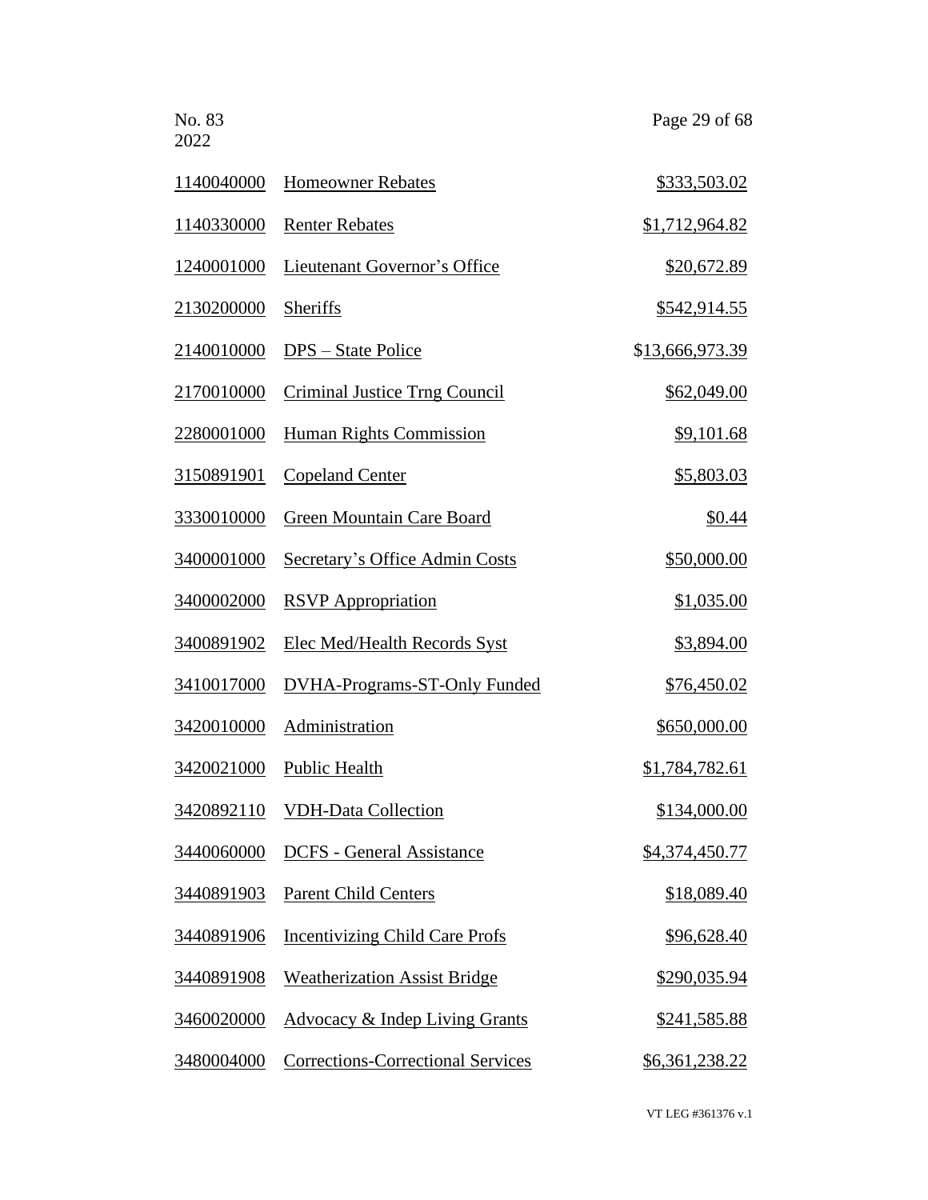| | | |
|---|---|---|
| 1140040000 | Homeowner Rebates | $333,503.02 |
| 1140330000 | Renter Rebates | $1,712,964.82 |
| 1240001000 | Lieutenant Governor's Office | $20,672.89 |
| 2130200000 | Sheriffs | $542,914.55 |
| 2140010000 | DPS – State Police | $13,666,973.39 |
| 2170010000 | Criminal Justice Trng Council | $62,049.00 |
| 2280001000 | Human Rights Commission | $9,101.68 |
| 3150891901 | Copeland Center | $5,803.03 |
| 3330010000 | Green Mountain Care Board | $0.44 |
| 3400001000 | Secretary's Office Admin Costs | $50,000.00 |
| 3400002000 | RSVP Appropriation | $1,035.00 |
| 3400891902 | Elec Med/Health Records Syst | $3,894.00 |
| 3410017000 | DVHA-Programs-ST-Only Funded | $76,450.02 |
| 3420010000 | Administration | $650,000.00 |
| 3420021000 | Public Health | $1,784,782.61 |
| 3420892110 | VDH-Data Collection | $134,000.00 |
| 3440060000 | DCFS - General Assistance | $4,374,450.77 |
| 3440891903 | Parent Child Centers | $18,089.40 |
| 3440891906 | Incentivizing Child Care Profs | $96,628.40 |
| 3440891908 | Weatherization Assist Bridge | $290,035.94 |
| 3460020000 | Advocacy & Indep Living Grants | $241,585.88 |
| 3480004000 | Corrections-Correctional Services | $6,361,238.22 |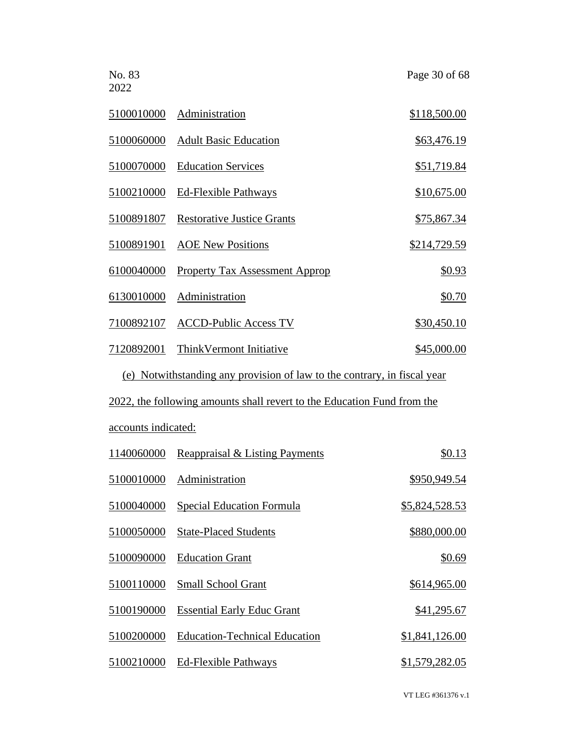| | | |
|---|---|---|
| 5100010000 | Administration | $118,500.00 |
| 5100060000 | Adult Basic Education | $63,476.19 |
| 5100070000 | Education Services | $51,719.84 |
| 5100210000 | Ed-Flexible Pathways | $10,675.00 |
| 5100891807 | Restorative Justice Grants | $75,867.34 |
| 5100891901 | AOE New Positions | $214,729.59 |
| 6100040000 | Property Tax Assessment Approp | $0.93 |
| 6130010000 | Administration | $0.70 |
| 7100892107 | ACCD-Public Access TV | $30,450.10 |
| 7120892001 | ThinkVermont Initiative | $45,000.00 |

(e) Notwithstanding any provision of law to the contrary, in fiscal year 2022, the following amounts shall revert to the Education Fund from the accounts indicated:

| | | |
|---|---|---|
| 1140060000 | Reappraisal & Listing Payments | $0.13 |
| 5100010000 | Administration | $950,949.54 |
| 5100040000 | Special Education Formula | $5,824,528.53 |
| 5100050000 | State-Placed Students | $880,000.00 |
| 5100090000 | Education Grant | $0.69 |
| 5100110000 | Small School Grant | $614,965.00 |
| 5100190000 | Essential Early Educ Grant | $41,295.67 |
| 5100200000 | Education-Technical Education | $1,841,126.00 |
| 5100210000 | Ed-Flexible Pathways | $1,579,282.05 |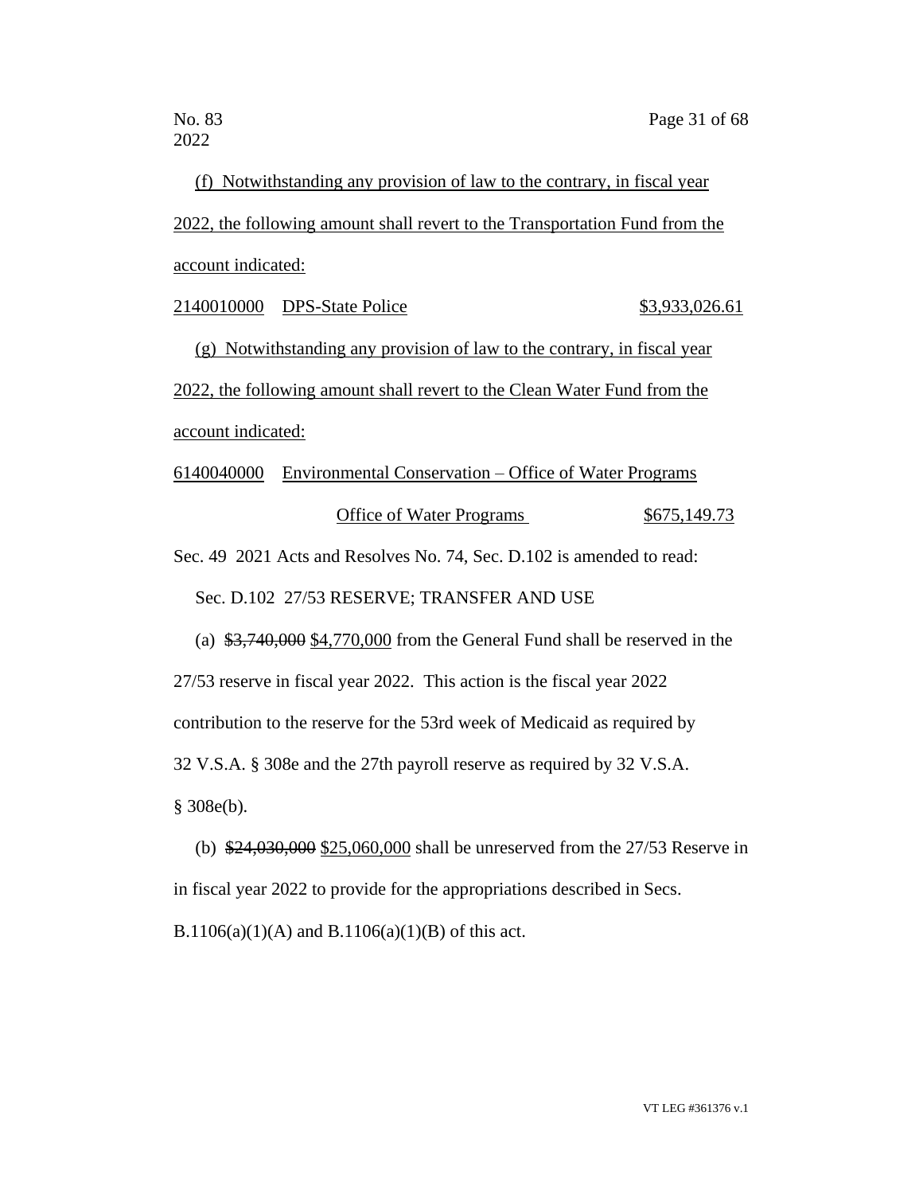(f) Notwithstanding any provision of law to the contrary, in fiscal year 2022, the following amount shall revert to the Transportation Fund from the account indicated:

2140010000 DPS-State Police $3,933,026.61

(g) Notwithstanding any provision of law to the contrary, in fiscal year 2022, the following amount shall revert to the Clean Water Fund from the account indicated:

6140040000 Environmental Conservation – Office of Water Programs

Office of Water Programs $675,149.73

Sec. 49 2021 Acts and Resolves No. 74, Sec. D.102 is amended to read:

Sec. D.102 27/53 RESERVE; TRANSFER AND USE

(a) ~~$3,740,000~~ $4,770,000 from the General Fund shall be reserved in the 27/53 reserve in fiscal year 2022. This action is the fiscal year 2022 contribution to the reserve for the 53rd week of Medicaid as required by 32 V.S.A. § 308e and the 27th payroll reserve as required by 32 V.S.A. § 308e(b).

(b) ~~$24,030,000~~ $25,060,000 shall be unreserved from the 27/53 Reserve in in fiscal year 2022 to provide for the appropriations described in Secs. B.1106(a)(1)(A) and B.1106(a)(1)(B) of this act.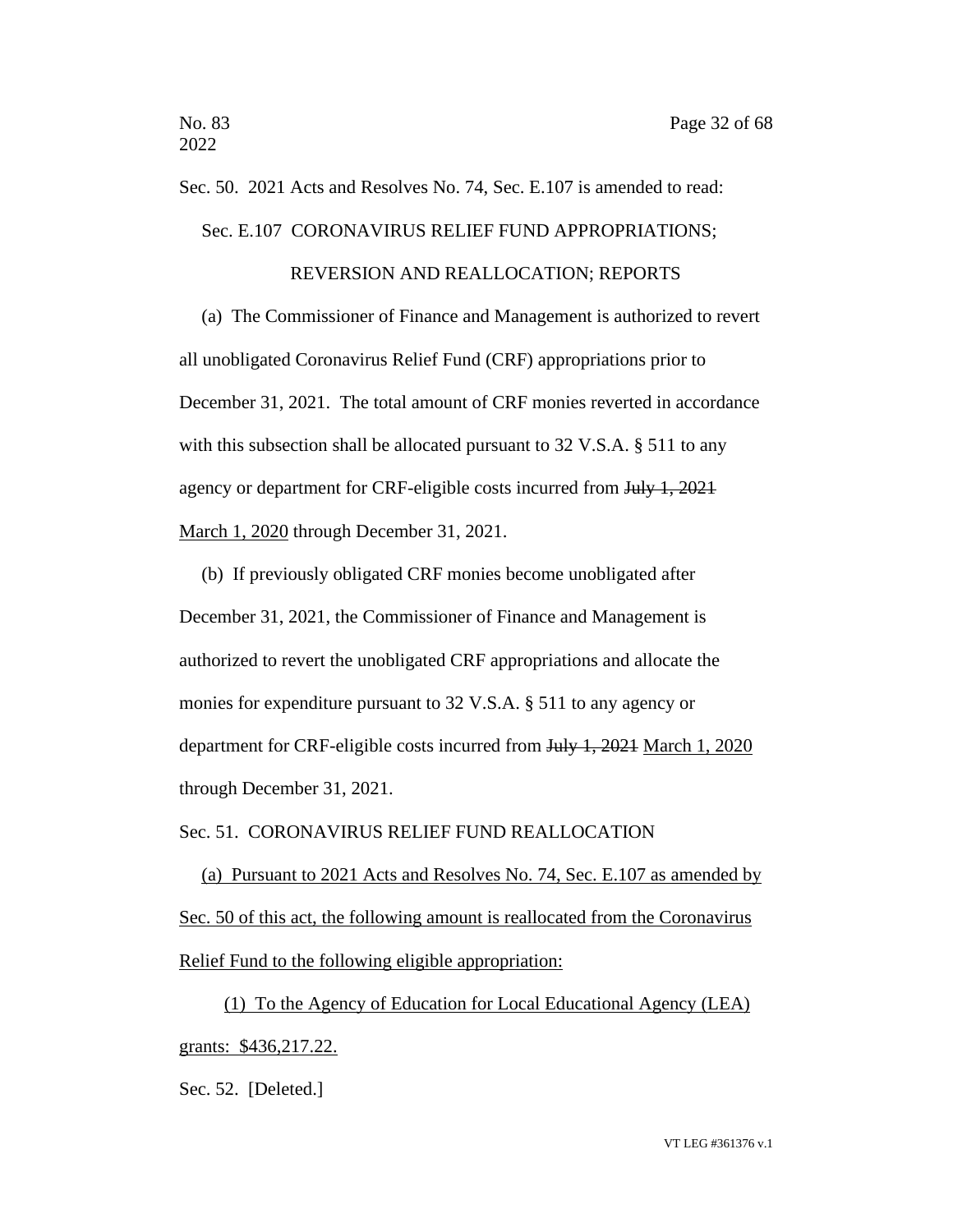Sec. 50. 2021 Acts and Resolves No. 74, Sec. E.107 is amended to read:

Sec. E.107 CORONAVIRUS RELIEF FUND APPROPRIATIONS; REVERSION AND REALLOCATION; REPORTS

(a) The Commissioner of Finance and Management is authorized to revert all unobligated Coronavirus Relief Fund (CRF) appropriations prior to December 31, 2021. The total amount of CRF monies reverted in accordance with this subsection shall be allocated pursuant to 32 V.S.A. § 511 to any agency or department for CRF-eligible costs incurred from ~~July 1, 2021~~ <u>March 1, 2020</u> through December 31, 2021.

(b) If previously obligated CRF monies become unobligated after December 31, 2021, the Commissioner of Finance and Management is authorized to revert the unobligated CRF appropriations and allocate the monies for expenditure pursuant to 32 V.S.A. § 511 to any agency or department for CRF-eligible costs incurred from ~~July 1, 2021~~ <u>March 1, 2020</u> through December 31, 2021.

Sec. 51. CORONAVIRUS RELIEF FUND REALLOCATION

<u>(a) Pursuant to 2021 Acts and Resolves No. 74, Sec. E.107 as amended by Sec. 50 of this act, the following amount is reallocated from the Coronavirus Relief Fund to the following eligible appropriation:</u>

<u>(1) To the Agency of Education for Local Educational Agency (LEA) grants: $436,217.22.</u>

Sec. 52. [Deleted.]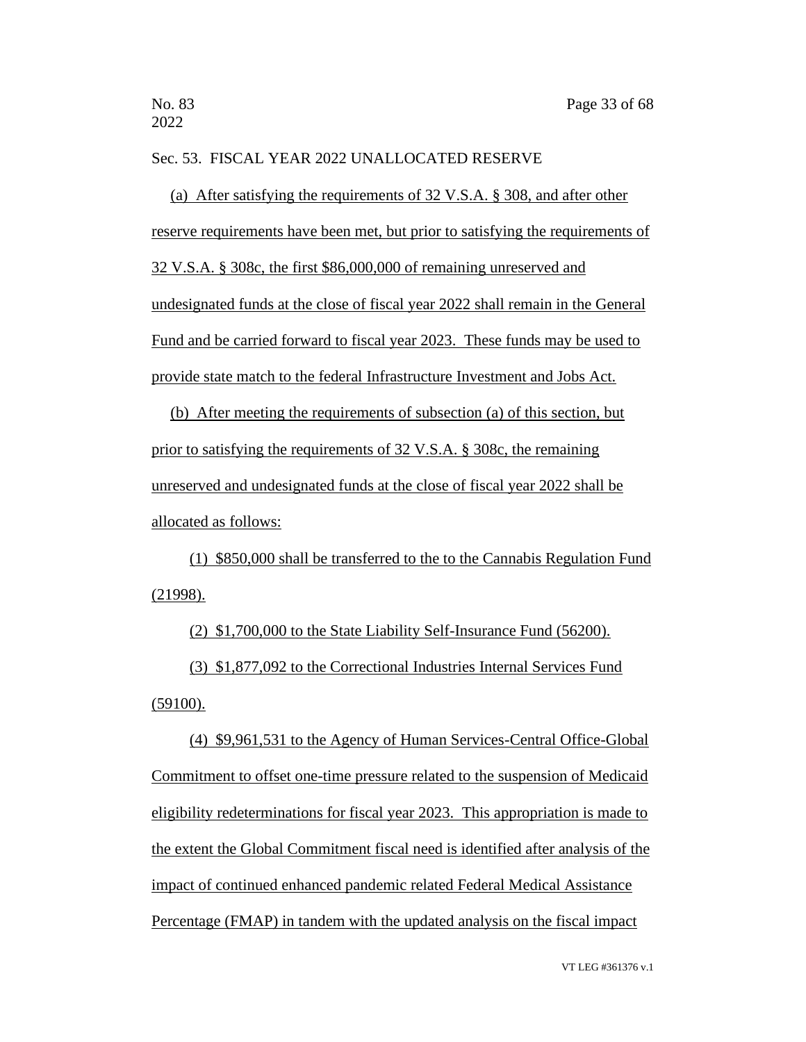Sec. 53. FISCAL YEAR 2022 UNALLOCATED RESERVE

(a) After satisfying the requirements of 32 V.S.A. § 308, and after other reserve requirements have been met, but prior to satisfying the requirements of 32 V.S.A. § 308c, the first $86,000,000 of remaining unreserved and undesignated funds at the close of fiscal year 2022 shall remain in the General Fund and be carried forward to fiscal year 2023. These funds may be used to provide state match to the federal Infrastructure Investment and Jobs Act.

(b) After meeting the requirements of subsection (a) of this section, but prior to satisfying the requirements of 32 V.S.A. § 308c, the remaining unreserved and undesignated funds at the close of fiscal year 2022 shall be allocated as follows:

(1) $850,000 shall be transferred to the to the Cannabis Regulation Fund (21998).

(2) $1,700,000 to the State Liability Self-Insurance Fund (56200).

(3) $1,877,092 to the Correctional Industries Internal Services Fund (59100).

(4) $9,961,531 to the Agency of Human Services-Central Office-Global Commitment to offset one-time pressure related to the suspension of Medicaid eligibility redeterminations for fiscal year 2023. This appropriation is made to the extent the Global Commitment fiscal need is identified after analysis of the impact of continued enhanced pandemic related Federal Medical Assistance Percentage (FMAP) in tandem with the updated analysis on the fiscal impact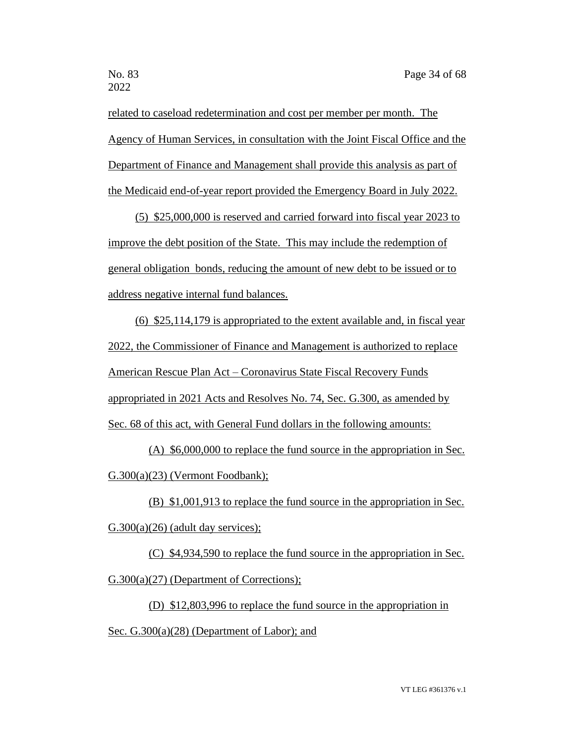related to caseload redetermination and cost per member per month. The Agency of Human Services, in consultation with the Joint Fiscal Office and the Department of Finance and Management shall provide this analysis as part of the Medicaid end-of-year report provided the Emergency Board in July 2022.

(5) $25,000,000 is reserved and carried forward into fiscal year 2023 to improve the debt position of the State. This may include the redemption of general obligation bonds, reducing the amount of new debt to be issued or to address negative internal fund balances.

(6) $25,114,179 is appropriated to the extent available and, in fiscal year 2022, the Commissioner of Finance and Management is authorized to replace American Rescue Plan Act – Coronavirus State Fiscal Recovery Funds appropriated in 2021 Acts and Resolves No. 74, Sec. G.300, as amended by Sec. 68 of this act, with General Fund dollars in the following amounts:

(A) $6,000,000 to replace the fund source in the appropriation in Sec. G.300(a)(23) (Vermont Foodbank);

(B) $1,001,913 to replace the fund source in the appropriation in Sec. G.300(a)(26) (adult day services);

(C) $4,934,590 to replace the fund source in the appropriation in Sec. G.300(a)(27) (Department of Corrections);

(D) $12,803,996 to replace the fund source in the appropriation in Sec. G.300(a)(28) (Department of Labor); and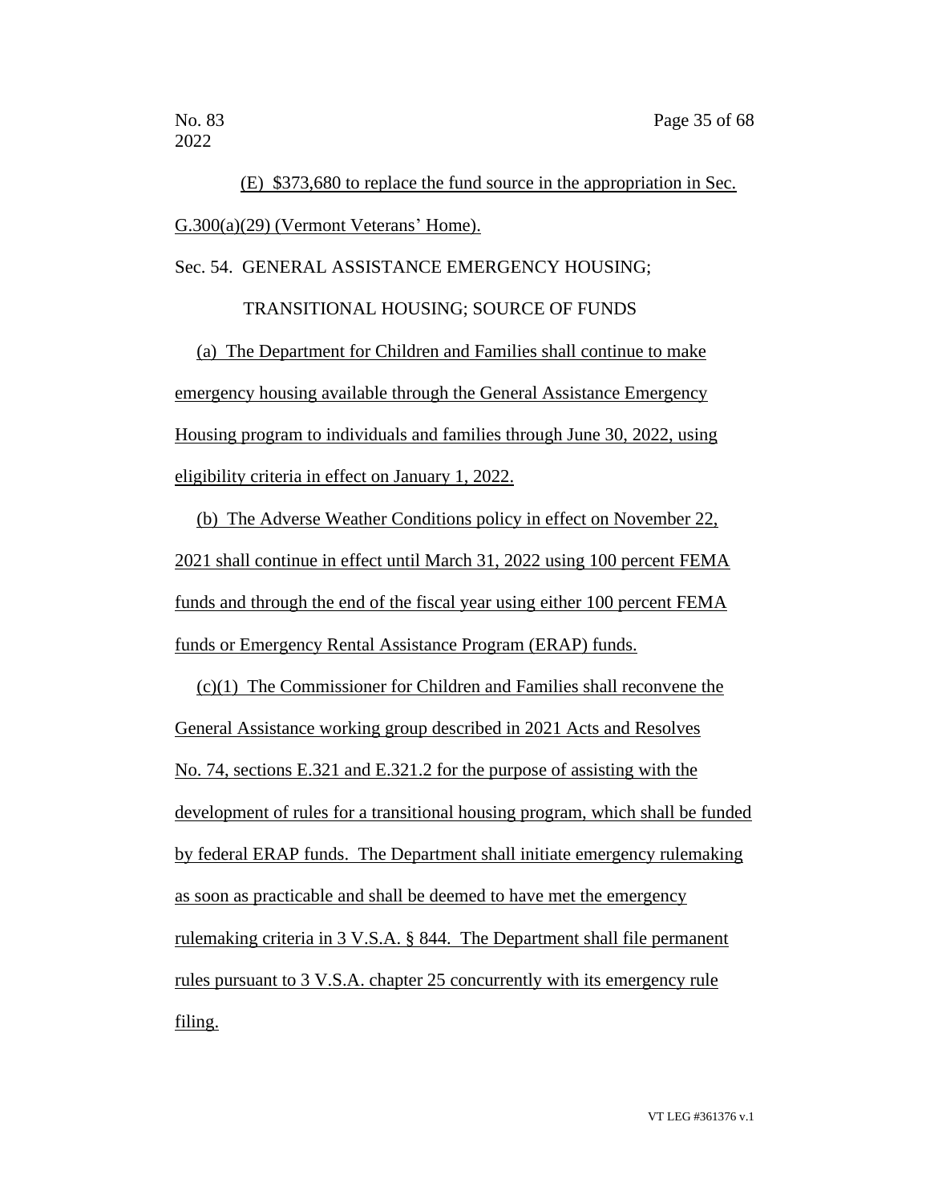(E) $373,680 to replace the fund source in the appropriation in Sec. G.300(a)(29) (Vermont Veterans' Home).

Sec. 54. GENERAL ASSISTANCE EMERGENCY HOUSING; TRANSITIONAL HOUSING; SOURCE OF FUNDS

(a) The Department for Children and Families shall continue to make emergency housing available through the General Assistance Emergency Housing program to individuals and families through June 30, 2022, using eligibility criteria in effect on January 1, 2022.

(b) The Adverse Weather Conditions policy in effect on November 22, 2021 shall continue in effect until March 31, 2022 using 100 percent FEMA funds and through the end of the fiscal year using either 100 percent FEMA funds or Emergency Rental Assistance Program (ERAP) funds.

(c)(1) The Commissioner for Children and Families shall reconvene the General Assistance working group described in 2021 Acts and Resolves No. 74, sections E.321 and E.321.2 for the purpose of assisting with the development of rules for a transitional housing program, which shall be funded by federal ERAP funds. The Department shall initiate emergency rulemaking as soon as practicable and shall be deemed to have met the emergency rulemaking criteria in 3 V.S.A. § 844. The Department shall file permanent rules pursuant to 3 V.S.A. chapter 25 concurrently with its emergency rule filing.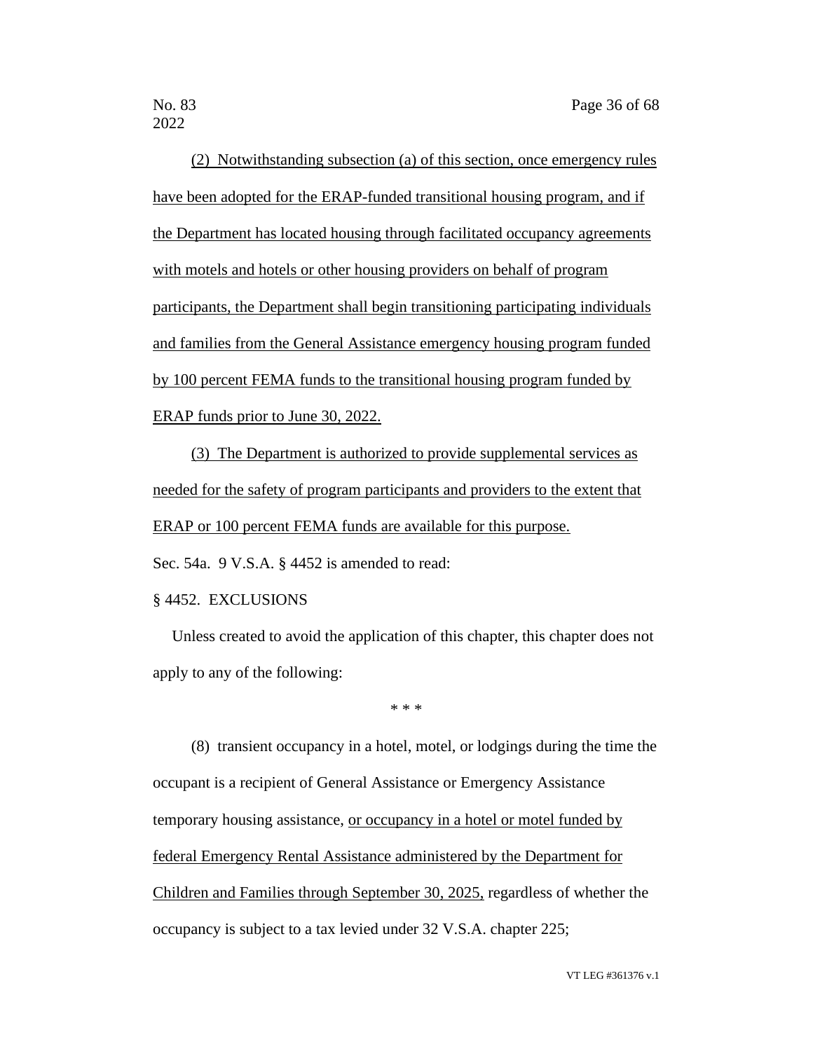(2) Notwithstanding subsection (a) of this section, once emergency rules have been adopted for the ERAP-funded transitional housing program, and if the Department has located housing through facilitated occupancy agreements with motels and hotels or other housing providers on behalf of program participants, the Department shall begin transitioning participating individuals and families from the General Assistance emergency housing program funded by 100 percent FEMA funds to the transitional housing program funded by ERAP funds prior to June 30, 2022.

(3) The Department is authorized to provide supplemental services as needed for the safety of program participants and providers to the extent that ERAP or 100 percent FEMA funds are available for this purpose.

Sec. 54a. 9 V.S.A. § 4452 is amended to read:

§ 4452. EXCLUSIONS

Unless created to avoid the application of this chapter, this chapter does not apply to any of the following:

\* \* \*

(8) transient occupancy in a hotel, motel, or lodgings during the time the occupant is a recipient of General Assistance or Emergency Assistance temporary housing assistance, or occupancy in a hotel or motel funded by federal Emergency Rental Assistance administered by the Department for Children and Families through September 30, 2025, regardless of whether the occupancy is subject to a tax levied under 32 V.S.A. chapter 225;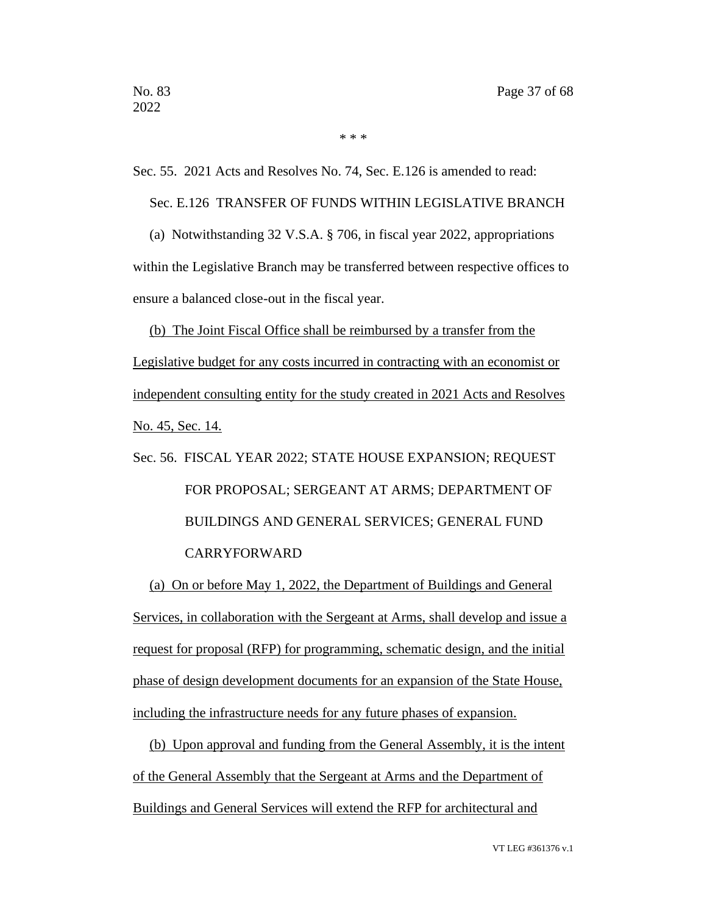\* \* \*

Sec. 55. 2021 Acts and Resolves No. 74, Sec. E.126 is amended to read:

Sec. E.126 TRANSFER OF FUNDS WITHIN LEGISLATIVE BRANCH

(a) Notwithstanding 32 V.S.A. § 706, in fiscal year 2022, appropriations within the Legislative Branch may be transferred between respective offices to ensure a balanced close-out in the fiscal year.

<u>(b) The Joint Fiscal Office shall be reimbursed by a transfer from the Legislative budget for any costs incurred in contracting with an economist or independent consulting entity for the study created in 2021 Acts and Resolves No. 45, Sec. 14.</u>

Sec. 56. FISCAL YEAR 2022; STATE HOUSE EXPANSION; REQUEST FOR PROPOSAL; SERGEANT AT ARMS; DEPARTMENT OF BUILDINGS AND GENERAL SERVICES; GENERAL FUND CARRYFORWARD

<u>(a) On or before May 1, 2022, the Department of Buildings and General Services, in collaboration with the Sergeant at Arms, shall develop and issue a request for proposal (RFP) for programming, schematic design, and the initial phase of design development documents for an expansion of the State House, including the infrastructure needs for any future phases of expansion.</u>

<u>(b) Upon approval and funding from the General Assembly, it is the intent of the General Assembly that the Sergeant at Arms and the Department of Buildings and General Services will extend the RFP for architectural and</u>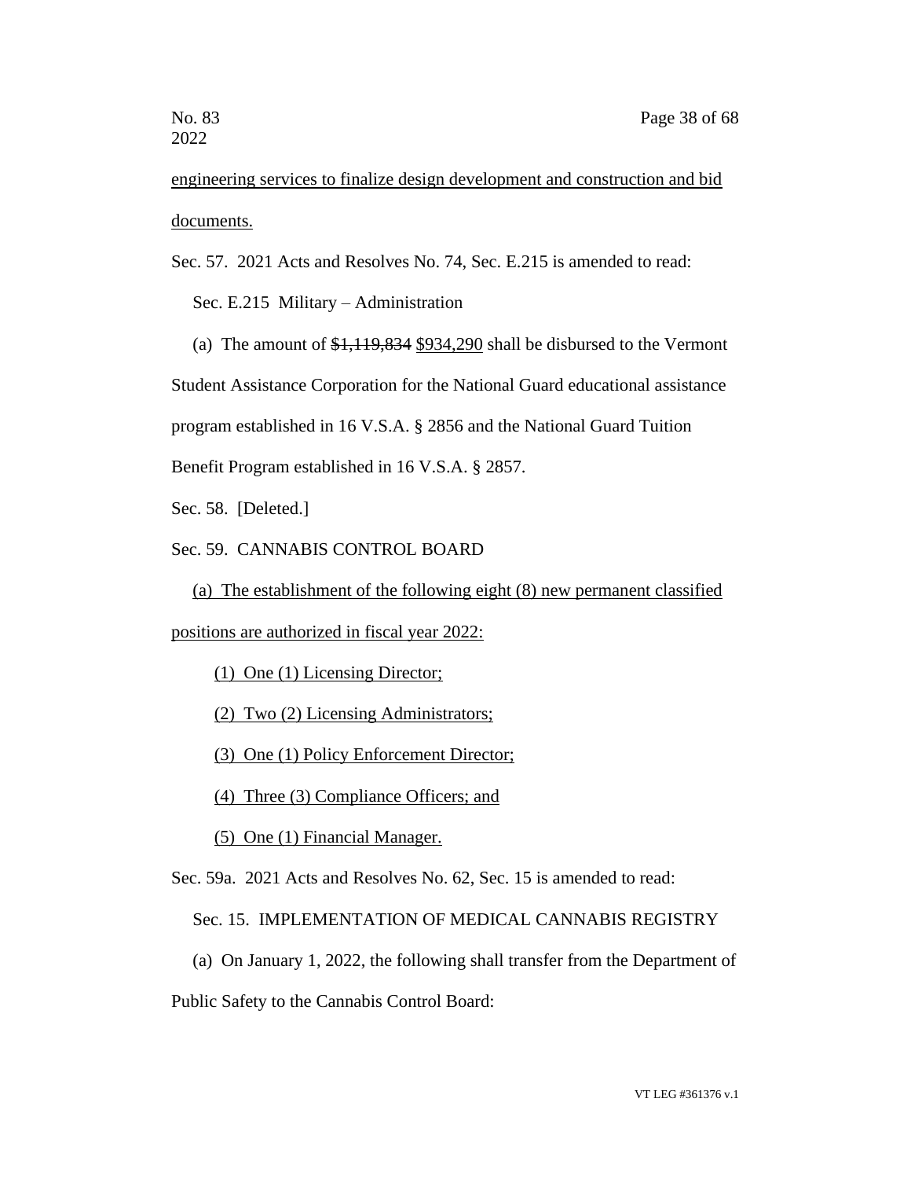engineering services to finalize design development and construction and bid documents.

Sec. 57. 2021 Acts and Resolves No. 74, Sec. E.215 is amended to read:

Sec. E.215 Military – Administration

(a) The amount of ~~$1,119,834~~ $934,290 shall be disbursed to the Vermont Student Assistance Corporation for the National Guard educational assistance program established in 16 V.S.A. § 2856 and the National Guard Tuition Benefit Program established in 16 V.S.A. § 2857.

Sec. 58. [Deleted.]

Sec. 59. CANNABIS CONTROL BOARD

(a) The establishment of the following eight (8) new permanent classified positions are authorized in fiscal year 2022:

(1) One (1) Licensing Director;

(2) Two (2) Licensing Administrators;

(3) One (1) Policy Enforcement Director;

(4) Three (3) Compliance Officers; and

(5) One (1) Financial Manager.

Sec. 59a. 2021 Acts and Resolves No. 62, Sec. 15 is amended to read:

Sec. 15. IMPLEMENTATION OF MEDICAL CANNABIS REGISTRY

(a) On January 1, 2022, the following shall transfer from the Department of Public Safety to the Cannabis Control Board: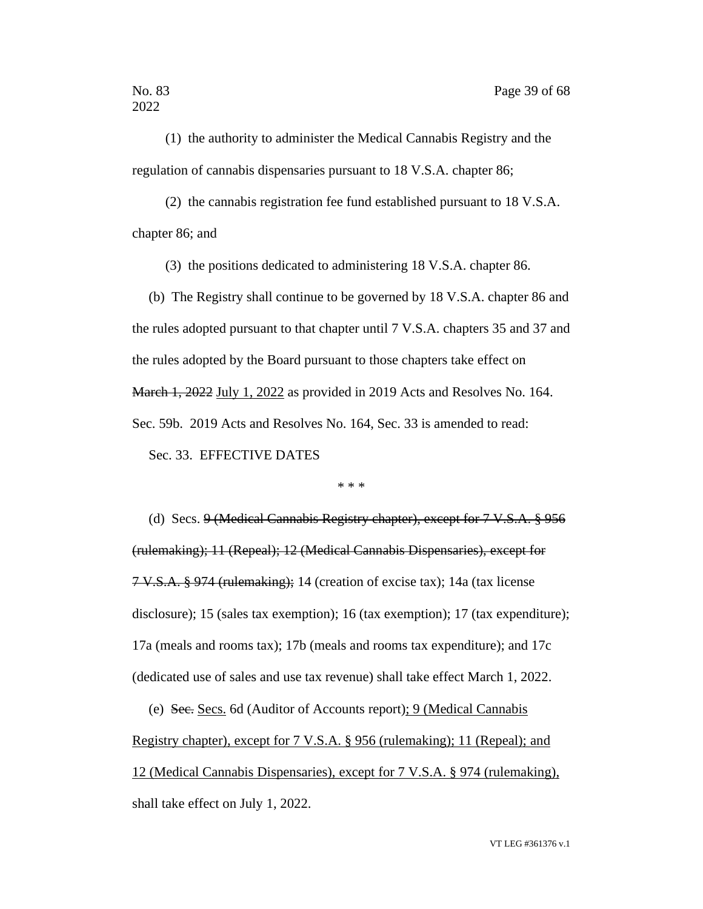(1) the authority to administer the Medical Cannabis Registry and the regulation of cannabis dispensaries pursuant to 18 V.S.A. chapter 86;

(2) the cannabis registration fee fund established pursuant to 18 V.S.A. chapter 86; and

(3) the positions dedicated to administering 18 V.S.A. chapter 86.

(b) The Registry shall continue to be governed by 18 V.S.A. chapter 86 and the rules adopted pursuant to that chapter until 7 V.S.A. chapters 35 and 37 and the rules adopted by the Board pursuant to those chapters take effect on ~~March 1, 2022~~ <u>July 1, 2022</u> as provided in 2019 Acts and Resolves No. 164.

Sec. 59b. 2019 Acts and Resolves No. 164, Sec. 33 is amended to read:

Sec. 33. EFFECTIVE DATES

\* \* \*

(d) Secs. ~~9 (Medical Cannabis Registry chapter), except for 7 V.S.A. § 956 (rulemaking); 11 (Repeal); 12 (Medical Cannabis Dispensaries), except for 7 V.S.A. § 974 (rulemaking);~~ 14 (creation of excise tax); 14a (tax license disclosure); 15 (sales tax exemption); 16 (tax exemption); 17 (tax expenditure); 17a (meals and rooms tax); 17b (meals and rooms tax expenditure); and 17c (dedicated use of sales and use tax revenue) shall take effect March 1, 2022.

(e) ~~Sec.~~ <u>Secs.</u> 6d (Auditor of Accounts report)<u>; 9 (Medical Cannabis Registry chapter), except for 7 V.S.A. § 956 (rulemaking); 11 (Repeal); and 12 (Medical Cannabis Dispensaries), except for 7 V.S.A. § 974 (rulemaking),</u> shall take effect on July 1, 2022.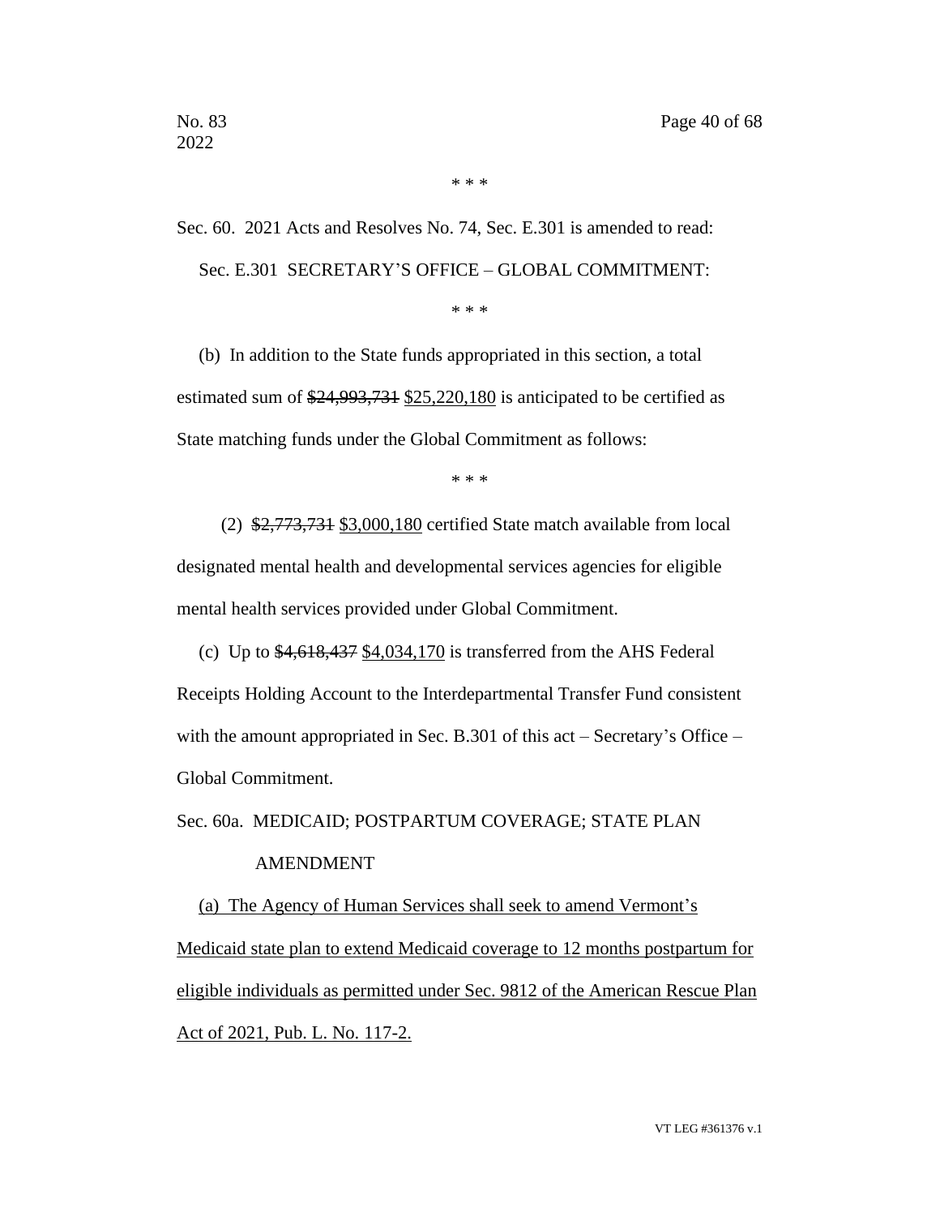\* \* \*

Sec. 60. 2021 Acts and Resolves No. 74, Sec. E.301 is amended to read:

Sec. E.301 SECRETARY'S OFFICE – GLOBAL COMMITMENT:

\* \* \*

(b) In addition to the State funds appropriated in this section, a total estimated sum of ~~$24,993,731~~ <u>$25,220,180</u> is anticipated to be certified as State matching funds under the Global Commitment as follows:

\* \* \*

(2) ~~$2,773,731~~ <u>$3,000,180</u> certified State match available from local designated mental health and developmental services agencies for eligible mental health services provided under Global Commitment.

(c) Up to ~~$4,618,437~~ <u>$4,034,170</u> is transferred from the AHS Federal Receipts Holding Account to the Interdepartmental Transfer Fund consistent with the amount appropriated in Sec. B.301 of this act – Secretary's Office – Global Commitment.

Sec. 60a. MEDICAID; POSTPARTUM COVERAGE; STATE PLAN AMENDMENT

<u>(a) The Agency of Human Services shall seek to amend Vermont's Medicaid state plan to extend Medicaid coverage to 12 months postpartum for eligible individuals as permitted under Sec. 9812 of the American Rescue Plan Act of 2021, Pub. L. No. 117-2.</u>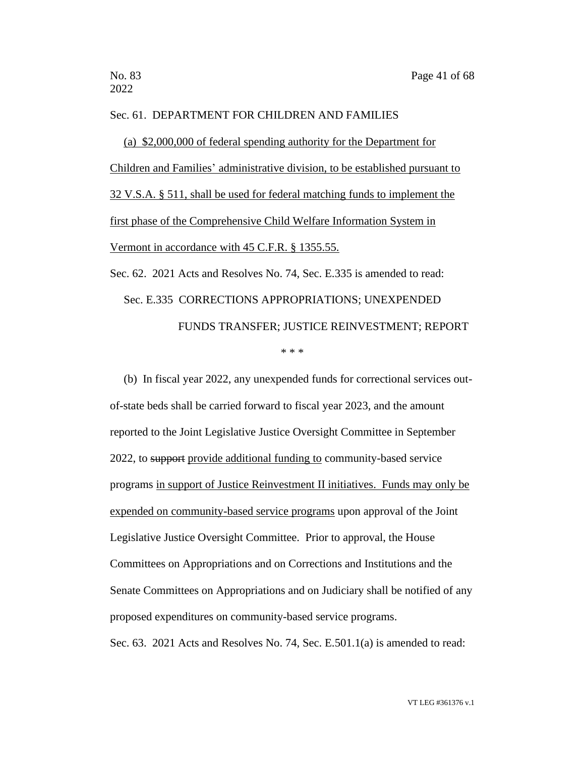Sec. 61. DEPARTMENT FOR CHILDREN AND FAMILIES

<u>(a) $2,000,000 of federal spending authority for the Department for Children and Families' administrative division, to be established pursuant to 32 V.S.A. § 511, shall be used for federal matching funds to implement the first phase of the Comprehensive Child Welfare Information System in Vermont in accordance with 45 C.F.R. § 1355.55.</u>

Sec. 62. 2021 Acts and Resolves No. 74, Sec. E.335 is amended to read:

Sec. E.335 CORRECTIONS APPROPRIATIONS; UNEXPENDED FUNDS TRANSFER; JUSTICE REINVESTMENT; REPORT

\* \* \*

(b) In fiscal year 2022, any unexpended funds for correctional services out-of-state beds shall be carried forward to fiscal year 2023, and the amount reported to the Joint Legislative Justice Oversight Committee in September 2022, to ~~support~~ <u>provide additional funding to</u> community-based service programs <u>in support of Justice Reinvestment II initiatives. Funds may only be expended on community-based service programs</u> upon approval of the Joint Legislative Justice Oversight Committee. Prior to approval, the House Committees on Appropriations and on Corrections and Institutions and the Senate Committees on Appropriations and on Judiciary shall be notified of any proposed expenditures on community-based service programs.

Sec. 63. 2021 Acts and Resolves No. 74, Sec. E.501.1(a) is amended to read: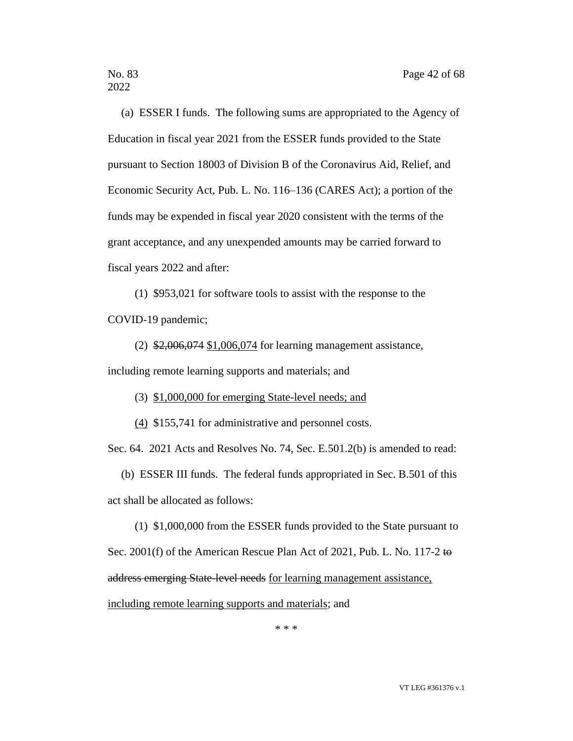(a) ESSER I funds. The following sums are appropriated to the Agency of Education in fiscal year 2021 from the ESSER funds provided to the State pursuant to Section 18003 of Division B of the Coronavirus Aid, Relief, and Economic Security Act, Pub. L. No. 116–136 (CARES Act); a portion of the funds may be expended in fiscal year 2020 consistent with the terms of the grant acceptance, and any unexpended amounts may be carried forward to fiscal years 2022 and after:

(1) $953,021 for software tools to assist with the response to the COVID-19 pandemic;

(2) ~~$2,006,074~~ <u>$1,006,074</u> for learning management assistance, including remote learning supports and materials; and

(3) <u>$1,000,000 for emerging State-level needs; and</u>

<u>(4)</u> $155,741 for administrative and personnel costs.

Sec. 64. 2021 Acts and Resolves No. 74, Sec. E.501.2(b) is amended to read:

(b) ESSER III funds. The federal funds appropriated in Sec. B.501 of this act shall be allocated as follows:

(1) $1,000,000 from the ESSER funds provided to the State pursuant to Sec. 2001(f) of the American Rescue Plan Act of 2021, Pub. L. No. 117-2 ~~to address emerging State-level needs~~ <u>for learning management assistance, including remote learning supports and materials</u>; and

\* \* \*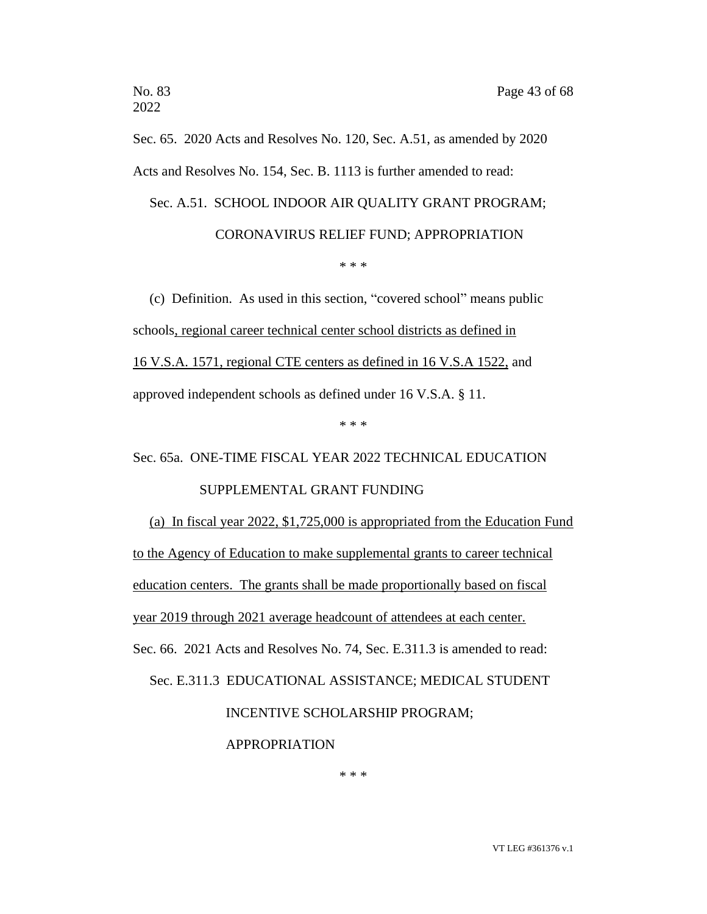Sec. 65. 2020 Acts and Resolves No. 120, Sec. A.51, as amended by 2020 Acts and Resolves No. 154, Sec. B. 1113 is further amended to read:

Sec. A.51. SCHOOL INDOOR AIR QUALITY GRANT PROGRAM; CORONAVIRUS RELIEF FUND; APPROPRIATION

\* \* \*

(c) Definition. As used in this section, "covered school" means public schools, regional career technical center school districts as defined in 16 V.S.A. 1571, regional CTE centers as defined in 16 V.S.A 1522, and approved independent schools as defined under 16 V.S.A. § 11.

\* \* \*

Sec. 65a. ONE-TIME FISCAL YEAR 2022 TECHNICAL EDUCATION SUPPLEMENTAL GRANT FUNDING

(a) In fiscal year 2022, $1,725,000 is appropriated from the Education Fund to the Agency of Education to make supplemental grants to career technical education centers. The grants shall be made proportionally based on fiscal year 2019 through 2021 average headcount of attendees at each center.

Sec. 66. 2021 Acts and Resolves No. 74, Sec. E.311.3 is amended to read:

Sec. E.311.3 EDUCATIONAL ASSISTANCE; MEDICAL STUDENT INCENTIVE SCHOLARSHIP PROGRAM; APPROPRIATION

\* \* \*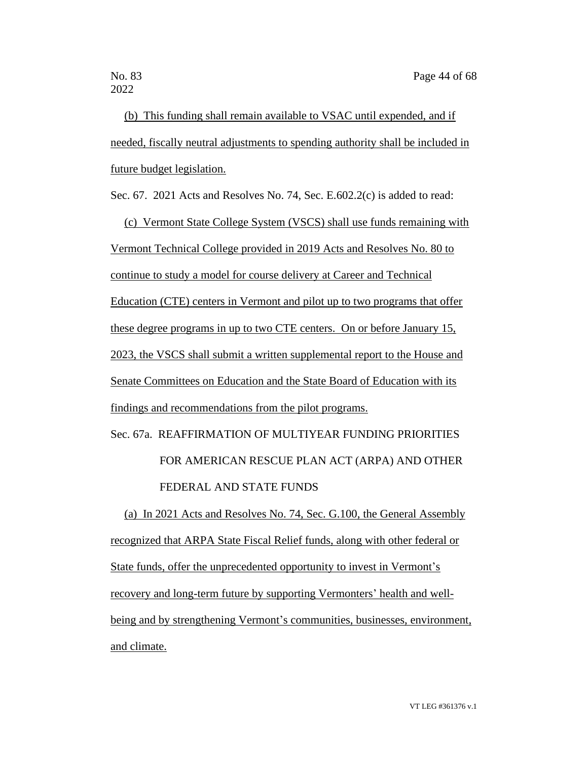(b) This funding shall remain available to VSAC until expended, and if needed, fiscally neutral adjustments to spending authority shall be included in future budget legislation.

Sec. 67. 2021 Acts and Resolves No. 74, Sec. E.602.2(c) is added to read:

(c) Vermont State College System (VSCS) shall use funds remaining with Vermont Technical College provided in 2019 Acts and Resolves No. 80 to continue to study a model for course delivery at Career and Technical Education (CTE) centers in Vermont and pilot up to two programs that offer these degree programs in up to two CTE centers. On or before January 15, 2023, the VSCS shall submit a written supplemental report to the House and Senate Committees on Education and the State Board of Education with its findings and recommendations from the pilot programs.

Sec. 67a. REAFFIRMATION OF MULTIYEAR FUNDING PRIORITIES FOR AMERICAN RESCUE PLAN ACT (ARPA) AND OTHER FEDERAL AND STATE FUNDS

(a) In 2021 Acts and Resolves No. 74, Sec. G.100, the General Assembly recognized that ARPA State Fiscal Relief funds, along with other federal or State funds, offer the unprecedented opportunity to invest in Vermont's recovery and long-term future by supporting Vermonters' health and well-being and by strengthening Vermont's communities, businesses, environment, and climate.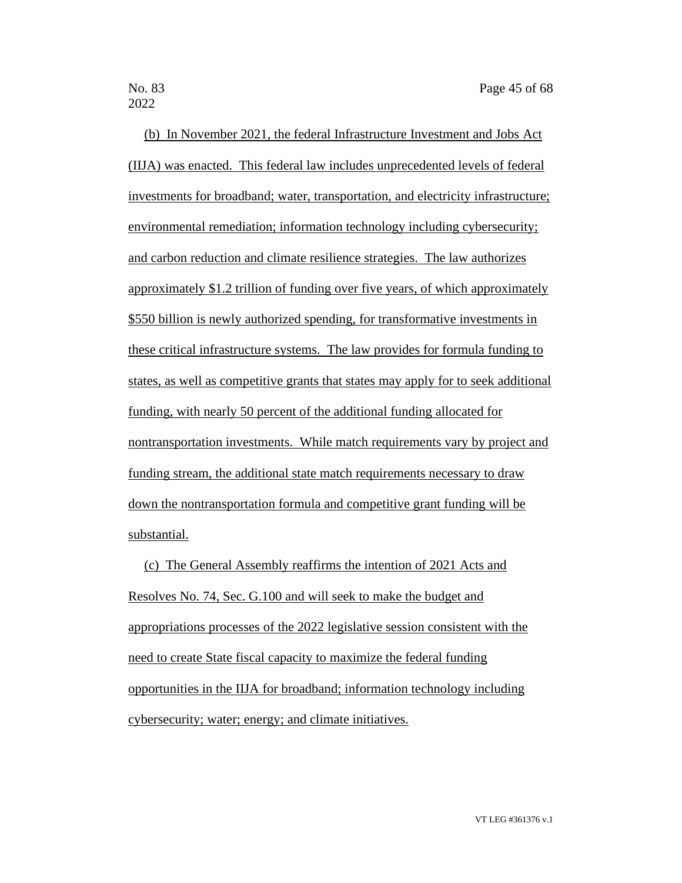(b) In November 2021, the federal Infrastructure Investment and Jobs Act (IIJA) was enacted. This federal law includes unprecedented levels of federal investments for broadband; water, transportation, and electricity infrastructure; environmental remediation; information technology including cybersecurity; and carbon reduction and climate resilience strategies. The law authorizes approximately $1.2 trillion of funding over five years, of which approximately $550 billion is newly authorized spending, for transformative investments in these critical infrastructure systems. The law provides for formula funding to states, as well as competitive grants that states may apply for to seek additional funding, with nearly 50 percent of the additional funding allocated for nontransportation investments. While match requirements vary by project and funding stream, the additional state match requirements necessary to draw down the nontransportation formula and competitive grant funding will be substantial.

(c) The General Assembly reaffirms the intention of 2021 Acts and Resolves No. 74, Sec. G.100 and will seek to make the budget and appropriations processes of the 2022 legislative session consistent with the need to create State fiscal capacity to maximize the federal funding opportunities in the IIJA for broadband; information technology including cybersecurity; water; energy; and climate initiatives.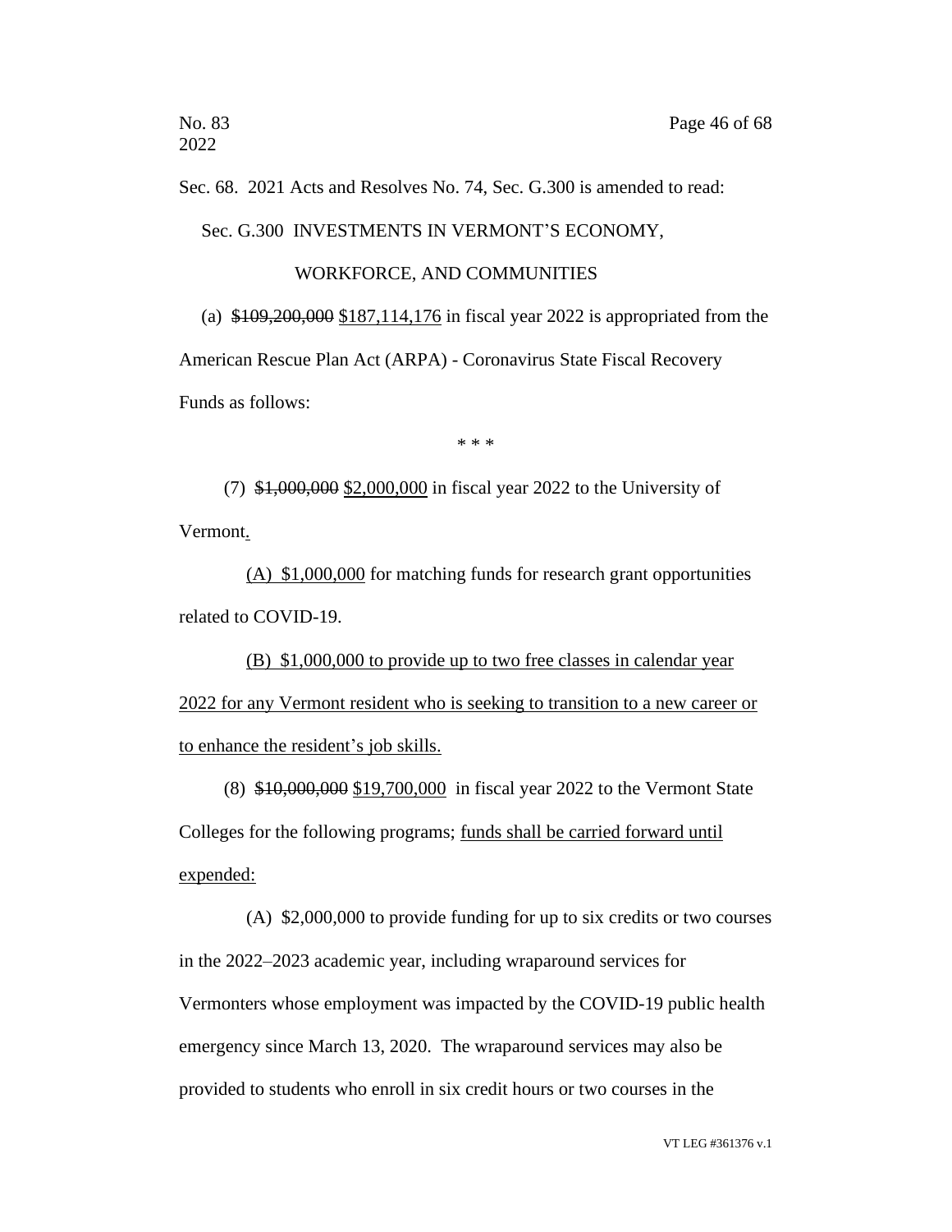Sec. 68. 2021 Acts and Resolves No. 74, Sec. G.300 is amended to read:

Sec. G.300 INVESTMENTS IN VERMONT'S ECONOMY, WORKFORCE, AND COMMUNITIES

(a) ~~$109,200,000~~ <u>$187,114,176</u> in fiscal year 2022 is appropriated from the American Rescue Plan Act (ARPA) - Coronavirus State Fiscal Recovery Funds as follows:

\* \* \*

(7) ~~$1,000,000~~ <u>$2,000,000</u> in fiscal year 2022 to the University of Vermont<u>.</u>

<u>(A) $1,000,000</u> for matching funds for research grant opportunities related to COVID-19.

<u>(B) $1,000,000 to provide up to two free classes in calendar year 2022 for any Vermont resident who is seeking to transition to a new career or to enhance the resident's job skills.</u>

(8) ~~$10,000,000~~ <u>$19,700,000</u> in fiscal year 2022 to the Vermont State Colleges for the following programs; <u>funds shall be carried forward until expended:</u>

(A) $2,000,000 to provide funding for up to six credits or two courses in the 2022–2023 academic year, including wraparound services for Vermonters whose employment was impacted by the COVID-19 public health emergency since March 13, 2020. The wraparound services may also be provided to students who enroll in six credit hours or two courses in the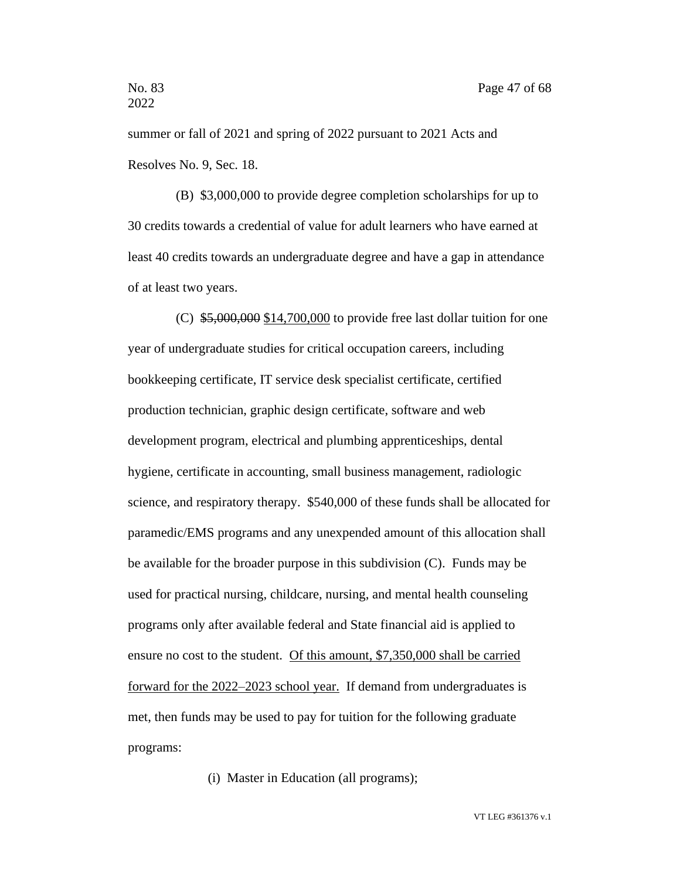summer or fall of 2021 and spring of 2022 pursuant to 2021 Acts and Resolves No. 9, Sec. 18.

(B) $3,000,000 to provide degree completion scholarships for up to 30 credits towards a credential of value for adult learners who have earned at least 40 credits towards an undergraduate degree and have a gap in attendance of at least two years.

(C) ~~$5,000,000~~ <u>$14,700,000</u> to provide free last dollar tuition for one year of undergraduate studies for critical occupation careers, including bookkeeping certificate, IT service desk specialist certificate, certified production technician, graphic design certificate, software and web development program, electrical and plumbing apprenticeships, dental hygiene, certificate in accounting, small business management, radiologic science, and respiratory therapy. $540,000 of these funds shall be allocated for paramedic/EMS programs and any unexpended amount of this allocation shall be available for the broader purpose in this subdivision (C). Funds may be used for practical nursing, childcare, nursing, and mental health counseling programs only after available federal and State financial aid is applied to ensure no cost to the student. <u>Of this amount, $7,350,000 shall be carried forward for the 2022–2023 school year.</u> If demand from undergraduates is met, then funds may be used to pay for tuition for the following graduate programs:

(i) Master in Education (all programs);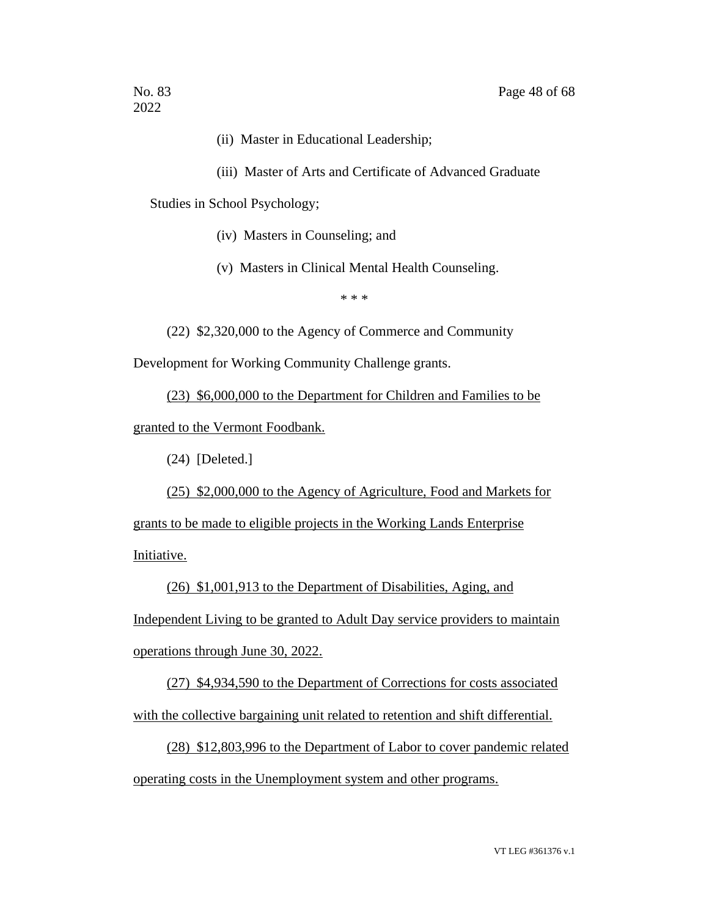(ii) Master in Educational Leadership;

(iii) Master of Arts and Certificate of Advanced Graduate Studies in School Psychology;

(iv) Masters in Counseling; and

(v) Masters in Clinical Mental Health Counseling.

\* \* \*

(22) $2,320,000 to the Agency of Commerce and Community Development for Working Community Challenge grants.

<u>(23) $6,000,000 to the Department for Children and Families to be granted to the Vermont Foodbank.</u>

(24) [Deleted.]

<u>(25) $2,000,000 to the Agency of Agriculture, Food and Markets for grants to be made to eligible projects in the Working Lands Enterprise Initiative.</u>

<u>(26) $1,001,913 to the Department of Disabilities, Aging, and Independent Living to be granted to Adult Day service providers to maintain operations through June 30, 2022.</u>

<u>(27) $4,934,590 to the Department of Corrections for costs associated with the collective bargaining unit related to retention and shift differential.</u>

<u>(28) $12,803,996 to the Department of Labor to cover pandemic related operating costs in the Unemployment system and other programs.</u>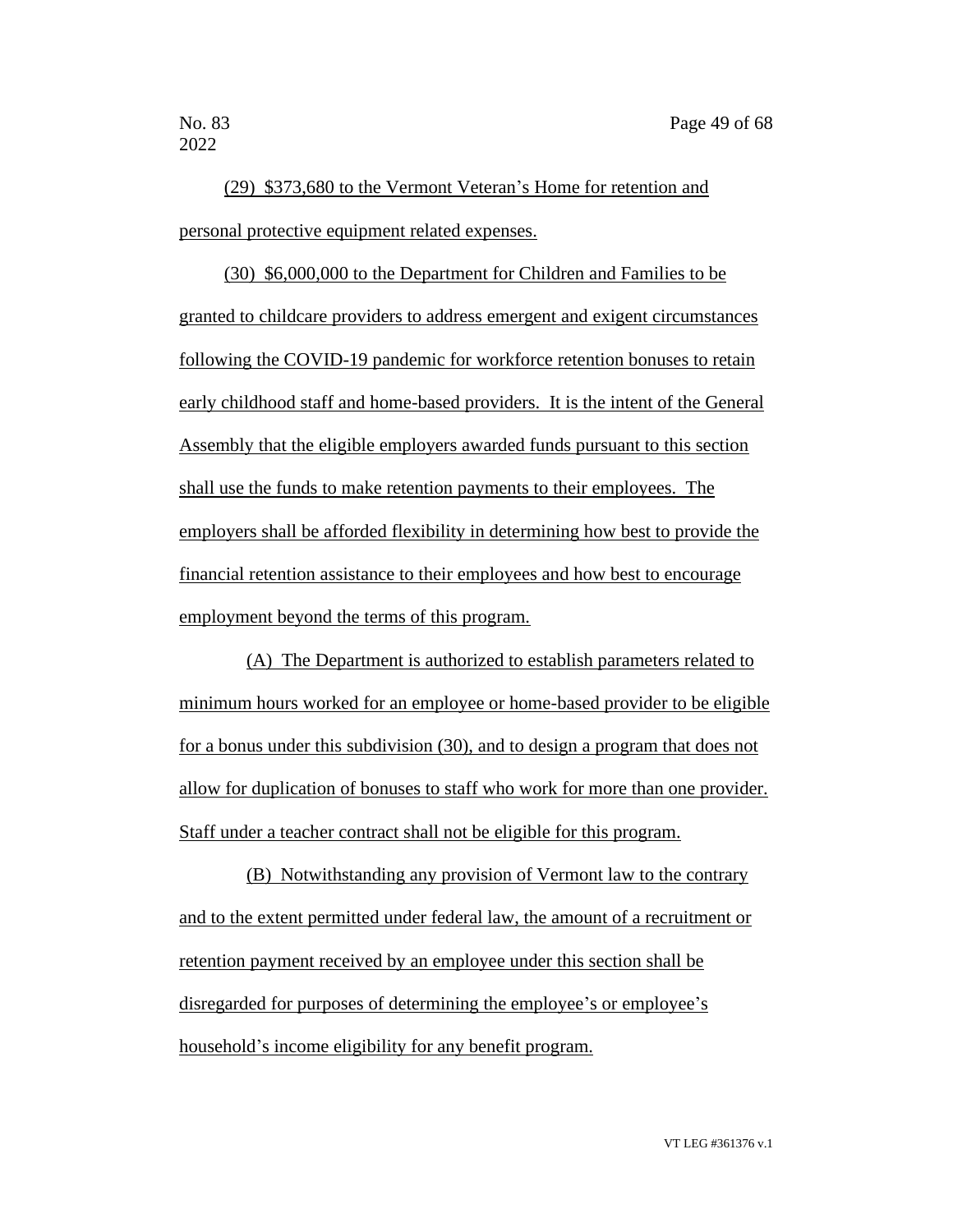(29) $373,680 to the Vermont Veteran's Home for retention and personal protective equipment related expenses.

(30) $6,000,000 to the Department for Children and Families to be granted to childcare providers to address emergent and exigent circumstances following the COVID-19 pandemic for workforce retention bonuses to retain early childhood staff and home-based providers. It is the intent of the General Assembly that the eligible employers awarded funds pursuant to this section shall use the funds to make retention payments to their employees. The employers shall be afforded flexibility in determining how best to provide the financial retention assistance to their employees and how best to encourage employment beyond the terms of this program.

(A) The Department is authorized to establish parameters related to minimum hours worked for an employee or home-based provider to be eligible for a bonus under this subdivision (30), and to design a program that does not allow for duplication of bonuses to staff who work for more than one provider. Staff under a teacher contract shall not be eligible for this program.

(B) Notwithstanding any provision of Vermont law to the contrary and to the extent permitted under federal law, the amount of a recruitment or retention payment received by an employee under this section shall be disregarded for purposes of determining the employee's or employee's household's income eligibility for any benefit program.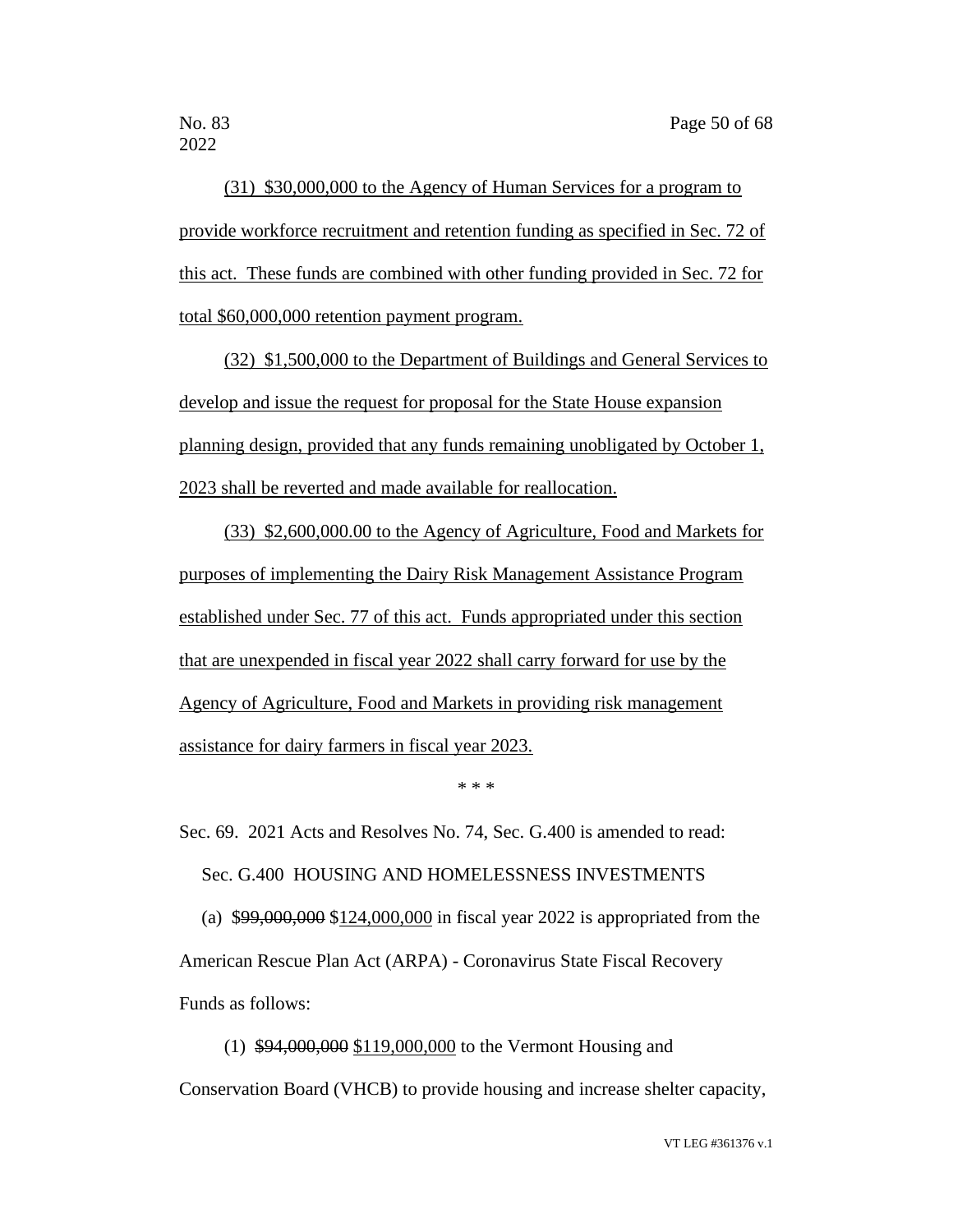(31) $30,000,000 to the Agency of Human Services for a program to provide workforce recruitment and retention funding as specified in Sec. 72 of this act. These funds are combined with other funding provided in Sec. 72 for total $60,000,000 retention payment program.

(32) $1,500,000 to the Department of Buildings and General Services to develop and issue the request for proposal for the State House expansion planning design, provided that any funds remaining unobligated by October 1, 2023 shall be reverted and made available for reallocation.

(33) $2,600,000.00 to the Agency of Agriculture, Food and Markets for purposes of implementing the Dairy Risk Management Assistance Program established under Sec. 77 of this act. Funds appropriated under this section that are unexpended in fiscal year 2022 shall carry forward for use by the Agency of Agriculture, Food and Markets in providing risk management assistance for dairy farmers in fiscal year 2023.

\* \* \*

Sec. 69. 2021 Acts and Resolves No. 74, Sec. G.400 is amended to read:

Sec. G.400 HOUSING AND HOMELESSNESS INVESTMENTS

(a) ~~$99,000,000~~ $124,000,000 in fiscal year 2022 is appropriated from the American Rescue Plan Act (ARPA) - Coronavirus State Fiscal Recovery Funds as follows:

(1) ~~$94,000,000~~ $119,000,000 to the Vermont Housing and Conservation Board (VHCB) to provide housing and increase shelter capacity,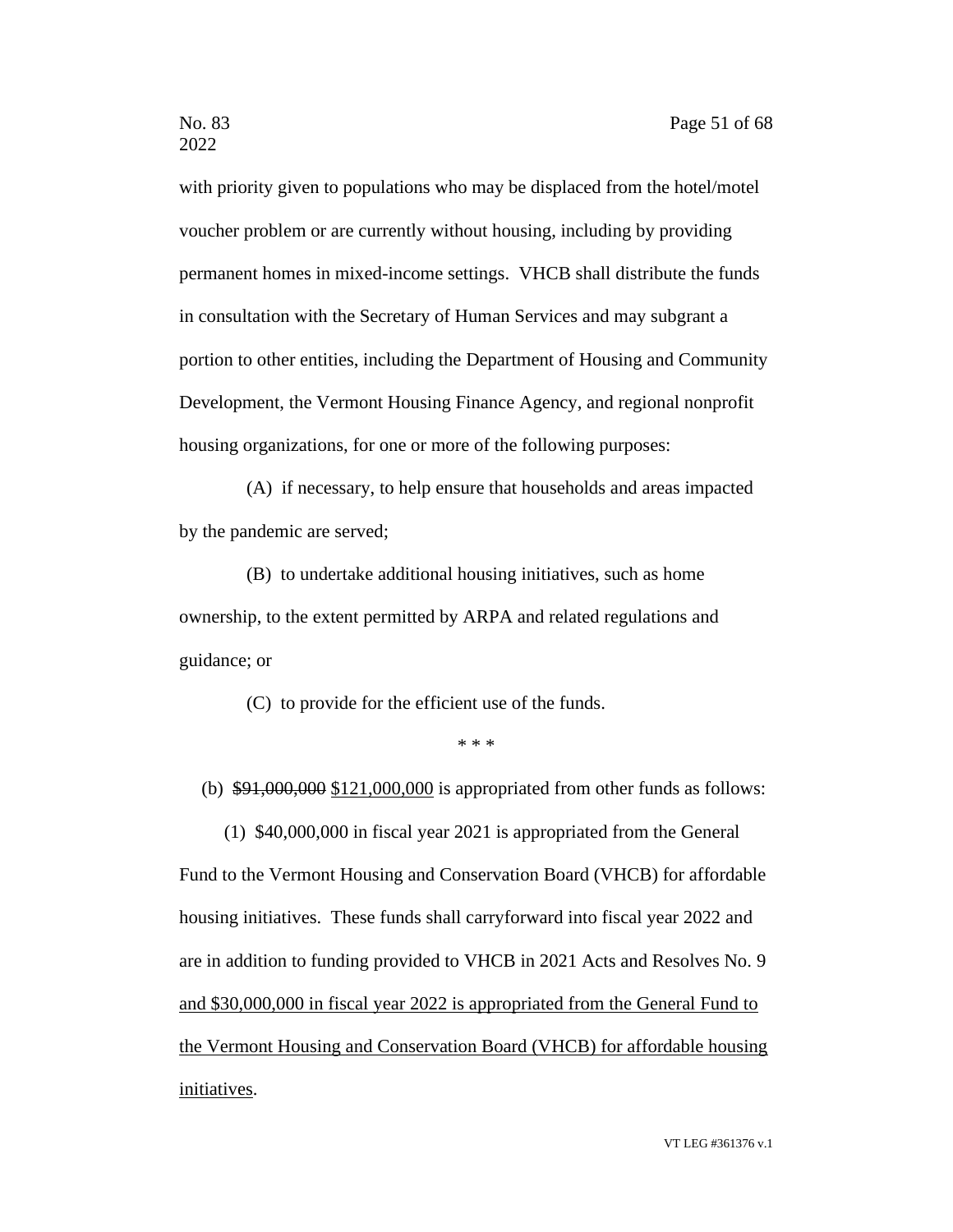with priority given to populations who may be displaced from the hotel/motel voucher problem or are currently without housing, including by providing permanent homes in mixed-income settings. VHCB shall distribute the funds in consultation with the Secretary of Human Services and may subgrant a portion to other entities, including the Department of Housing and Community Development, the Vermont Housing Finance Agency, and regional nonprofit housing organizations, for one or more of the following purposes:

(A) if necessary, to help ensure that households and areas impacted by the pandemic are served;

(B) to undertake additional housing initiatives, such as home ownership, to the extent permitted by ARPA and related regulations and guidance; or

(C) to provide for the efficient use of the funds.

\* \* \*

(b) ~~$91,000,000~~ <u>$121,000,000</u> is appropriated from other funds as follows:

(1) $40,000,000 in fiscal year 2021 is appropriated from the General Fund to the Vermont Housing and Conservation Board (VHCB) for affordable housing initiatives. These funds shall carryforward into fiscal year 2022 and are in addition to funding provided to VHCB in 2021 Acts and Resolves No. 9 <u>and $30,000,000 in fiscal year 2022 is appropriated from the General Fund to the Vermont Housing and Conservation Board (VHCB) for affordable housing initiatives</u>.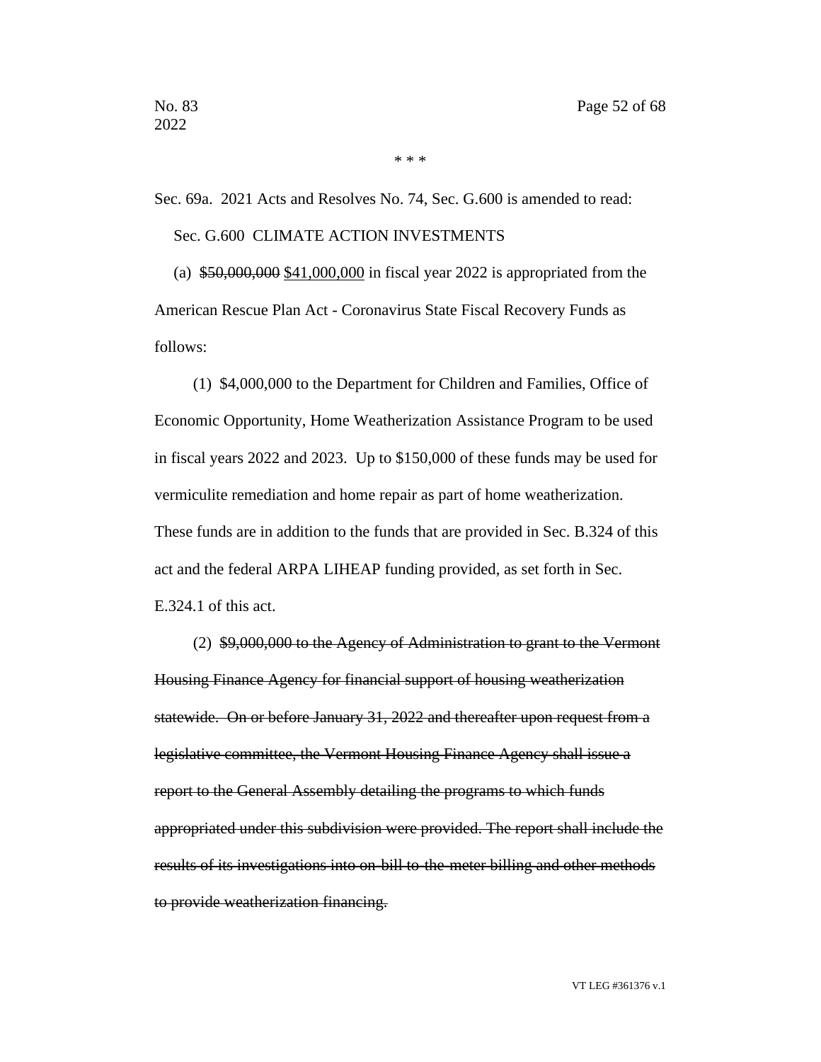\* \* \*

Sec. 69a. 2021 Acts and Resolves No. 74, Sec. G.600 is amended to read:

Sec. G.600 CLIMATE ACTION INVESTMENTS

(a) ~~$50,000,000~~ <u>$41,000,000</u> in fiscal year 2022 is appropriated from the American Rescue Plan Act - Coronavirus State Fiscal Recovery Funds as follows:

(1) $4,000,000 to the Department for Children and Families, Office of Economic Opportunity, Home Weatherization Assistance Program to be used in fiscal years 2022 and 2023. Up to $150,000 of these funds may be used for vermiculite remediation and home repair as part of home weatherization. These funds are in addition to the funds that are provided in Sec. B.324 of this act and the federal ARPA LIHEAP funding provided, as set forth in Sec. E.324.1 of this act.

(2) ~~$9,000,000 to the Agency of Administration to grant to the Vermont Housing Finance Agency for financial support of housing weatherization statewide. On or before January 31, 2022 and thereafter upon request from a legislative committee, the Vermont Housing Finance Agency shall issue a report to the General Assembly detailing the programs to which funds appropriated under this subdivision were provided. The report shall include the results of its investigations into on-bill-to-the-meter billing and other methods to provide weatherization financing.~~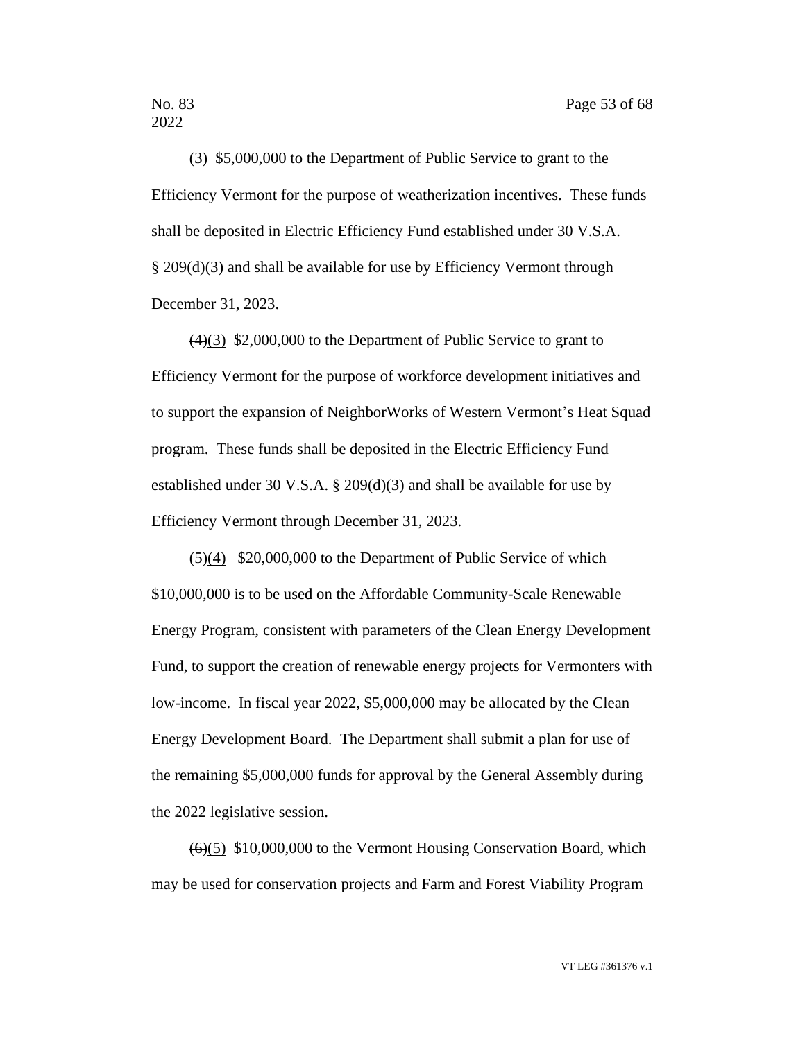~~(3)~~ $5,000,000 to the Department of Public Service to grant to the Efficiency Vermont for the purpose of weatherization incentives. These funds shall be deposited in Electric Efficiency Fund established under 30 V.S.A. § 209(d)(3) and shall be available for use by Efficiency Vermont through December 31, 2023.

~~(4)~~(3) $2,000,000 to the Department of Public Service to grant to Efficiency Vermont for the purpose of workforce development initiatives and to support the expansion of NeighborWorks of Western Vermont's Heat Squad program. These funds shall be deposited in the Electric Efficiency Fund established under 30 V.S.A. § 209(d)(3) and shall be available for use by Efficiency Vermont through December 31, 2023.

~~(5)~~(4) $20,000,000 to the Department of Public Service of which $10,000,000 is to be used on the Affordable Community-Scale Renewable Energy Program, consistent with parameters of the Clean Energy Development Fund, to support the creation of renewable energy projects for Vermonters with low-income. In fiscal year 2022, $5,000,000 may be allocated by the Clean Energy Development Board. The Department shall submit a plan for use of the remaining $5,000,000 funds for approval by the General Assembly during the 2022 legislative session.

~~(6)~~(5) $10,000,000 to the Vermont Housing Conservation Board, which may be used for conservation projects and Farm and Forest Viability Program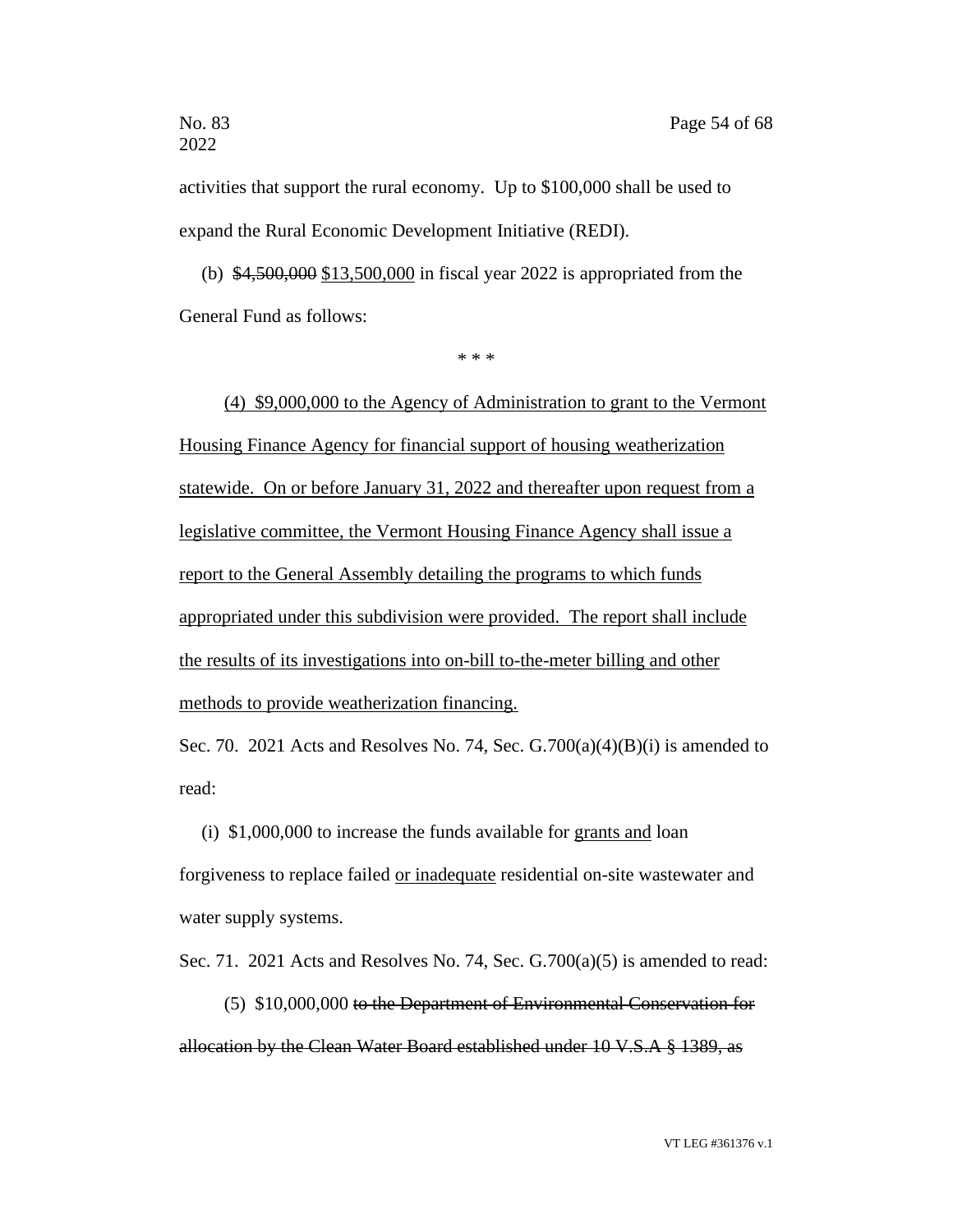activities that support the rural economy. Up to $100,000 shall be used to expand the Rural Economic Development Initiative (REDI).

(b) ~~$4,500,000~~ <u>$13,500,000</u> in fiscal year 2022 is appropriated from the General Fund as follows:

\* \* \*

<u>(4) $9,000,000 to the Agency of Administration to grant to the Vermont Housing Finance Agency for financial support of housing weatherization statewide. On or before January 31, 2022 and thereafter upon request from a legislative committee, the Vermont Housing Finance Agency shall issue a report to the General Assembly detailing the programs to which funds appropriated under this subdivision were provided. The report shall include the results of its investigations into on-bill to-the-meter billing and other methods to provide weatherization financing.</u>

Sec. 70. 2021 Acts and Resolves No. 74, Sec. G.700(a)(4)(B)(i) is amended to read:

(i) $1,000,000 to increase the funds available for <u>grants and</u> loan forgiveness to replace failed <u>or inadequate</u> residential on-site wastewater and water supply systems.

Sec. 71. 2021 Acts and Resolves No. 74, Sec. G.700(a)(5) is amended to read:

(5) $10,000,000 ~~to the Department of Environmental Conservation for allocation by the Clean Water Board established under 10 V.S.A § 1389, as~~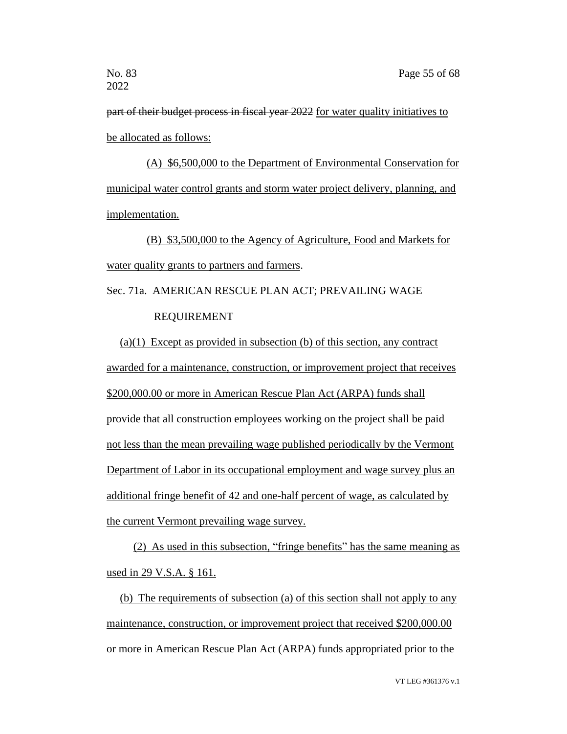~~part of their budget process in fiscal year 2022~~ for water quality initiatives to be allocated as follows:

(A) $6,500,000 to the Department of Environmental Conservation for municipal water control grants and storm water project delivery, planning, and implementation.

(B) $3,500,000 to the Agency of Agriculture, Food and Markets for water quality grants to partners and farmers.

Sec. 71a. AMERICAN RESCUE PLAN ACT; PREVAILING WAGE REQUIREMENT

(a)(1) Except as provided in subsection (b) of this section, any contract awarded for a maintenance, construction, or improvement project that receives $200,000.00 or more in American Rescue Plan Act (ARPA) funds shall provide that all construction employees working on the project shall be paid not less than the mean prevailing wage published periodically by the Vermont Department of Labor in its occupational employment and wage survey plus an additional fringe benefit of 42 and one-half percent of wage, as calculated by the current Vermont prevailing wage survey.

(2) As used in this subsection, "fringe benefits" has the same meaning as used in 29 V.S.A. § 161.

(b) The requirements of subsection (a) of this section shall not apply to any maintenance, construction, or improvement project that received $200,000.00 or more in American Rescue Plan Act (ARPA) funds appropriated prior to the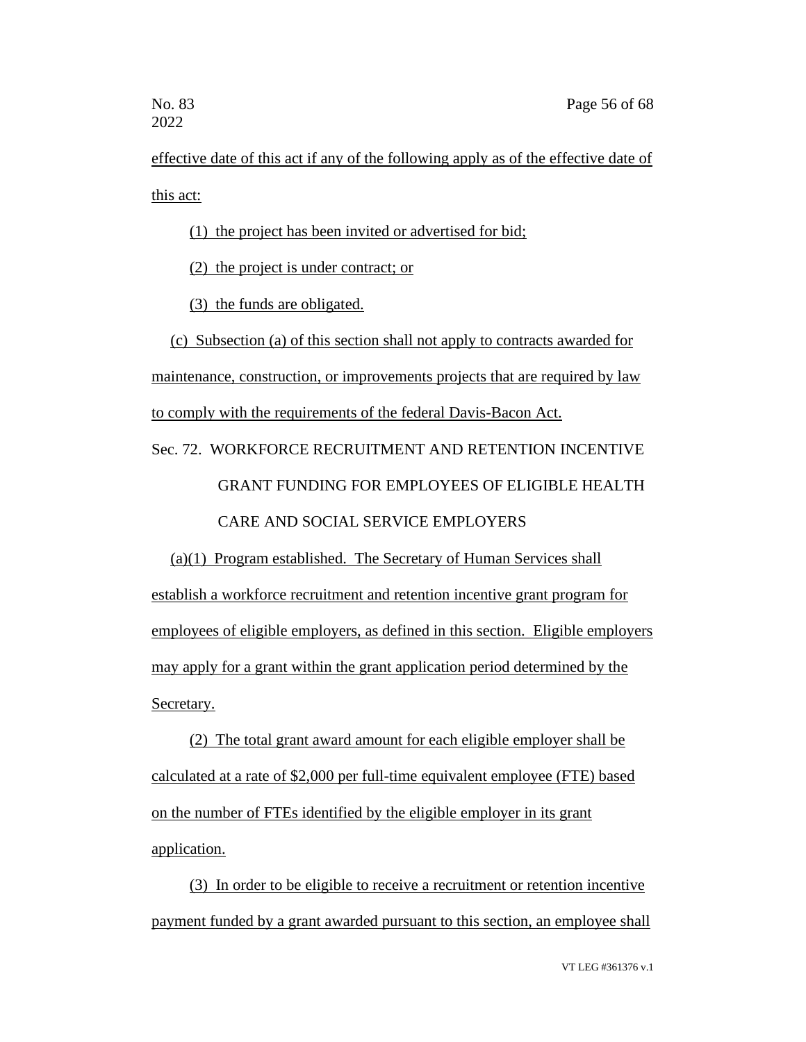effective date of this act if any of the following apply as of the effective date of this act:

(1) the project has been invited or advertised for bid;

(2) the project is under contract; or

(3) the funds are obligated.

(c) Subsection (a) of this section shall not apply to contracts awarded for maintenance, construction, or improvements projects that are required by law to comply with the requirements of the federal Davis-Bacon Act.

Sec. 72. WORKFORCE RECRUITMENT AND RETENTION INCENTIVE GRANT FUNDING FOR EMPLOYEES OF ELIGIBLE HEALTH CARE AND SOCIAL SERVICE EMPLOYERS

(a)(1) Program established. The Secretary of Human Services shall establish a workforce recruitment and retention incentive grant program for employees of eligible employers, as defined in this section. Eligible employers may apply for a grant within the grant application period determined by the Secretary.

(2) The total grant award amount for each eligible employer shall be calculated at a rate of $2,000 per full-time equivalent employee (FTE) based on the number of FTEs identified by the eligible employer in its grant application.

(3) In order to be eligible to receive a recruitment or retention incentive payment funded by a grant awarded pursuant to this section, an employee shall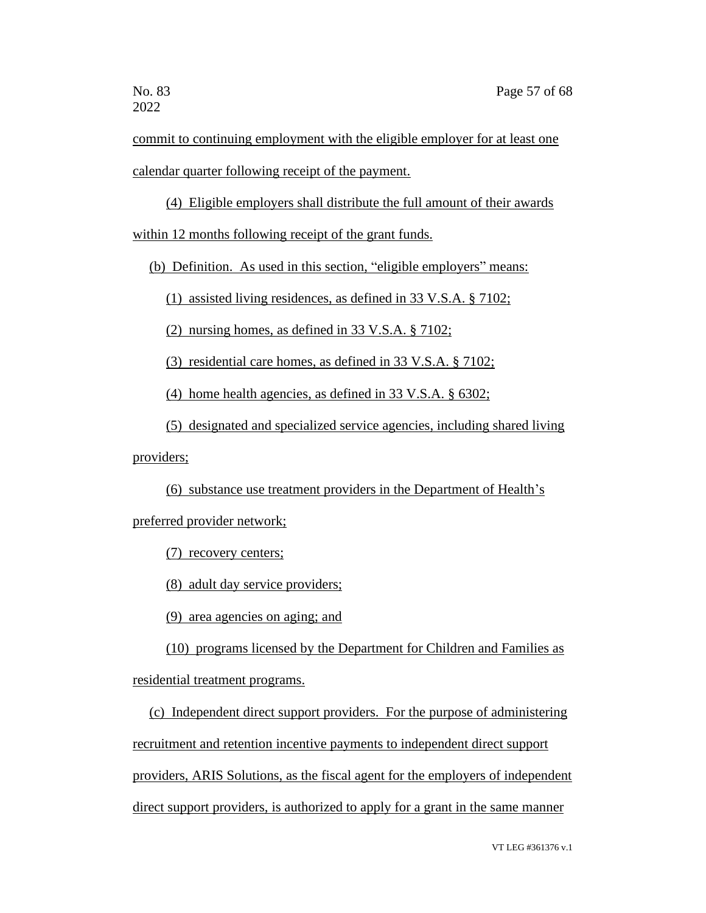commit to continuing employment with the eligible employer for at least one calendar quarter following receipt of the payment.

(4) Eligible employers shall distribute the full amount of their awards within 12 months following receipt of the grant funds.

(b) Definition. As used in this section, "eligible employers" means:

(1) assisted living residences, as defined in 33 V.S.A. § 7102;

(2) nursing homes, as defined in 33 V.S.A. § 7102;

(3) residential care homes, as defined in 33 V.S.A. § 7102;

(4) home health agencies, as defined in 33 V.S.A. § 6302;

(5) designated and specialized service agencies, including shared living providers;

(6) substance use treatment providers in the Department of Health's preferred provider network;

(7) recovery centers;

(8) adult day service providers;

(9) area agencies on aging; and

(10) programs licensed by the Department for Children and Families as residential treatment programs.

(c) Independent direct support providers. For the purpose of administering recruitment and retention incentive payments to independent direct support providers, ARIS Solutions, as the fiscal agent for the employers of independent direct support providers, is authorized to apply for a grant in the same manner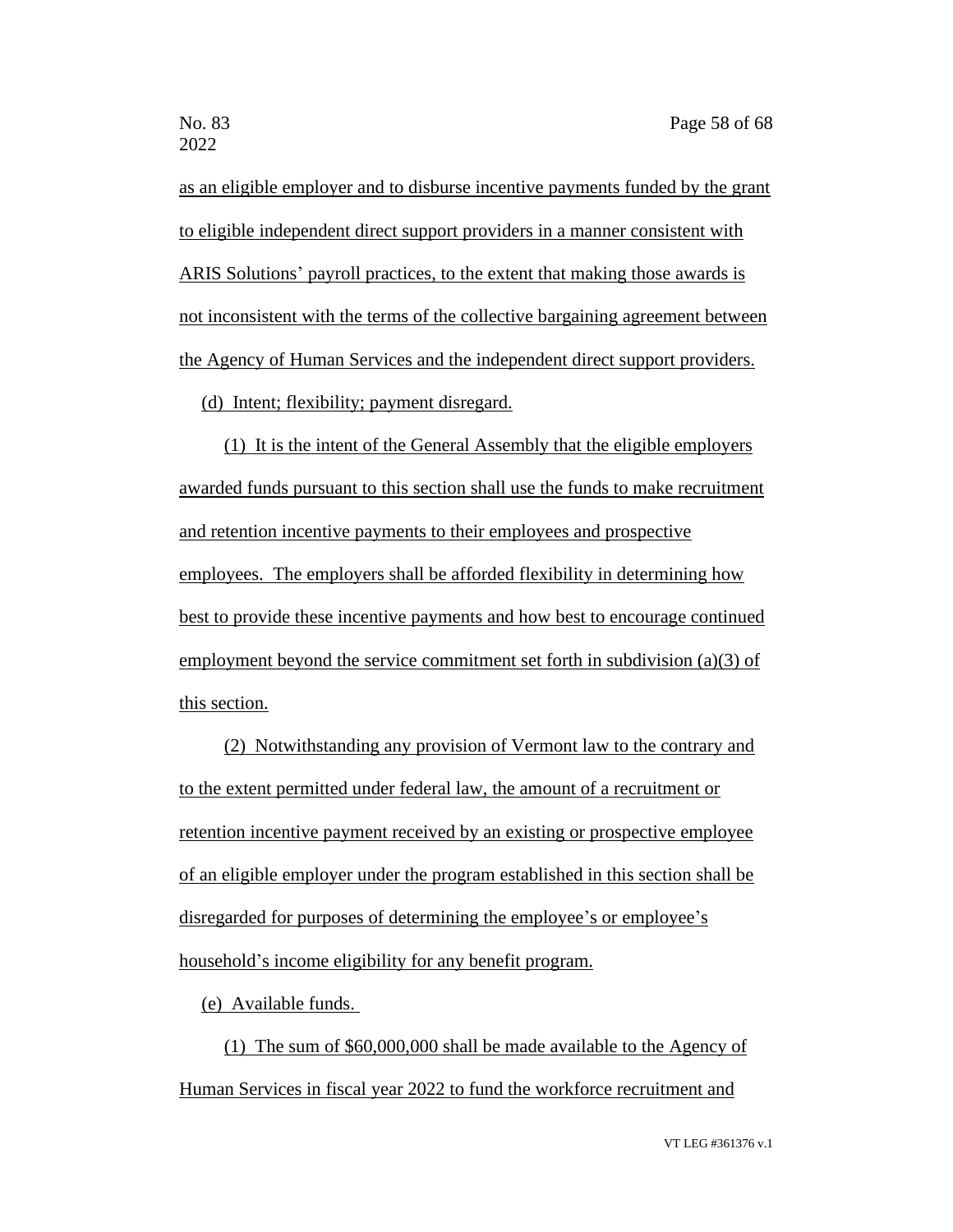as an eligible employer and to disburse incentive payments funded by the grant to eligible independent direct support providers in a manner consistent with ARIS Solutions' payroll practices, to the extent that making those awards is not inconsistent with the terms of the collective bargaining agreement between the Agency of Human Services and the independent direct support providers.

(d) Intent; flexibility; payment disregard.

(1) It is the intent of the General Assembly that the eligible employers awarded funds pursuant to this section shall use the funds to make recruitment and retention incentive payments to their employees and prospective employees. The employers shall be afforded flexibility in determining how best to provide these incentive payments and how best to encourage continued employment beyond the service commitment set forth in subdivision (a)(3) of this section.

(2) Notwithstanding any provision of Vermont law to the contrary and to the extent permitted under federal law, the amount of a recruitment or retention incentive payment received by an existing or prospective employee of an eligible employer under the program established in this section shall be disregarded for purposes of determining the employee's or employee's household's income eligibility for any benefit program.

(e) Available funds.

(1) The sum of $60,000,000 shall be made available to the Agency of Human Services in fiscal year 2022 to fund the workforce recruitment and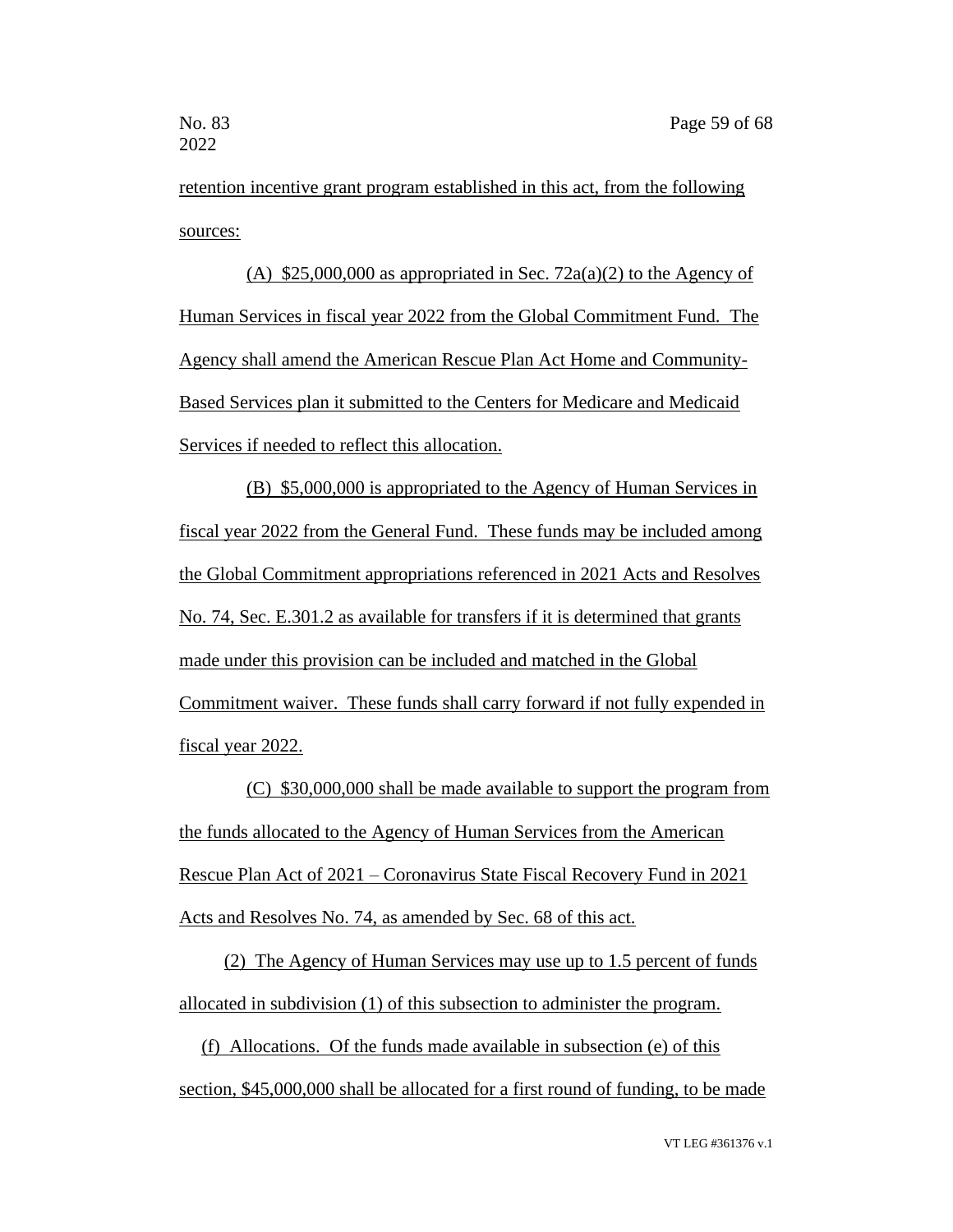retention incentive grant program established in this act, from the following sources:

(A) $25,000,000 as appropriated in Sec. 72a(a)(2) to the Agency of Human Services in fiscal year 2022 from the Global Commitment Fund. The Agency shall amend the American Rescue Plan Act Home and Community-Based Services plan it submitted to the Centers for Medicare and Medicaid Services if needed to reflect this allocation.

(B) $5,000,000 is appropriated to the Agency of Human Services in fiscal year 2022 from the General Fund. These funds may be included among the Global Commitment appropriations referenced in 2021 Acts and Resolves No. 74, Sec. E.301.2 as available for transfers if it is determined that grants made under this provision can be included and matched in the Global Commitment waiver. These funds shall carry forward if not fully expended in fiscal year 2022.

(C) $30,000,000 shall be made available to support the program from the funds allocated to the Agency of Human Services from the American Rescue Plan Act of 2021 – Coronavirus State Fiscal Recovery Fund in 2021 Acts and Resolves No. 74, as amended by Sec. 68 of this act.

(2) The Agency of Human Services may use up to 1.5 percent of funds allocated in subdivision (1) of this subsection to administer the program.

(f) Allocations. Of the funds made available in subsection (e) of this section, $45,000,000 shall be allocated for a first round of funding, to be made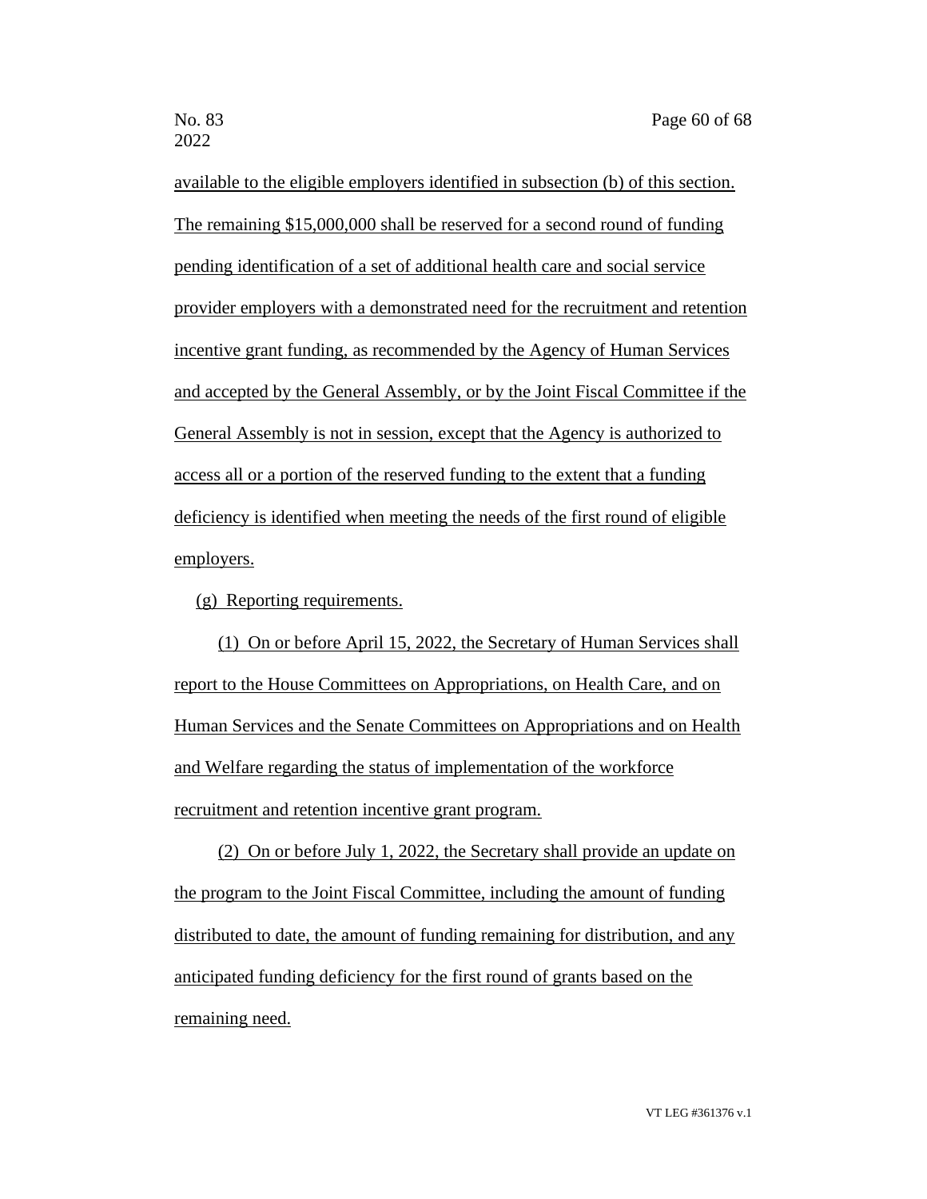available to the eligible employers identified in subsection (b) of this section. The remaining $15,000,000 shall be reserved for a second round of funding pending identification of a set of additional health care and social service provider employers with a demonstrated need for the recruitment and retention incentive grant funding, as recommended by the Agency of Human Services and accepted by the General Assembly, or by the Joint Fiscal Committee if the General Assembly is not in session, except that the Agency is authorized to access all or a portion of the reserved funding to the extent that a funding deficiency is identified when meeting the needs of the first round of eligible employers.

(g) Reporting requirements.

(1) On or before April 15, 2022, the Secretary of Human Services shall report to the House Committees on Appropriations, on Health Care, and on Human Services and the Senate Committees on Appropriations and on Health and Welfare regarding the status of implementation of the workforce recruitment and retention incentive grant program.

(2) On or before July 1, 2022, the Secretary shall provide an update on the program to the Joint Fiscal Committee, including the amount of funding distributed to date, the amount of funding remaining for distribution, and any anticipated funding deficiency for the first round of grants based on the remaining need.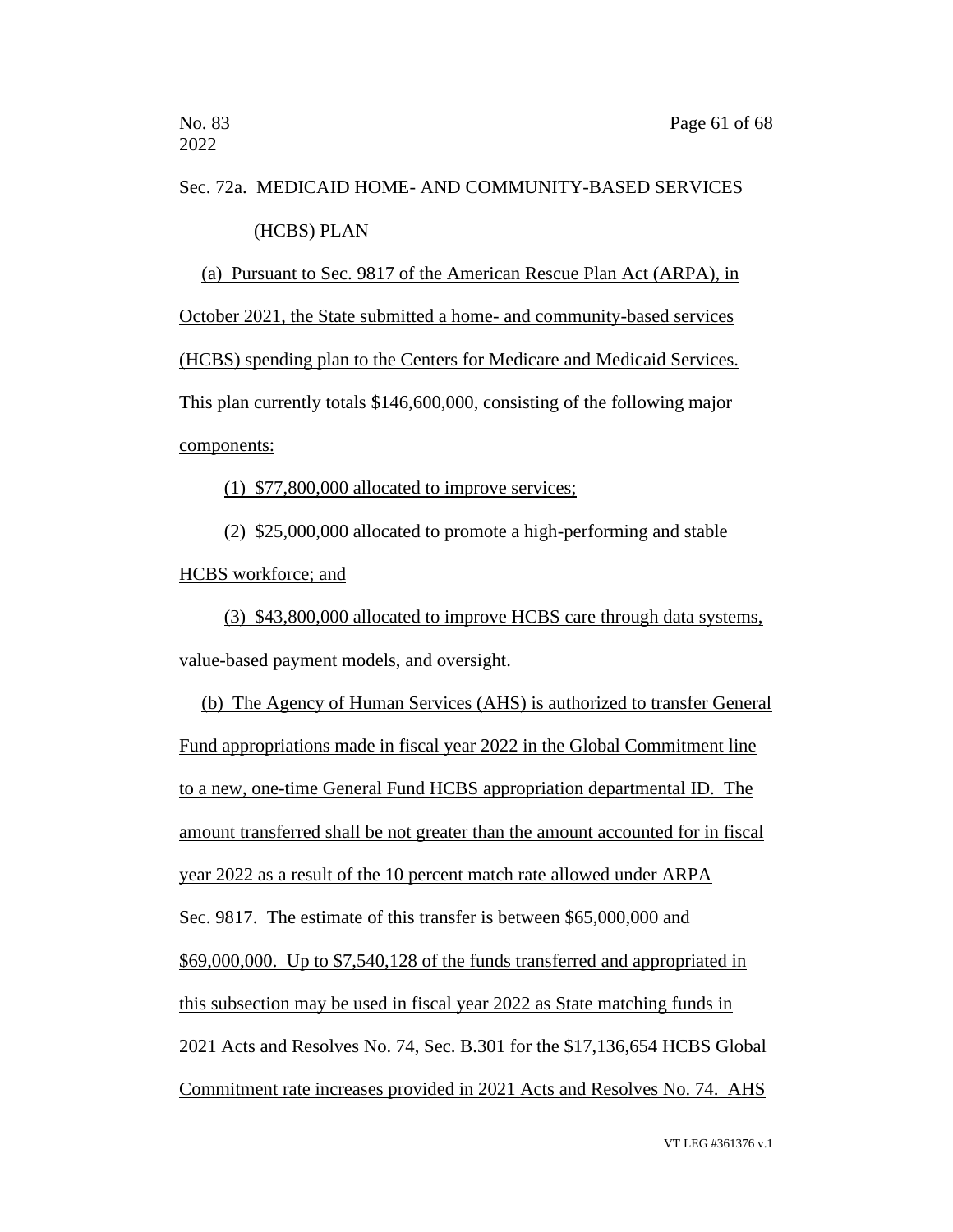Sec. 72a. MEDICAID HOME- AND COMMUNITY-BASED SERVICES (HCBS) PLAN

(a) Pursuant to Sec. 9817 of the American Rescue Plan Act (ARPA), in October 2021, the State submitted a home- and community-based services (HCBS) spending plan to the Centers for Medicare and Medicaid Services. This plan currently totals $146,600,000, consisting of the following major components:

(1) $77,800,000 allocated to improve services;

(2) $25,000,000 allocated to promote a high-performing and stable HCBS workforce; and

(3) $43,800,000 allocated to improve HCBS care through data systems, value-based payment models, and oversight.

(b) The Agency of Human Services (AHS) is authorized to transfer General Fund appropriations made in fiscal year 2022 in the Global Commitment line to a new, one-time General Fund HCBS appropriation departmental ID. The amount transferred shall be not greater than the amount accounted for in fiscal year 2022 as a result of the 10 percent match rate allowed under ARPA Sec. 9817. The estimate of this transfer is between $65,000,000 and $69,000,000. Up to $7,540,128 of the funds transferred and appropriated in this subsection may be used in fiscal year 2022 as State matching funds in 2021 Acts and Resolves No. 74, Sec. B.301 for the $17,136,654 HCBS Global Commitment rate increases provided in 2021 Acts and Resolves No. 74. AHS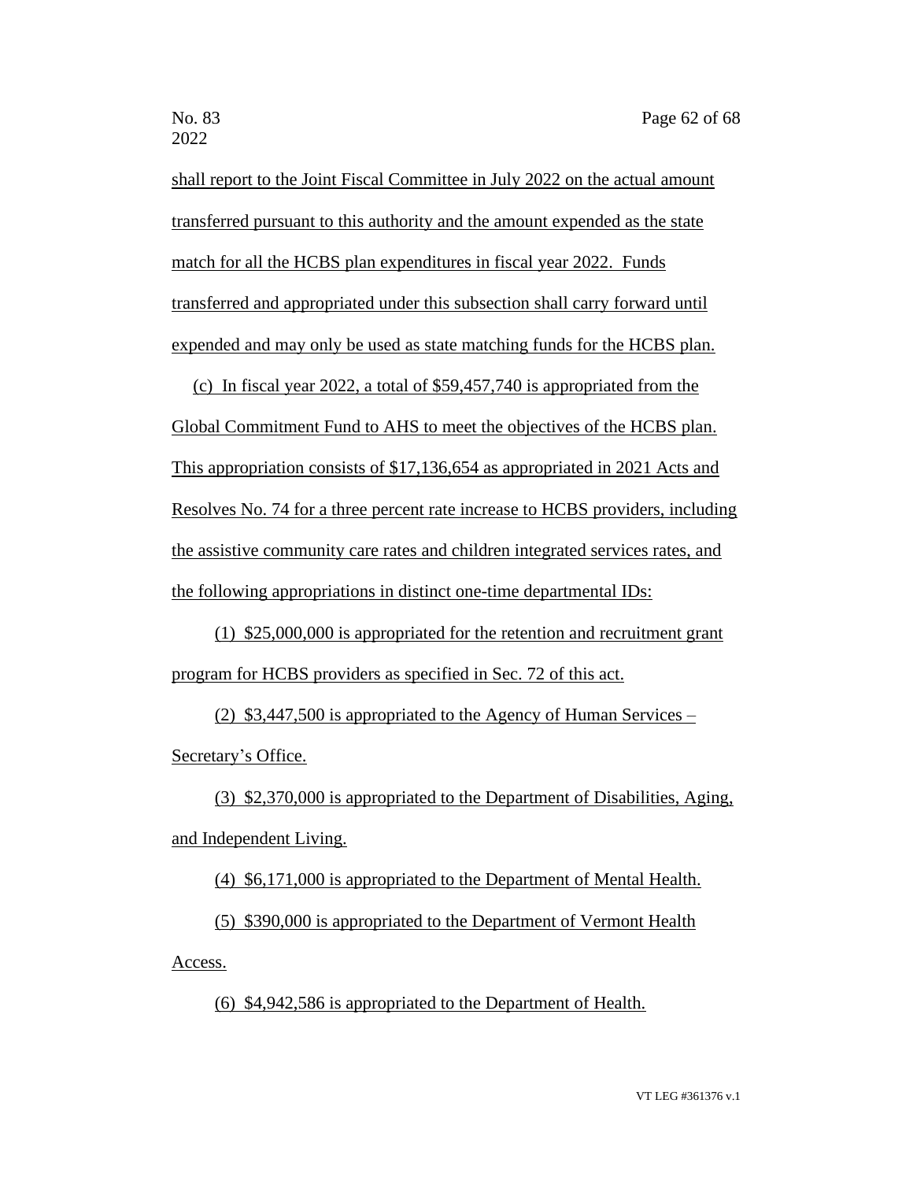shall report to the Joint Fiscal Committee in July 2022 on the actual amount transferred pursuant to this authority and the amount expended as the state match for all the HCBS plan expenditures in fiscal year 2022. Funds transferred and appropriated under this subsection shall carry forward until expended and may only be used as state matching funds for the HCBS plan.

(c) In fiscal year 2022, a total of $59,457,740 is appropriated from the Global Commitment Fund to AHS to meet the objectives of the HCBS plan. This appropriation consists of $17,136,654 as appropriated in 2021 Acts and Resolves No. 74 for a three percent rate increase to HCBS providers, including the assistive community care rates and children integrated services rates, and the following appropriations in distinct one-time departmental IDs:

(1) $25,000,000 is appropriated for the retention and recruitment grant program for HCBS providers as specified in Sec. 72 of this act.

(2) $3,447,500 is appropriated to the Agency of Human Services – Secretary's Office.

(3) $2,370,000 is appropriated to the Department of Disabilities, Aging, and Independent Living.

(4) $6,171,000 is appropriated to the Department of Mental Health.

(5) $390,000 is appropriated to the Department of Vermont Health Access.

(6) $4,942,586 is appropriated to the Department of Health.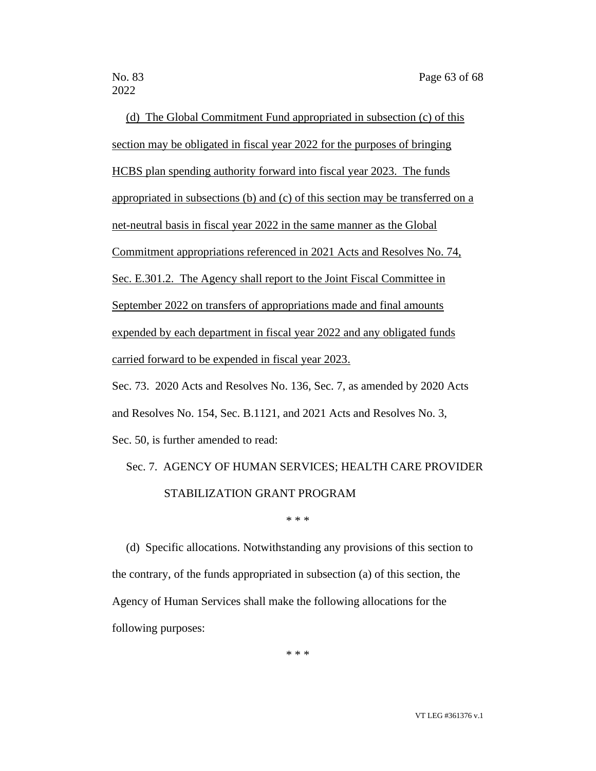(d) The Global Commitment Fund appropriated in subsection (c) of this section may be obligated in fiscal year 2022 for the purposes of bringing HCBS plan spending authority forward into fiscal year 2023. The funds appropriated in subsections (b) and (c) of this section may be transferred on a net-neutral basis in fiscal year 2022 in the same manner as the Global Commitment appropriations referenced in 2021 Acts and Resolves No. 74, Sec. E.301.2. The Agency shall report to the Joint Fiscal Committee in September 2022 on transfers of appropriations made and final amounts expended by each department in fiscal year 2022 and any obligated funds carried forward to be expended in fiscal year 2023.

Sec. 73. 2020 Acts and Resolves No. 136, Sec. 7, as amended by 2020 Acts and Resolves No. 154, Sec. B.1121, and 2021 Acts and Resolves No. 3, Sec. 50, is further amended to read:

Sec. 7. AGENCY OF HUMAN SERVICES; HEALTH CARE PROVIDER STABILIZATION GRANT PROGRAM

\* \* \*

(d) Specific allocations. Notwithstanding any provisions of this section to the contrary, of the funds appropriated in subsection (a) of this section, the Agency of Human Services shall make the following allocations for the following purposes:

\* \* \*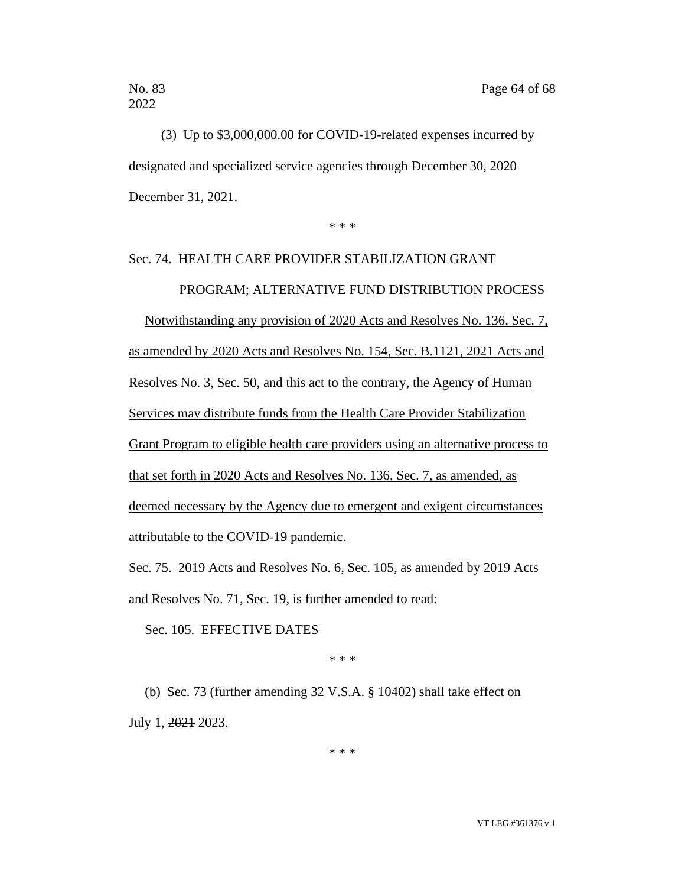(3) Up to $3,000,000.00 for COVID-19-related expenses incurred by designated and specialized service agencies through ~~December 30, 2020~~ <u>December 31, 2021</u>.

\* \* \*

Sec. 74. HEALTH CARE PROVIDER STABILIZATION GRANT PROGRAM; ALTERNATIVE FUND DISTRIBUTION PROCESS

<u>Notwithstanding any provision of 2020 Acts and Resolves No. 136, Sec. 7, as amended by 2020 Acts and Resolves No. 154, Sec. B.1121, 2021 Acts and Resolves No. 3, Sec. 50, and this act to the contrary, the Agency of Human Services may distribute funds from the Health Care Provider Stabilization Grant Program to eligible health care providers using an alternative process to that set forth in 2020 Acts and Resolves No. 136, Sec. 7, as amended, as deemed necessary by the Agency due to emergent and exigent circumstances attributable to the COVID-19 pandemic.</u>

Sec. 75. 2019 Acts and Resolves No. 6, Sec. 105, as amended by 2019 Acts and Resolves No. 71, Sec. 19, is further amended to read:

Sec. 105. EFFECTIVE DATES

\* \* \*

(b) Sec. 73 (further amending 32 V.S.A. § 10402) shall take effect on July 1, ~~2021~~ <u>2023</u>.

\* \* \*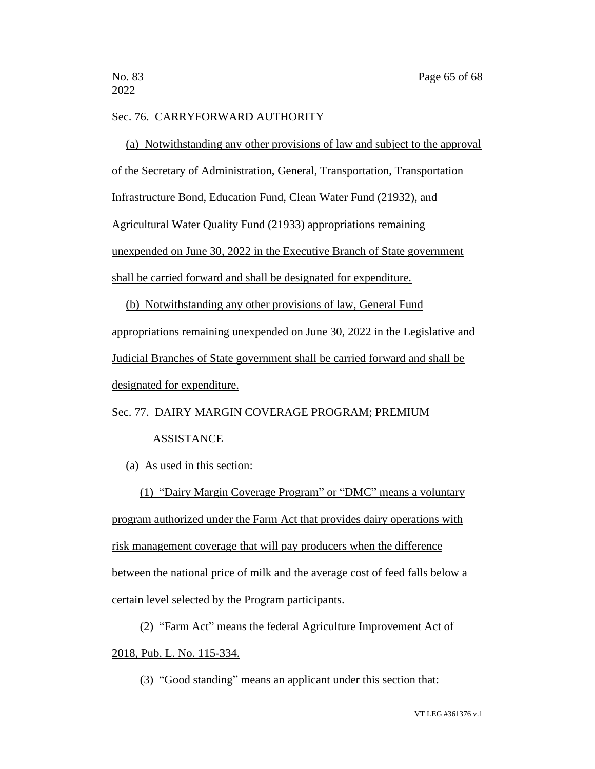Sec. 76. CARRYFORWARD AUTHORITY

(a) Notwithstanding any other provisions of law and subject to the approval of the Secretary of Administration, General, Transportation, Transportation Infrastructure Bond, Education Fund, Clean Water Fund (21932), and Agricultural Water Quality Fund (21933) appropriations remaining unexpended on June 30, 2022 in the Executive Branch of State government shall be carried forward and shall be designated for expenditure.

(b) Notwithstanding any other provisions of law, General Fund appropriations remaining unexpended on June 30, 2022 in the Legislative and Judicial Branches of State government shall be carried forward and shall be designated for expenditure.

Sec. 77. DAIRY MARGIN COVERAGE PROGRAM; PREMIUM ASSISTANCE

(a) As used in this section:

(1) "Dairy Margin Coverage Program" or "DMC" means a voluntary program authorized under the Farm Act that provides dairy operations with risk management coverage that will pay producers when the difference between the national price of milk and the average cost of feed falls below a certain level selected by the Program participants.

(2) "Farm Act" means the federal Agriculture Improvement Act of 2018, Pub. L. No. 115-334.

(3) "Good standing" means an applicant under this section that: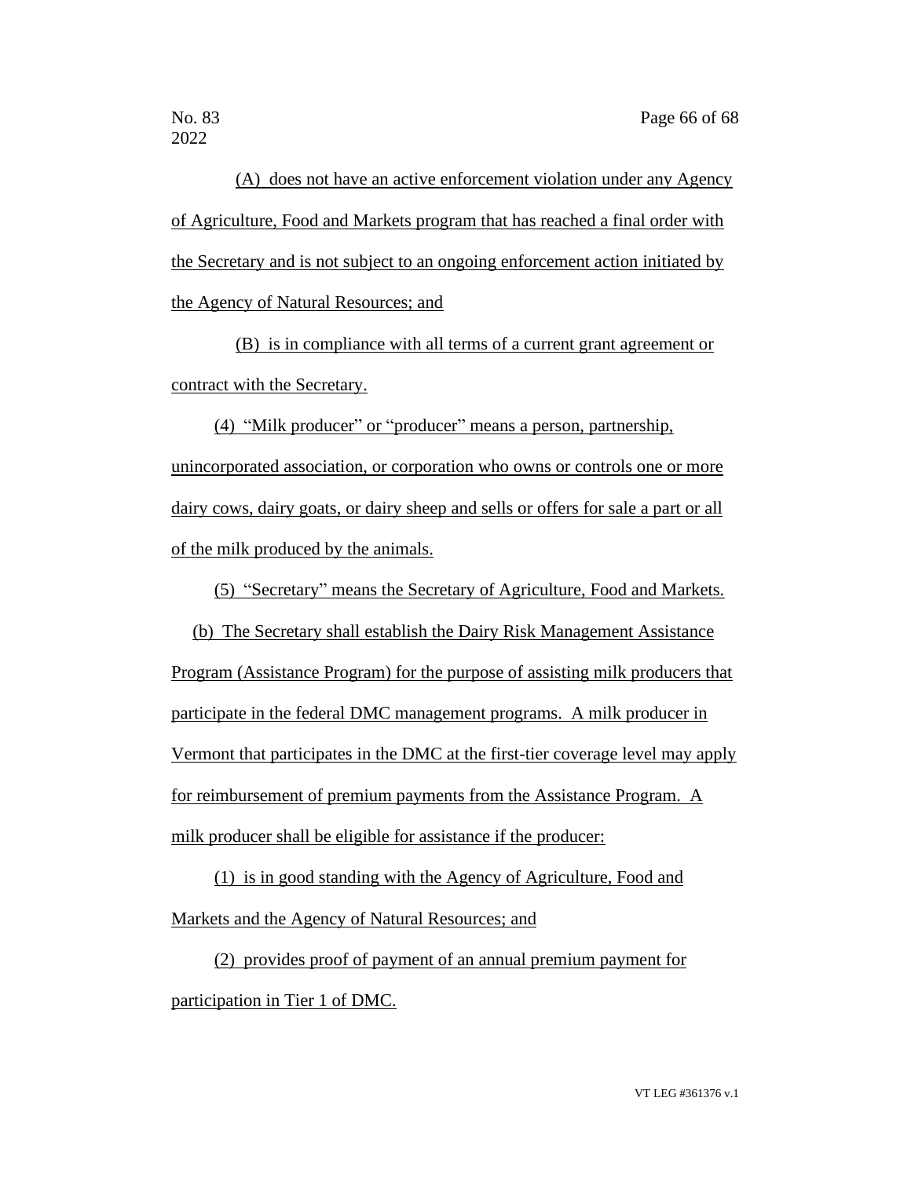(A) does not have an active enforcement violation under any Agency of Agriculture, Food and Markets program that has reached a final order with the Secretary and is not subject to an ongoing enforcement action initiated by the Agency of Natural Resources; and

(B) is in compliance with all terms of a current grant agreement or contract with the Secretary.

(4) "Milk producer" or "producer" means a person, partnership, unincorporated association, or corporation who owns or controls one or more dairy cows, dairy goats, or dairy sheep and sells or offers for sale a part or all of the milk produced by the animals.

(5) "Secretary" means the Secretary of Agriculture, Food and Markets.

(b) The Secretary shall establish the Dairy Risk Management Assistance Program (Assistance Program) for the purpose of assisting milk producers that participate in the federal DMC management programs. A milk producer in Vermont that participates in the DMC at the first-tier coverage level may apply for reimbursement of premium payments from the Assistance Program. A milk producer shall be eligible for assistance if the producer:

(1) is in good standing with the Agency of Agriculture, Food and Markets and the Agency of Natural Resources; and

(2) provides proof of payment of an annual premium payment for participation in Tier 1 of DMC.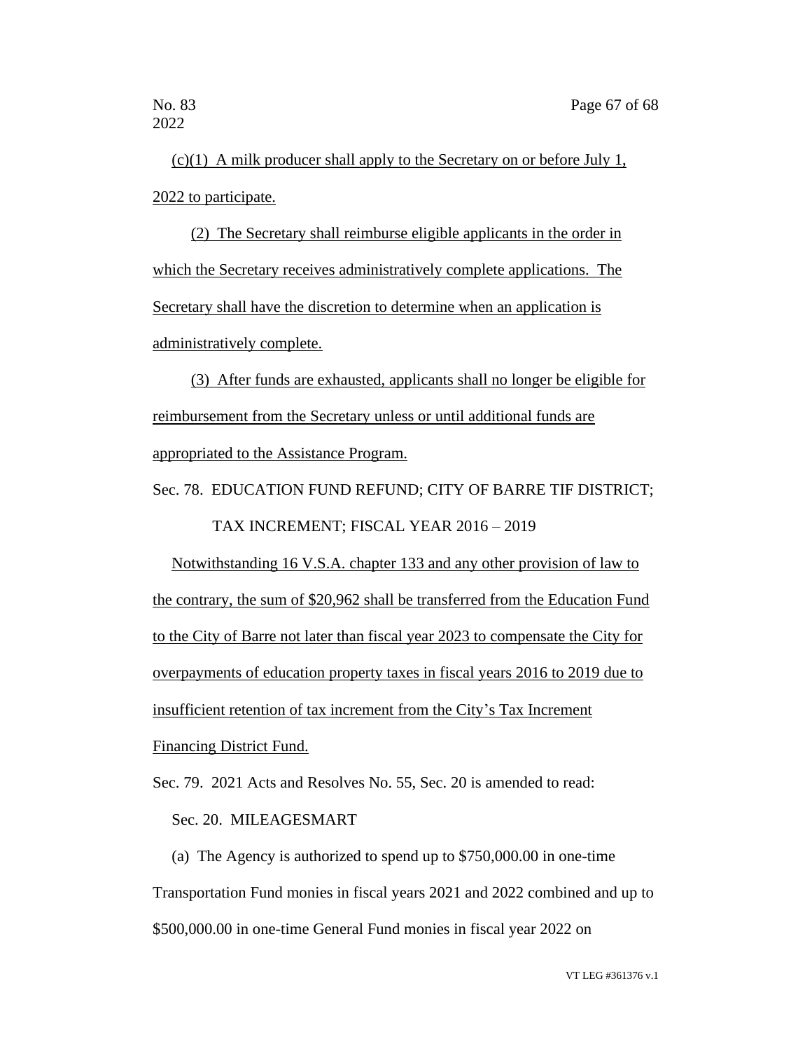(c)(1) A milk producer shall apply to the Secretary on or before July 1, 2022 to participate.

(2) The Secretary shall reimburse eligible applicants in the order in which the Secretary receives administratively complete applications. The Secretary shall have the discretion to determine when an application is administratively complete.

(3) After funds are exhausted, applicants shall no longer be eligible for reimbursement from the Secretary unless or until additional funds are appropriated to the Assistance Program.

Sec. 78. EDUCATION FUND REFUND; CITY OF BARRE TIF DISTRICT; TAX INCREMENT; FISCAL YEAR 2016 – 2019

Notwithstanding 16 V.S.A. chapter 133 and any other provision of law to the contrary, the sum of $20,962 shall be transferred from the Education Fund to the City of Barre not later than fiscal year 2023 to compensate the City for overpayments of education property taxes in fiscal years 2016 to 2019 due to insufficient retention of tax increment from the City's Tax Increment Financing District Fund.

Sec. 79. 2021 Acts and Resolves No. 55, Sec. 20 is amended to read:

Sec. 20. MILEAGESMART

(a) The Agency is authorized to spend up to $750,000.00 in one-time Transportation Fund monies in fiscal years 2021 and 2022 combined and up to $500,000.00 in one-time General Fund monies in fiscal year 2022 on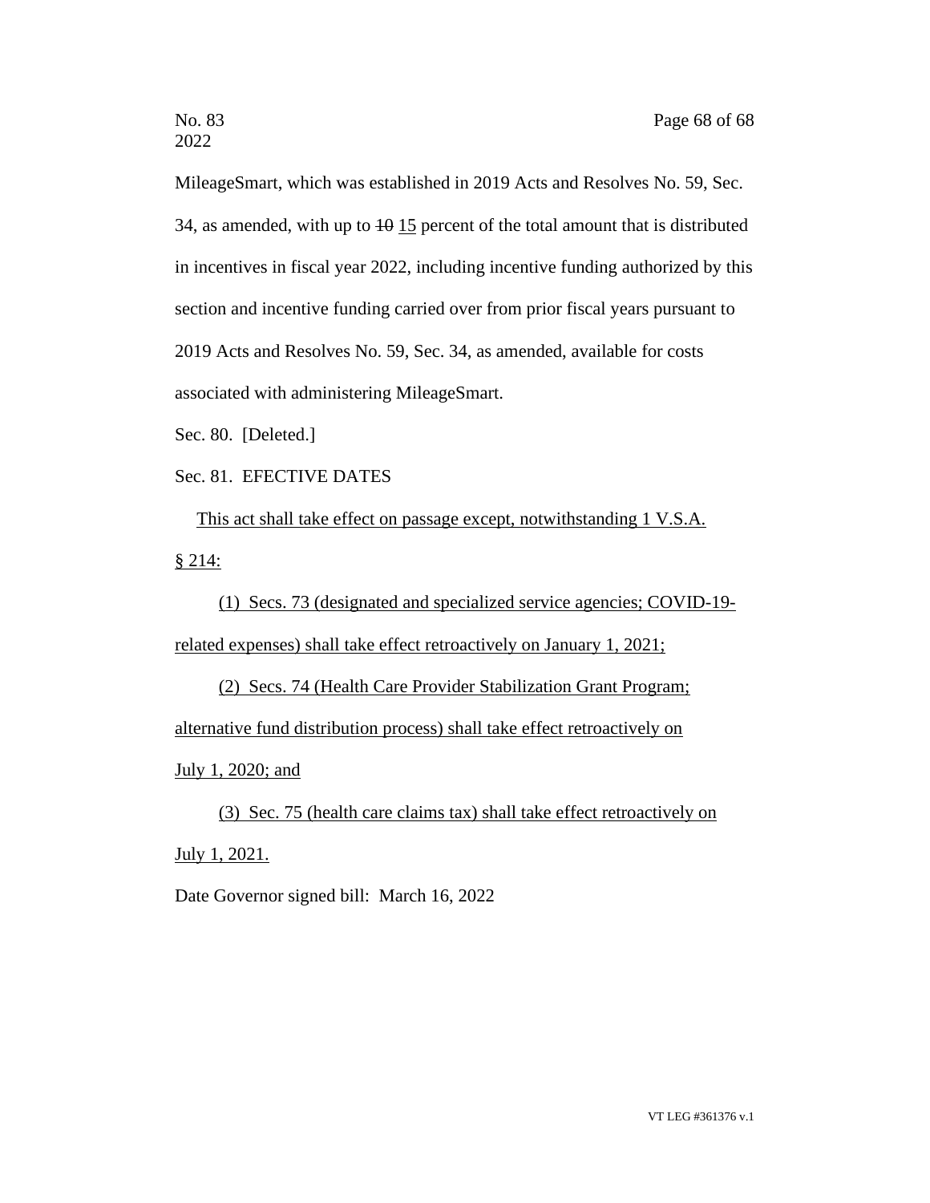MileageSmart, which was established in 2019 Acts and Resolves No. 59, Sec. 34, as amended, with up to ~~10~~ 15 percent of the total amount that is distributed in incentives in fiscal year 2022, including incentive funding authorized by this section and incentive funding carried over from prior fiscal years pursuant to 2019 Acts and Resolves No. 59, Sec. 34, as amended, available for costs associated with administering MileageSmart.

Sec. 80. [Deleted.]

Sec. 81. EFECTIVE DATES

<u>This act shall take effect on passage except, notwithstanding 1 V.S.A. § 214:</u>

<u>(1) Secs. 73 (designated and specialized service agencies; COVID-19-related expenses) shall take effect retroactively on January 1, 2021;</u>

<u>(2) Secs. 74 (Health Care Provider Stabilization Grant Program; alternative fund distribution process) shall take effect retroactively on July 1, 2020; and</u>

<u>(3) Sec. 75 (health care claims tax) shall take effect retroactively on July 1, 2021.</u>

Date Governor signed bill: March 16, 2022